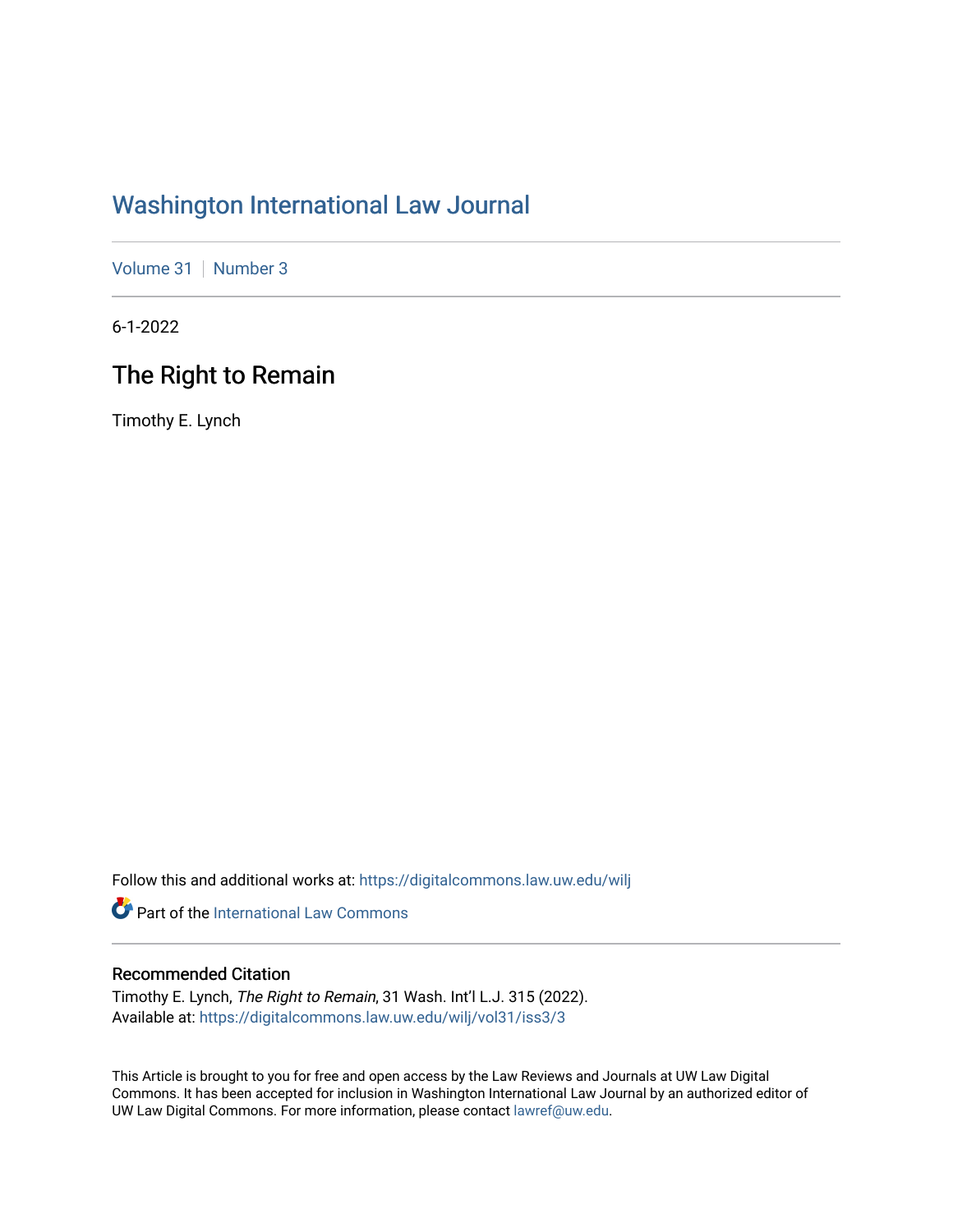# Washington International Law Journal

Volume 31 | Number 3

6-1-2022

## The Right to Remain

Timothy E. Lynch

Follow this and additional works at: https://digitalcommons.law.uw.edu/wilj

Part of the International Law Commons

### Recommended Citation

Timothy E. Lynch, *The Right to Remain*, 31 Wash. Int'l L.J. 315 (2022).
Available at: https://digitalcommons.law.uw.edu/wilj/vol31/iss3/3

This Article is brought to you for free and open access by the Law Reviews and Journals at UW Law Digital Commons. It has been accepted for inclusion in Washington International Law Journal by an authorized editor of UW Law Digital Commons. For more information, please contact lawref@uw.edu.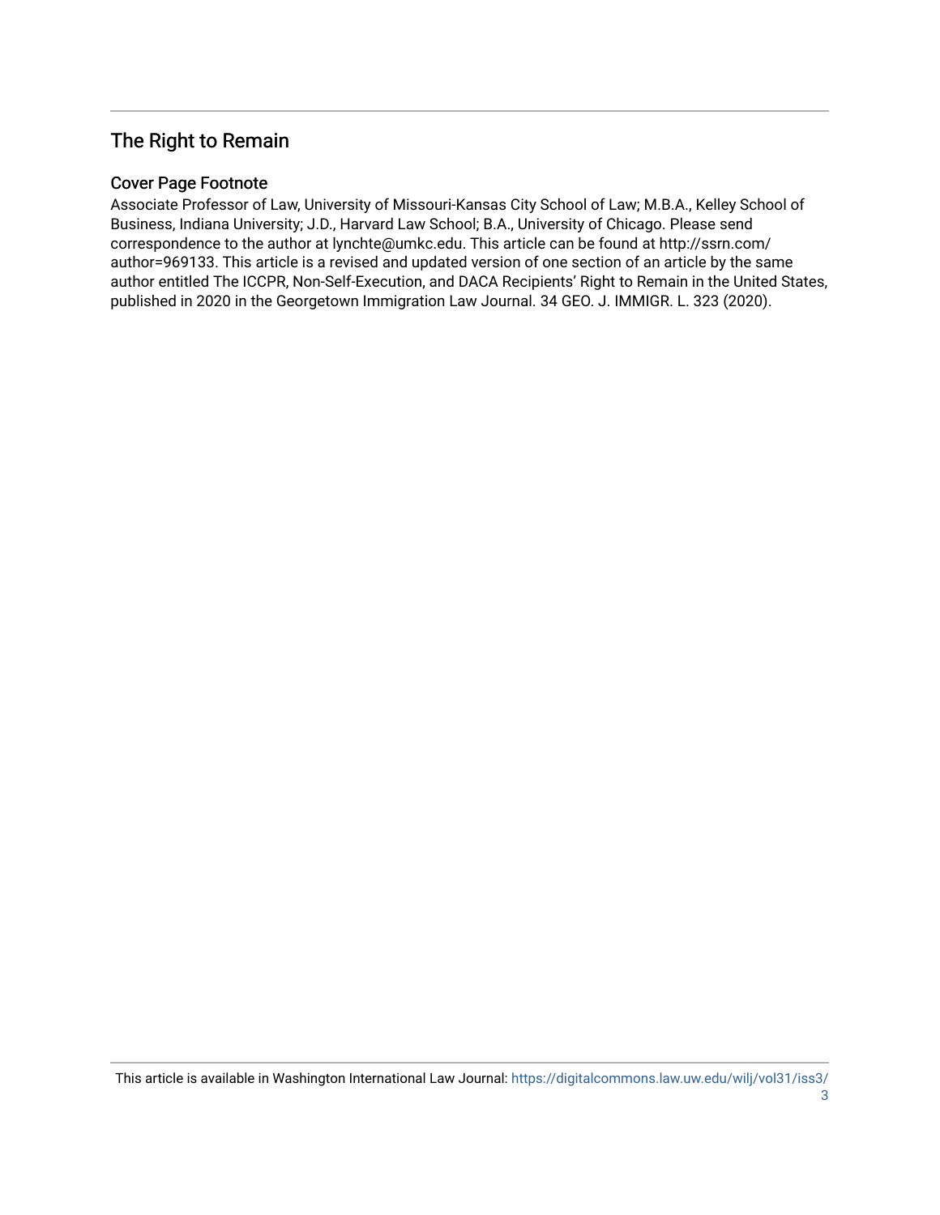## The Right to Remain

### Cover Page Footnote

Associate Professor of Law, University of Missouri-Kansas City School of Law; M.B.A., Kelley School of Business, Indiana University; J.D., Harvard Law School; B.A., University of Chicago. Please send correspondence to the author at lynchte@umkc.edu. This article can be found at http://ssrn.com/author=969133. This article is a revised and updated version of one section of an article by the same author entitled The ICCPR, Non-Self-Execution, and DACA Recipients' Right to Remain in the United States, published in 2020 in the Georgetown Immigration Law Journal. 34 GEO. J. IMMIGR. L. 323 (2020).

This article is available in Washington International Law Journal: https://digitalcommons.law.uw.edu/wilj/vol31/iss3/3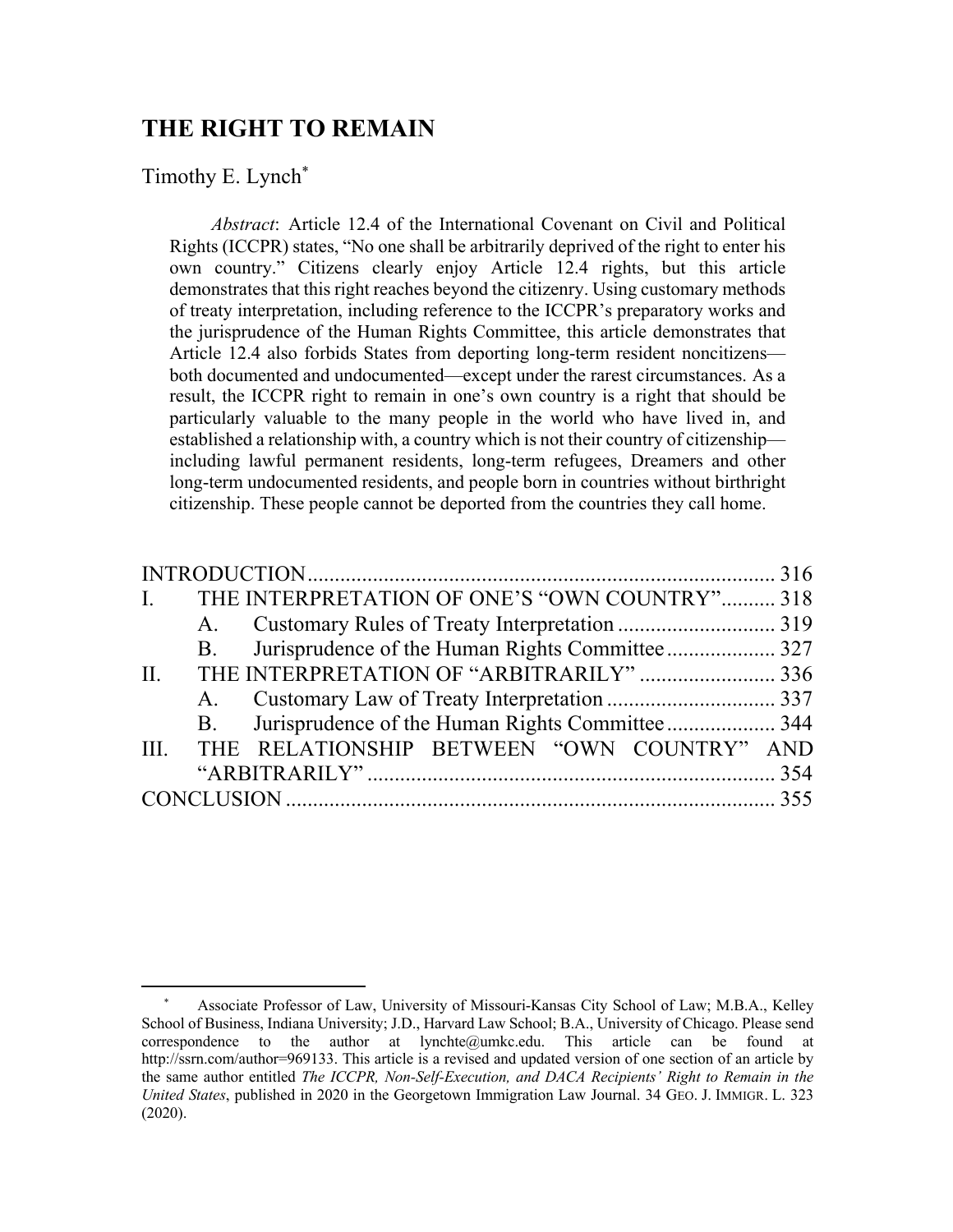# THE RIGHT TO REMAIN

Timothy E. Lynch[*]

> *Abstract*: Article 12.4 of the International Covenant on Civil and Political Rights (ICCPR) states, "No one shall be arbitrarily deprived of the right to enter his own country." Citizens clearly enjoy Article 12.4 rights, but this article demonstrates that this right reaches beyond the citizenry. Using customary methods of treaty interpretation, including reference to the ICCPR's preparatory works and the jurisprudence of the Human Rights Committee, this article demonstrates that Article 12.4 also forbids States from deporting long-term resident noncitizens—both documented and undocumented—except under the rarest circumstances. As a result, the ICCPR right to remain in one's own country is a right that should be particularly valuable to the many people in the world who have lived in, and established a relationship with, a country which is not their country of citizenship—including lawful permanent residents, long-term refugees, Dreamers and other long-term undocumented residents, and people born in countries without birthright citizenship. These people cannot be deported from the countries they call home.

| | | | |
|---|---|---|---|
| INTRODUCTION | | | 316 |
| I. | THE INTERPRETATION OF ONE'S "OWN COUNTRY" | | 318 |
| | A. | Customary Rules of Treaty Interpretation | 319 |
| | B. | Jurisprudence of the Human Rights Committee | 327 |
| II. | THE INTERPRETATION OF "ARBITRARILY" | | 336 |
| | A. | Customary Law of Treaty Interpretation | 337 |
| | B. | Jurisprudence of the Human Rights Committee | 344 |
| III. | THE RELATIONSHIP BETWEEN "OWN COUNTRY" AND "ARBITRARILY" | | 354 |
| CONCLUSION | | | 355 |

[*] Associate Professor of Law, University of Missouri-Kansas City School of Law; M.B.A., Kelley School of Business, Indiana University; J.D., Harvard Law School; B.A., University of Chicago. Please send correspondence to the author at lynchte@umkc.edu. This article can be found at http://ssrn.com/author=969133. This article is a revised and updated version of one section of an article by the same author entitled *The ICCPR, Non-Self-Execution, and DACA Recipients' Right to Remain in the United States*, published in 2020 in the Georgetown Immigration Law Journal. 34 GEO. J. IMMIGR. L. 323 (2020).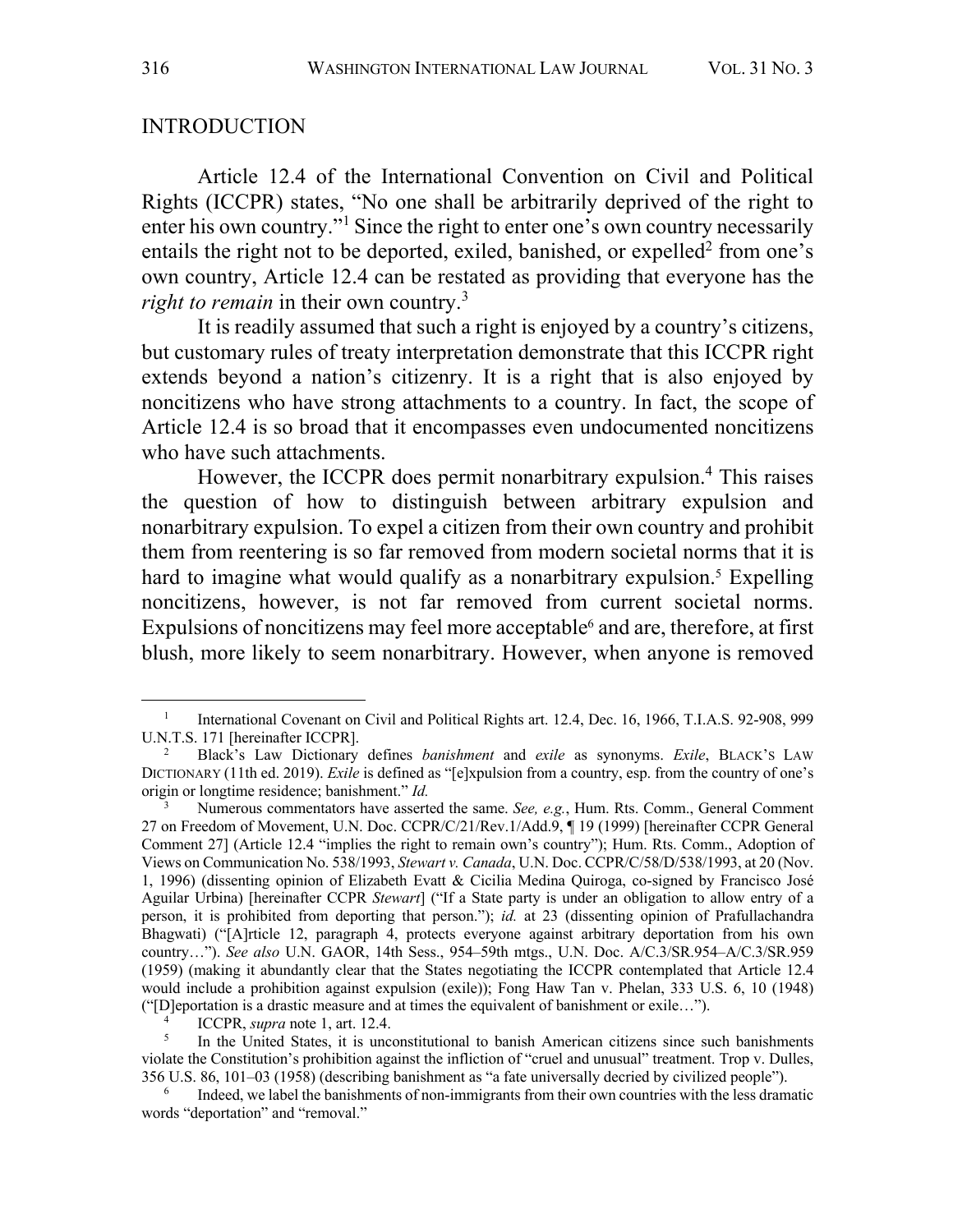## INTRODUCTION

Article 12.4 of the International Convention on Civil and Political Rights (ICCPR) states, "No one shall be arbitrarily deprived of the right to enter his own country."[1] Since the right to enter one's own country necessarily entails the right not to be deported, exiled, banished, or expelled[2] from one's own country, Article 12.4 can be restated as providing that everyone has the *right to remain* in their own country.[3]

It is readily assumed that such a right is enjoyed by a country's citizens, but customary rules of treaty interpretation demonstrate that this ICCPR right extends beyond a nation's citizenry. It is a right that is also enjoyed by noncitizens who have strong attachments to a country. In fact, the scope of Article 12.4 is so broad that it encompasses even undocumented noncitizens who have such attachments.

However, the ICCPR does permit nonarbitrary expulsion.[4] This raises the question of how to distinguish between arbitrary expulsion and nonarbitrary expulsion. To expel a citizen from their own country and prohibit them from reentering is so far removed from modern societal norms that it is hard to imagine what would qualify as a nonarbitrary expulsion.[5] Expelling noncitizens, however, is not far removed from current societal norms. Expulsions of noncitizens may feel more acceptable[6] and are, therefore, at first blush, more likely to seem nonarbitrary. However, when anyone is removed

---

[1] International Covenant on Civil and Political Rights art. 12.4, Dec. 16, 1966, T.I.A.S. 92-908, 999 U.N.T.S. 171 [hereinafter ICCPR].

[2] Black's Law Dictionary defines *banishment* and *exile* as synonyms. *Exile*, BLACK'S LAW DICTIONARY (11th ed. 2019). *Exile* is defined as "[e]xpulsion from a country, esp. from the country of one's origin or longtime residence; banishment." *Id.*

[3] Numerous commentators have asserted the same. *See, e.g.*, Hum. Rts. Comm., General Comment 27 on Freedom of Movement, U.N. Doc. CCPR/C/21/Rev.1/Add.9, ¶ 19 (1999) [hereinafter CCPR General Comment 27] (Article 12.4 "implies the right to remain own's country"); Hum. Rts. Comm., Adoption of Views on Communication No. 538/1993, *Stewart v. Canada*, U.N. Doc. CCPR/C/58/D/538/1993, at 20 (Nov. 1, 1996) (dissenting opinion of Elizabeth Evatt & Cicilia Medina Quiroga, co-signed by Francisco José Aguilar Urbina) [hereinafter CCPR *Stewart*] ("If a State party is under an obligation to allow entry of a person, it is prohibited from deporting that person."); *id.* at 23 (dissenting opinion of Prafullachandra Bhagwati) ("[A]rticle 12, paragraph 4, protects everyone against arbitrary deportation from his own country…"). *See also* U.N. GAOR, 14th Sess., 954–59th mtgs., U.N. Doc. A/C.3/SR.954–A/C.3/SR.959 (1959) (making it abundantly clear that the States negotiating the ICCPR contemplated that Article 12.4 would include a prohibition against expulsion (exile)); Fong Haw Tan v. Phelan, 333 U.S. 6, 10 (1948) ("[D]eportation is a drastic measure and at times the equivalent of banishment or exile…").

[4] ICCPR, *supra* note 1, art. 12.4.

[5] In the United States, it is unconstitutional to banish American citizens since such banishments violate the Constitution's prohibition against the infliction of "cruel and unusual" treatment. Trop v. Dulles, 356 U.S. 86, 101–03 (1958) (describing banishment as "a fate universally decried by civilized people").

[6] Indeed, we label the banishments of non-immigrants from their own countries with the less dramatic words "deportation" and "removal."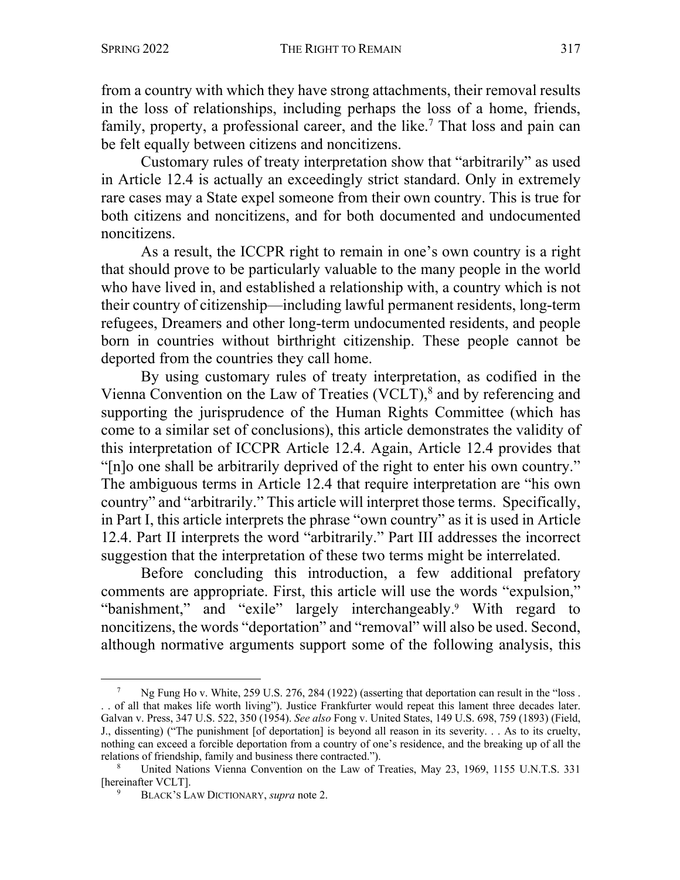from a country with which they have strong attachments, their removal results in the loss of relationships, including perhaps the loss of a home, friends, family, property, a professional career, and the like.[7] That loss and pain can be felt equally between citizens and noncitizens.

Customary rules of treaty interpretation show that "arbitrarily" as used in Article 12.4 is actually an exceedingly strict standard. Only in extremely rare cases may a State expel someone from their own country. This is true for both citizens and noncitizens, and for both documented and undocumented noncitizens.

As a result, the ICCPR right to remain in one's own country is a right that should prove to be particularly valuable to the many people in the world who have lived in, and established a relationship with, a country which is not their country of citizenship—including lawful permanent residents, long-term refugees, Dreamers and other long-term undocumented residents, and people born in countries without birthright citizenship. These people cannot be deported from the countries they call home.

By using customary rules of treaty interpretation, as codified in the Vienna Convention on the Law of Treaties (VCLT),[8] and by referencing and supporting the jurisprudence of the Human Rights Committee (which has come to a similar set of conclusions), this article demonstrates the validity of this interpretation of ICCPR Article 12.4. Again, Article 12.4 provides that "[n]o one shall be arbitrarily deprived of the right to enter his own country." The ambiguous terms in Article 12.4 that require interpretation are "his own country" and "arbitrarily." This article will interpret those terms. Specifically, in Part I, this article interprets the phrase "own country" as it is used in Article 12.4. Part II interprets the word "arbitrarily." Part III addresses the incorrect suggestion that the interpretation of these two terms might be interrelated.

Before concluding this introduction, a few additional prefatory comments are appropriate. First, this article will use the words "expulsion," "banishment," and "exile" largely interchangeably.[9] With regard to noncitizens, the words "deportation" and "removal" will also be used. Second, although normative arguments support some of the following analysis, this

---

[7] Ng Fung Ho v. White, 259 U.S. 276, 284 (1922) (asserting that deportation can result in the "loss . . . of all that makes life worth living"). Justice Frankfurter would repeat this lament three decades later. Galvan v. Press, 347 U.S. 522, 350 (1954). *See also* Fong v. United States, 149 U.S. 698, 759 (1893) (Field, J., dissenting) ("The punishment [of deportation] is beyond all reason in its severity. . . As to its cruelty, nothing can exceed a forcible deportation from a country of one's residence, and the breaking up of all the relations of friendship, family and business there contracted.").

[8] United Nations Vienna Convention on the Law of Treaties, May 23, 1969, 1155 U.N.T.S. 331 [hereinafter VCLT].

[9] BLACK'S LAW DICTIONARY, *supra* note 2.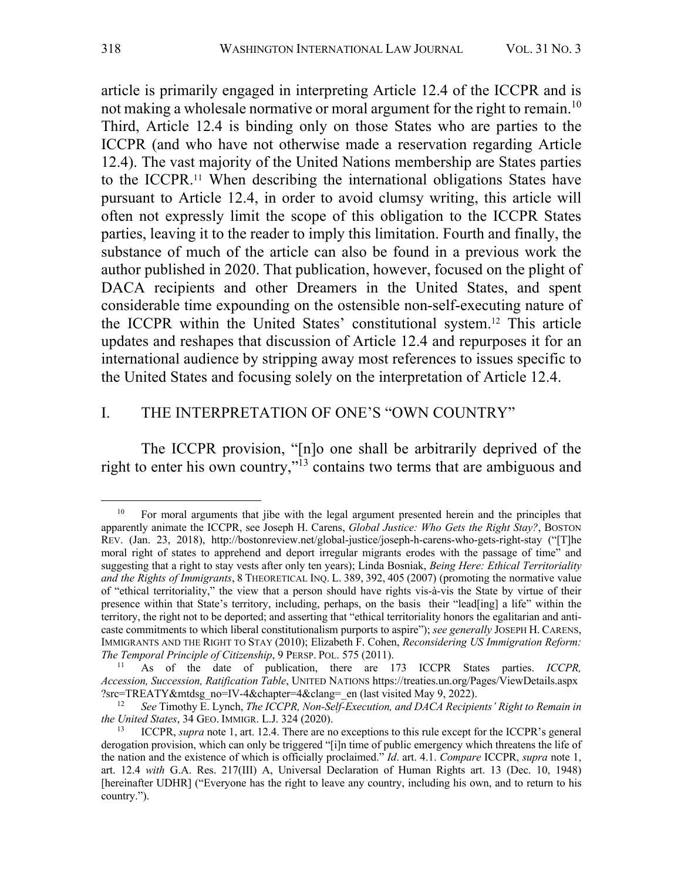article is primarily engaged in interpreting Article 12.4 of the ICCPR and is not making a wholesale normative or moral argument for the right to remain.[10] Third, Article 12.4 is binding only on those States who are parties to the ICCPR (and who have not otherwise made a reservation regarding Article 12.4). The vast majority of the United Nations membership are States parties to the ICCPR.[11] When describing the international obligations States have pursuant to Article 12.4, in order to avoid clumsy writing, this article will often not expressly limit the scope of this obligation to the ICCPR States parties, leaving it to the reader to imply this limitation. Fourth and finally, the substance of much of the article can also be found in a previous work the author published in 2020. That publication, however, focused on the plight of DACA recipients and other Dreamers in the United States, and spent considerable time expounding on the ostensible non-self-executing nature of the ICCPR within the United States' constitutional system.[12] This article updates and reshapes that discussion of Article 12.4 and repurposes it for an international audience by stripping away most references to issues specific to the United States and focusing solely on the interpretation of Article 12.4.

## I. THE INTERPRETATION OF ONE'S "OWN COUNTRY"

The ICCPR provision, "[n]o one shall be arbitrarily deprived of the right to enter his own country,"[13] contains two terms that are ambiguous and

---

[10] For moral arguments that jibe with the legal argument presented herein and the principles that apparently animate the ICCPR, see Joseph H. Carens, *Global Justice: Who Gets the Right Stay?*, BOSTON REV. (Jan. 23, 2018), http://bostonreview.net/global-justice/joseph-h-carens-who-gets-right-stay ("[T]he moral right of states to apprehend and deport irregular migrants erodes with the passage of time" and suggesting that a right to stay vests after only ten years); Linda Bosniak, *Being Here: Ethical Territoriality and the Rights of Immigrants*, 8 THEORETICAL INQ. L. 389, 392, 405 (2007) (promoting the normative value of "ethical territoriality," the view that a person should have rights vis-à-vis the State by virtue of their presence within that State's territory, including, perhaps, on the basis their "lead[ing] a life" within the territory, the right not to be deported; and asserting that "ethical territoriality honors the egalitarian and anti-caste commitments to which liberal constitutionalism purports to aspire"); *see generally* JOSEPH H. CARENS, IMMIGRANTS AND THE RIGHT TO STAY (2010); Elizabeth F. Cohen, *Reconsidering US Immigration Reform: The Temporal Principle of Citizenship*, 9 PERSP. POL. 575 (2011).

[11] As of the date of publication, there are 173 ICCPR States parties. *ICCPR, Accession, Succession, Ratification Table*, UNITED NATIONS https://treaties.un.org/Pages/ViewDetails.aspx?src=TREATY&mtdsg_no=IV-4&chapter=4&clang=_en (last visited May 9, 2022).

[12] *See* Timothy E. Lynch, *The ICCPR, Non-Self-Execution, and DACA Recipients' Right to Remain in the United States*, 34 GEO. IMMIGR. L.J. 324 (2020).

[13] ICCPR, *supra* note 1, art. 12.4. There are no exceptions to this rule except for the ICCPR's general derogation provision, which can only be triggered "[i]n time of public emergency which threatens the life of the nation and the existence of which is officially proclaimed." *Id*. art. 4.1. *Compare* ICCPR, *supra* note 1, art. 12.4 *with* G.A. Res. 217(III) A, Universal Declaration of Human Rights art. 13 (Dec. 10, 1948) [hereinafter UDHR] ("Everyone has the right to leave any country, including his own, and to return to his country.").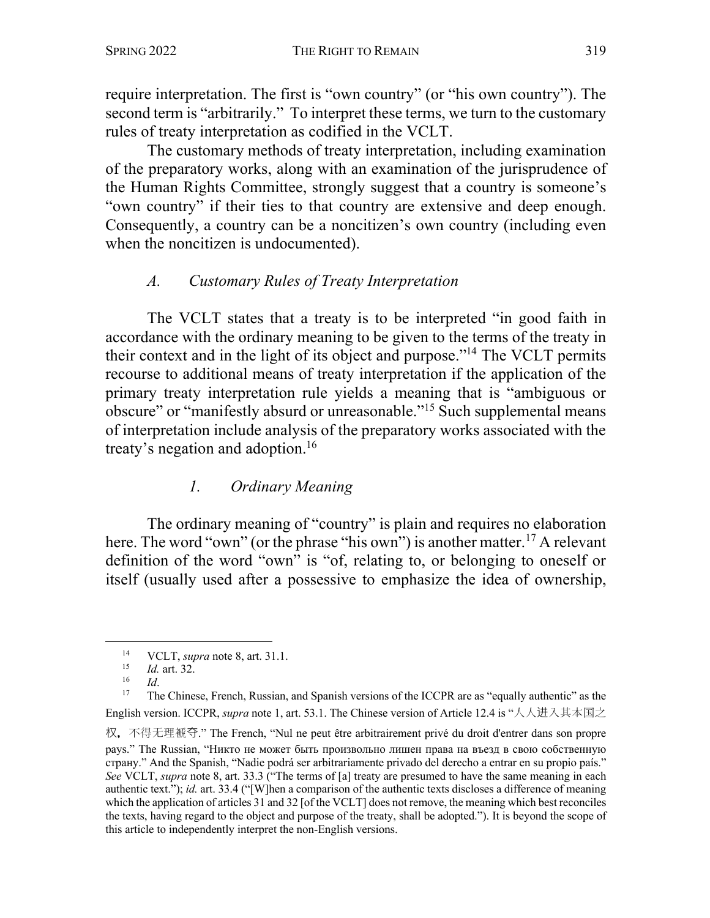require interpretation. The first is "own country" (or "his own country"). The second term is "arbitrarily." To interpret these terms, we turn to the customary rules of treaty interpretation as codified in the VCLT.

The customary methods of treaty interpretation, including examination of the preparatory works, along with an examination of the jurisprudence of the Human Rights Committee, strongly suggest that a country is someone's "own country" if their ties to that country are extensive and deep enough. Consequently, a country can be a noncitizen's own country (including even when the noncitizen is undocumented).

### *A. Customary Rules of Treaty Interpretation*

The VCLT states that a treaty is to be interpreted "in good faith in accordance with the ordinary meaning to be given to the terms of the treaty in their context and in the light of its object and purpose."[14] The VCLT permits recourse to additional means of treaty interpretation if the application of the primary treaty interpretation rule yields a meaning that is "ambiguous or obscure" or "manifestly absurd or unreasonable."[15] Such supplemental means of interpretation include analysis of the preparatory works associated with the treaty's negation and adoption.[16]

#### *1. Ordinary Meaning*

The ordinary meaning of "country" is plain and requires no elaboration here. The word "own" (or the phrase "his own") is another matter.[17] A relevant definition of the word "own" is "of, relating to, or belonging to oneself or itself (usually used after a possessive to emphasize the idea of ownership,

---

[14] VCLT, *supra* note 8, art. 31.1.

[15] *Id.* art. 32.

[16] *Id*.

[17] The Chinese, French, Russian, and Spanish versions of the ICCPR are as "equally authentic" as the English version. ICCPR, *supra* note 1, art. 53.1. The Chinese version of Article 12.4 is "人人进入其本国之权，不得无理褫夺." The French, "Nul ne peut être arbitrairement privé du droit d'entrer dans son propre pays." The Russian, "Никто не может быть произвольно лишен права на въезд в свою собственную страну." And the Spanish, "Nadie podrá ser arbitrariamente privado del derecho a entrar en su propio país." *See* VCLT, *supra* note 8, art. 33.3 ("The terms of [a] treaty are presumed to have the same meaning in each authentic text."); *id.* art. 33.4 ("[W]hen a comparison of the authentic texts discloses a difference of meaning which the application of articles 31 and 32 [of the VCLT] does not remove, the meaning which best reconciles the texts, having regard to the object and purpose of the treaty, shall be adopted."). It is beyond the scope of this article to independently interpret the non-English versions.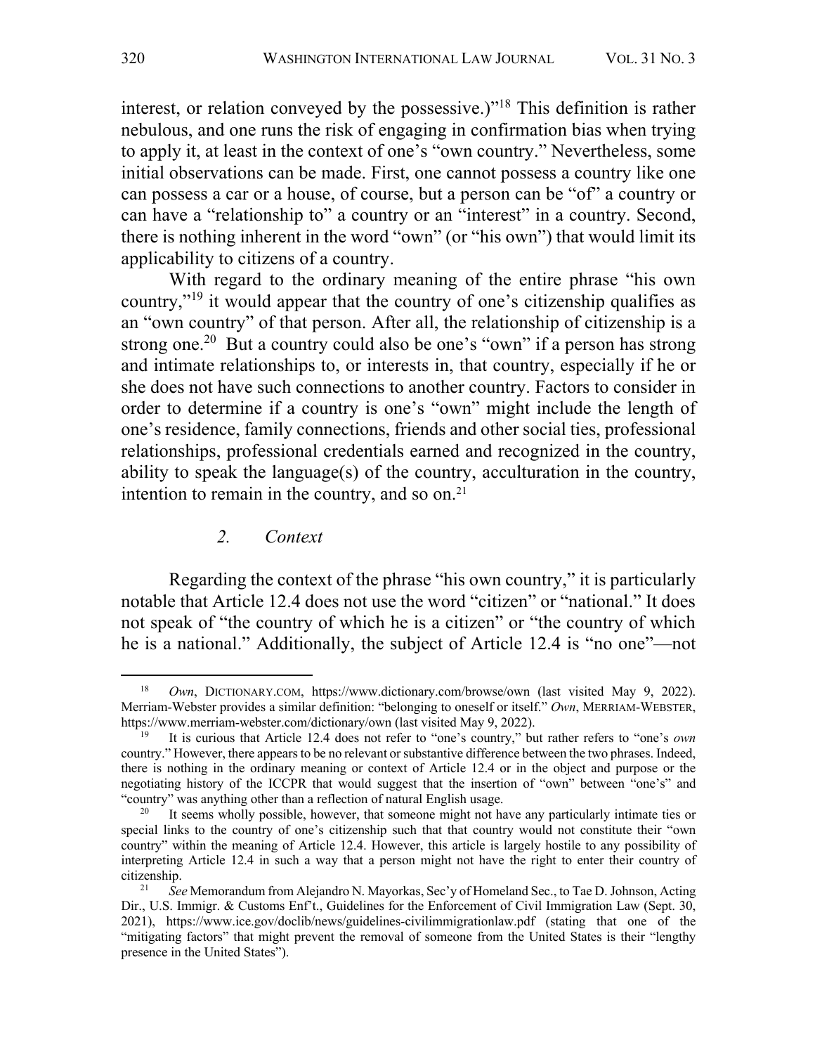interest, or relation conveyed by the possessive.)"[18] This definition is rather nebulous, and one runs the risk of engaging in confirmation bias when trying to apply it, at least in the context of one's "own country." Nevertheless, some initial observations can be made. First, one cannot possess a country like one can possess a car or a house, of course, but a person can be "of" a country or can have a "relationship to" a country or an "interest" in a country. Second, there is nothing inherent in the word "own" (or "his own") that would limit its applicability to citizens of a country.

With regard to the ordinary meaning of the entire phrase "his own country,"[19] it would appear that the country of one's citizenship qualifies as an "own country" of that person. After all, the relationship of citizenship is a strong one.[20] But a country could also be one's "own" if a person has strong and intimate relationships to, or interests in, that country, especially if he or she does not have such connections to another country. Factors to consider in order to determine if a country is one's "own" might include the length of one's residence, family connections, friends and other social ties, professional relationships, professional credentials earned and recognized in the country, ability to speak the language(s) of the country, acculturation in the country, intention to remain in the country, and so on.[21]

#### *2. Context*

Regarding the context of the phrase "his own country," it is particularly notable that Article 12.4 does not use the word "citizen" or "national." It does not speak of "the country of which he is a citizen" or "the country of which he is a national." Additionally, the subject of Article 12.4 is "no one"—not

---

[18] *Own*, DICTIONARY.COM, https://www.dictionary.com/browse/own (last visited May 9, 2022). Merriam-Webster provides a similar definition: "belonging to oneself or itself." *Own*, MERRIAM-WEBSTER, https://www.merriam-webster.com/dictionary/own (last visited May 9, 2022).

[19] It is curious that Article 12.4 does not refer to "one's country," but rather refers to "one's *own* country." However, there appears to be no relevant or substantive difference between the two phrases. Indeed, there is nothing in the ordinary meaning or context of Article 12.4 or in the object and purpose or the negotiating history of the ICCPR that would suggest that the insertion of "own" between "one's" and "country" was anything other than a reflection of natural English usage.

[20] It seems wholly possible, however, that someone might not have any particularly intimate ties or special links to the country of one's citizenship such that that country would not constitute their "own country" within the meaning of Article 12.4. However, this article is largely hostile to any possibility of interpreting Article 12.4 in such a way that a person might not have the right to enter their country of citizenship.

[21] *See* Memorandum from Alejandro N. Mayorkas, Sec'y of Homeland Sec., to Tae D. Johnson, Acting Dir., U.S. Immigr. & Customs Enf't., Guidelines for the Enforcement of Civil Immigration Law (Sept. 30, 2021), https://www.ice.gov/doclib/news/guidelines-civilimmigrationlaw.pdf (stating that one of the "mitigating factors" that might prevent the removal of someone from the United States is their "lengthy presence in the United States").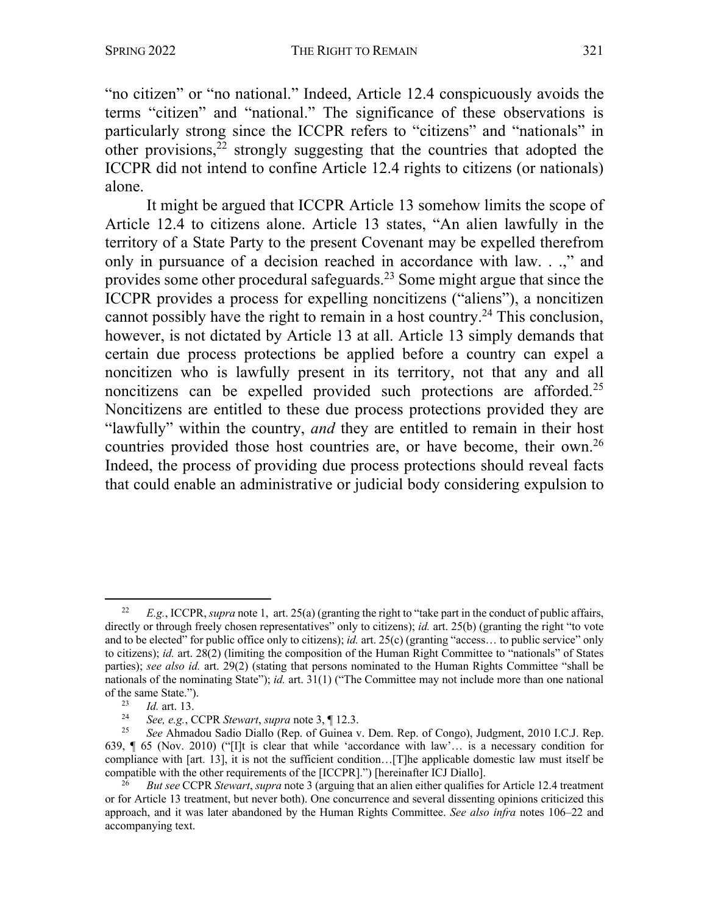"no citizen" or "no national." Indeed, Article 12.4 conspicuously avoids the terms "citizen" and "national." The significance of these observations is particularly strong since the ICCPR refers to "citizens" and "nationals" in other provisions,[22] strongly suggesting that the countries that adopted the ICCPR did not intend to confine Article 12.4 rights to citizens (or nationals) alone.

It might be argued that ICCPR Article 13 somehow limits the scope of Article 12.4 to citizens alone. Article 13 states, "An alien lawfully in the territory of a State Party to the present Covenant may be expelled therefrom only in pursuance of a decision reached in accordance with law. . .," and provides some other procedural safeguards.[23] Some might argue that since the ICCPR provides a process for expelling noncitizens ("aliens"), a noncitizen cannot possibly have the right to remain in a host country.[24] This conclusion, however, is not dictated by Article 13 at all. Article 13 simply demands that certain due process protections be applied before a country can expel a noncitizen who is lawfully present in its territory, not that any and all noncitizens can be expelled provided such protections are afforded.[25] Noncitizens are entitled to these due process protections provided they are "lawfully" within the country, *and* they are entitled to remain in their host countries provided those host countries are, or have become, their own.[26] Indeed, the process of providing due process protections should reveal facts that could enable an administrative or judicial body considering expulsion to

---

[22] *E.g.*, ICCPR, *supra* note 1, art. 25(a) (granting the right to "take part in the conduct of public affairs, directly or through freely chosen representatives" only to citizens); *id.* art. 25(b) (granting the right "to vote and to be elected" for public office only to citizens); *id.* art. 25(c) (granting "access… to public service" only to citizens); *id.* art. 28(2) (limiting the composition of the Human Right Committee to "nationals" of States parties); *see also id.* art. 29(2) (stating that persons nominated to the Human Rights Committee "shall be nationals of the nominating State"); *id.* art. 31(1) ("The Committee may not include more than one national of the same State.").

[23] *Id.* art. 13.

[24] *See, e.g.*, CCPR *Stewart*, *supra* note 3, ¶ 12.3.

[25] *See* Ahmadou Sadio Diallo (Rep. of Guinea v. Dem. Rep. of Congo), Judgment, 2010 I.C.J. Rep. 639, ¶ 65 (Nov. 2010) ("[I]t is clear that while 'accordance with law'… is a necessary condition for compliance with [art. 13], it is not the sufficient condition…[T]he applicable domestic law must itself be compatible with the other requirements of the [ICCPR].") [hereinafter ICJ Diallo].

[26] *But see* CCPR *Stewart*, *supra* note 3 (arguing that an alien either qualifies for Article 12.4 treatment or for Article 13 treatment, but never both). One concurrence and several dissenting opinions criticized this approach, and it was later abandoned by the Human Rights Committee. *See also infra* notes 106–22 and accompanying text.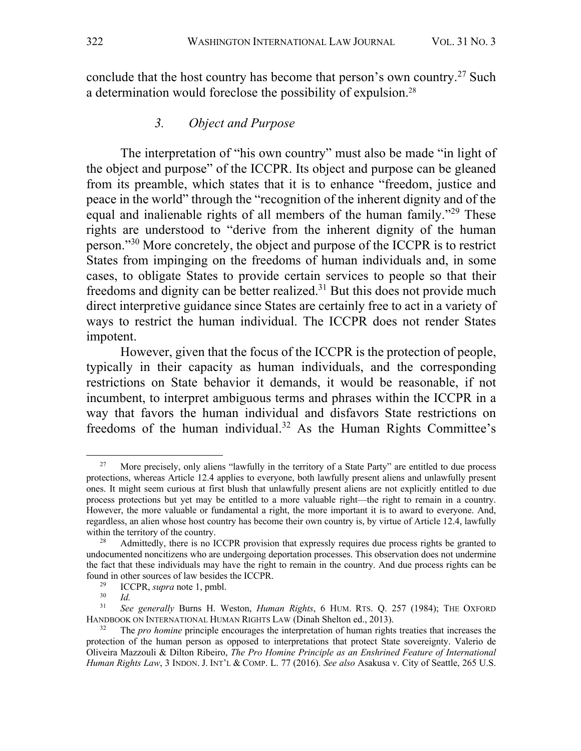conclude that the host country has become that person's own country.[27] Such a determination would foreclose the possibility of expulsion.[28]

### *3. Object and Purpose*

The interpretation of "his own country" must also be made "in light of the object and purpose" of the ICCPR. Its object and purpose can be gleaned from its preamble, which states that it is to enhance "freedom, justice and peace in the world" through the "recognition of the inherent dignity and of the equal and inalienable rights of all members of the human family."[29] These rights are understood to "derive from the inherent dignity of the human person."[30] More concretely, the object and purpose of the ICCPR is to restrict States from impinging on the freedoms of human individuals and, in some cases, to obligate States to provide certain services to people so that their freedoms and dignity can be better realized.[31] But this does not provide much direct interpretive guidance since States are certainly free to act in a variety of ways to restrict the human individual. The ICCPR does not render States impotent.

However, given that the focus of the ICCPR is the protection of people, typically in their capacity as human individuals, and the corresponding restrictions on State behavior it demands, it would be reasonable, if not incumbent, to interpret ambiguous terms and phrases within the ICCPR in a way that favors the human individual and disfavors State restrictions on freedoms of the human individual.[32] As the Human Rights Committee's

---

[27] More precisely, only aliens "lawfully in the territory of a State Party" are entitled to due process protections, whereas Article 12.4 applies to everyone, both lawfully present aliens and unlawfully present ones. It might seem curious at first blush that unlawfully present aliens are not explicitly entitled to due process protections but yet may be entitled to a more valuable right—the right to remain in a country. However, the more valuable or fundamental a right, the more important it is to award to everyone. And, regardless, an alien whose host country has become their own country is, by virtue of Article 12.4, lawfully within the territory of the country.

[28] Admittedly, there is no ICCPR provision that expressly requires due process rights be granted to undocumented noncitizens who are undergoing deportation processes. This observation does not undermine the fact that these individuals may have the right to remain in the country. And due process rights can be found in other sources of law besides the ICCPR.

[29] ICCPR, *supra* note 1, pmbl.

[30] *Id.*

[31] *See generally* Burns H. Weston, *Human Rights*, 6 HUM. RTS. Q. 257 (1984); THE OXFORD HANDBOOK ON INTERNATIONAL HUMAN RIGHTS LAW (Dinah Shelton ed., 2013).

[32] The *pro homine* principle encourages the interpretation of human rights treaties that increases the protection of the human person as opposed to interpretations that protect State sovereignty. Valerio de Oliveira Mazzouli & Dilton Ribeiro, *The Pro Homine Principle as an Enshrined Feature of International Human Rights Law*, 3 INDON. J. INT'L & COMP. L. 77 (2016). *See also* Asakusa v. City of Seattle, 265 U.S.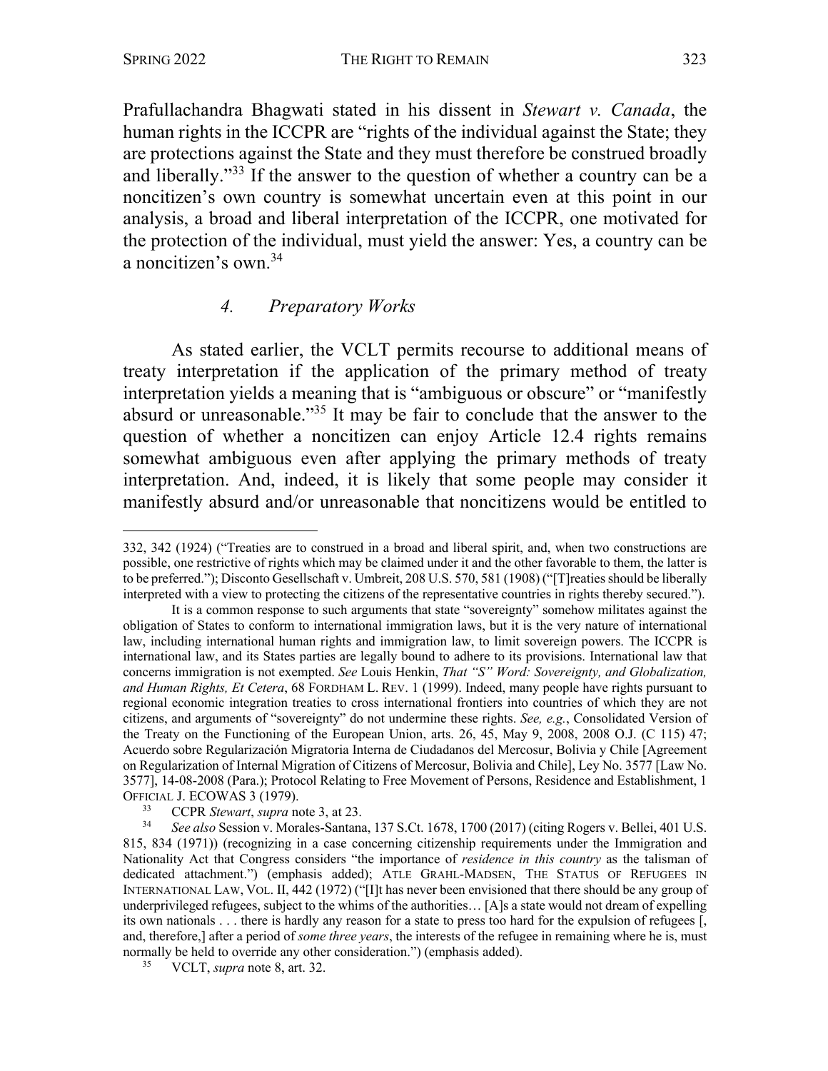Prafullachandra Bhagwati stated in his dissent in *Stewart v. Canada*, the human rights in the ICCPR are "rights of the individual against the State; they are protections against the State and they must therefore be construed broadly and liberally."[33] If the answer to the question of whether a country can be a noncitizen's own country is somewhat uncertain even at this point in our analysis, a broad and liberal interpretation of the ICCPR, one motivated for the protection of the individual, must yield the answer: Yes, a country can be a noncitizen's own.[34]

### *4. Preparatory Works*

As stated earlier, the VCLT permits recourse to additional means of treaty interpretation if the application of the primary method of treaty interpretation yields a meaning that is "ambiguous or obscure" or "manifestly absurd or unreasonable."[35] It may be fair to conclude that the answer to the question of whether a noncitizen can enjoy Article 12.4 rights remains somewhat ambiguous even after applying the primary methods of treaty interpretation. And, indeed, it is likely that some people may consider it manifestly absurd and/or unreasonable that noncitizens would be entitled to

---

332, 342 (1924) ("Treaties are to construed in a broad and liberal spirit, and, when two constructions are possible, one restrictive of rights which may be claimed under it and the other favorable to them, the latter is to be preferred."); Disconto Gesellschaft v. Umbreit, 208 U.S. 570, 581 (1908) ("[T]reaties should be liberally interpreted with a view to protecting the citizens of the representative countries in rights thereby secured.").

It is a common response to such arguments that state "sovereignty" somehow militates against the obligation of States to conform to international immigration laws, but it is the very nature of international law, including international human rights and immigration law, to limit sovereign powers. The ICCPR is international law, and its States parties are legally bound to adhere to its provisions. International law that concerns immigration is not exempted. *See* Louis Henkin, *That "S" Word: Sovereignty, and Globalization, and Human Rights, Et Cetera*, 68 FORDHAM L. REV. 1 (1999). Indeed, many people have rights pursuant to regional economic integration treaties to cross international frontiers into countries of which they are not citizens, and arguments of "sovereignty" do not undermine these rights. *See, e.g.*, Consolidated Version of the Treaty on the Functioning of the European Union, arts. 26, 45, May 9, 2008, 2008 O.J. (C 115) 47; Acuerdo sobre Regularización Migratoria Interna de Ciudadanos del Mercosur, Bolivia y Chile [Agreement on Regularization of Internal Migration of Citizens of Mercosur, Bolivia and Chile], Ley No. 3577 [Law No. 3577], 14-08-2008 (Para.); Protocol Relating to Free Movement of Persons, Residence and Establishment, 1 OFFICIAL J. ECOWAS 3 (1979).

[33] CCPR *Stewart*, *supra* note 3, at 23.

[34] *See also* Session v. Morales-Santana, 137 S.Ct. 1678, 1700 (2017) (citing Rogers v. Bellei, 401 U.S. 815, 834 (1971)) (recognizing in a case concerning citizenship requirements under the Immigration and Nationality Act that Congress considers "the importance of *residence in this country* as the talisman of dedicated attachment.") (emphasis added); ATLE GRAHL-MADSEN, THE STATUS OF REFUGEES IN INTERNATIONAL LAW, VOL. II, 442 (1972) ("[I]t has never been envisioned that there should be any group of underprivileged refugees, subject to the whims of the authorities… [A]s a state would not dream of expelling its own nationals . . . there is hardly any reason for a state to press too hard for the expulsion of refugees [, and, therefore,] after a period of *some three years*, the interests of the refugee in remaining where he is, must normally be held to override any other consideration.") (emphasis added).

[35] VCLT, *supra* note 8, art. 32.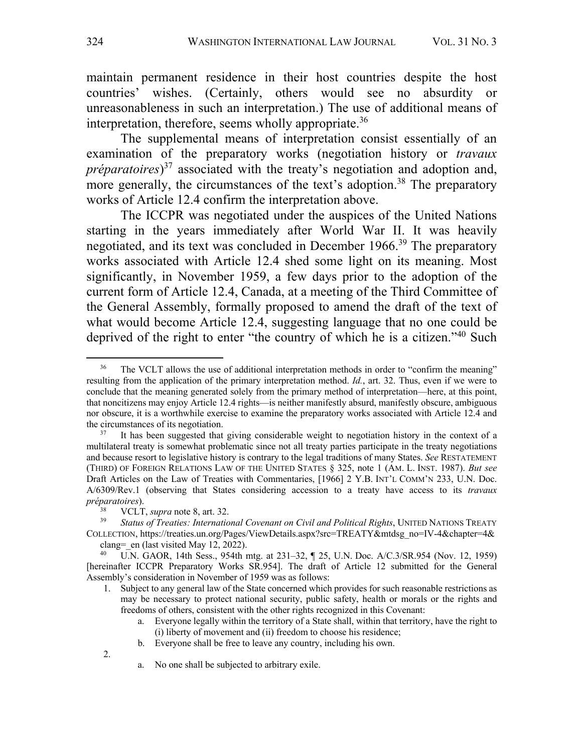maintain permanent residence in their host countries despite the host countries' wishes. (Certainly, others would see no absurdity or unreasonableness in such an interpretation.) The use of additional means of interpretation, therefore, seems wholly appropriate.[36]

The supplemental means of interpretation consist essentially of an examination of the preparatory works (negotiation history or *travaux préparatoires*)[37] associated with the treaty's negotiation and adoption and, more generally, the circumstances of the text's adoption.[38] The preparatory works of Article 12.4 confirm the interpretation above.

The ICCPR was negotiated under the auspices of the United Nations starting in the years immediately after World War II. It was heavily negotiated, and its text was concluded in December 1966.[39] The preparatory works associated with Article 12.4 shed some light on its meaning. Most significantly, in November 1959, a few days prior to the adoption of the current form of Article 12.4, Canada, at a meeting of the Third Committee of the General Assembly, formally proposed to amend the draft of the text of what would become Article 12.4, suggesting language that no one could be deprived of the right to enter "the country of which he is a citizen."[40] Such

---

[36] The VCLT allows the use of additional interpretation methods in order to "confirm the meaning" resulting from the application of the primary interpretation method. *Id.*, art. 32. Thus, even if we were to conclude that the meaning generated solely from the primary method of interpretation—here, at this point, that noncitizens may enjoy Article 12.4 rights—is neither manifestly absurd, manifestly obscure, ambiguous nor obscure, it is a worthwhile exercise to examine the preparatory works associated with Article 12.4 and the circumstances of its negotiation.

[37] It has been suggested that giving considerable weight to negotiation history in the context of a multilateral treaty is somewhat problematic since not all treaty parties participate in the treaty negotiations and because resort to legislative history is contrary to the legal traditions of many States. *See* RESTATEMENT (THIRD) OF FOREIGN RELATIONS LAW OF THE UNITED STATES § 325, note 1 (AM. L. INST. 1987). *But see* Draft Articles on the Law of Treaties with Commentaries, [1966] 2 Y.B. INT'L COMM'N 233, U.N. Doc. A/6309/Rev.1 (observing that States considering accession to a treaty have access to its *travaux préparatoires*).

[38] VCLT, *supra* note 8, art. 32.

[39] *Status of Treaties: International Covenant on Civil and Political Rights*, UNITED NATIONS TREATY COLLECTION, https://treaties.un.org/Pages/ViewDetails.aspx?src=TREATY&mtdsg_no=IV-4&chapter=4&clang=_en (last visited May 12, 2022).

[40] U.N. GAOR, 14th Sess., 954th mtg. at 231–32, ¶ 25, U.N. Doc. A/C.3/SR.954 (Nov. 12, 1959) [hereinafter ICCPR Preparatory Works SR.954]. The draft of Article 12 submitted for the General Assembly's consideration in November of 1959 was as follows:

1. Subject to any general law of the State concerned which provides for such reasonable restrictions as may be necessary to protect national security, public safety, health or morals or the rights and freedoms of others, consistent with the other rights recognized in this Covenant:
    a. Everyone legally within the territory of a State shall, within that territory, have the right to (i) liberty of movement and (ii) freedom to choose his residence;
    b. Everyone shall be free to leave any country, including his own.
2. 
    a. No one shall be subjected to arbitrary exile.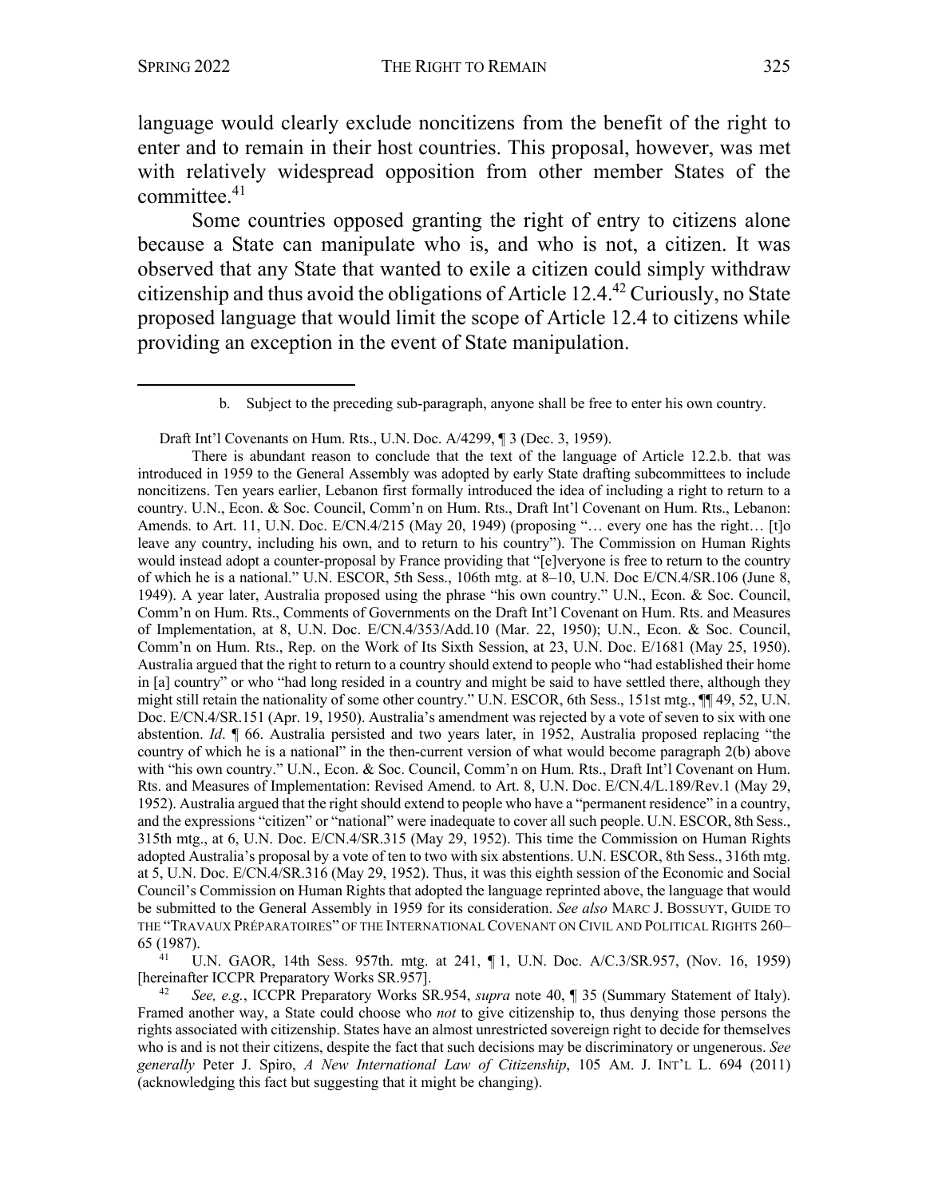language would clearly exclude noncitizens from the benefit of the right to enter and to remain in their host countries. This proposal, however, was met with relatively widespread opposition from other member States of the committee.[41]

Some countries opposed granting the right of entry to citizens alone because a State can manipulate who is, and who is not, a citizen. It was observed that any State that wanted to exile a citizen could simply withdraw citizenship and thus avoid the obligations of Article 12.4.[42] Curiously, no State proposed language that would limit the scope of Article 12.4 to citizens while providing an exception in the event of State manipulation.

---

b. Subject to the preceding sub-paragraph, anyone shall be free to enter his own country.

Draft Int'l Covenants on Hum. Rts., U.N. Doc. A/4299, ¶ 3 (Dec. 3, 1959).

There is abundant reason to conclude that the text of the language of Article 12.2.b. that was introduced in 1959 to the General Assembly was adopted by early State drafting subcommittees to include noncitizens. Ten years earlier, Lebanon first formally introduced the idea of including a right to return to a country. U.N., Econ. & Soc. Council, Comm'n on Hum. Rts., Draft Int'l Covenant on Hum. Rts., Lebanon: Amends. to Art. 11, U.N. Doc. E/CN.4/215 (May 20, 1949) (proposing "… every one has the right… [t]o leave any country, including his own, and to return to his country"). The Commission on Human Rights would instead adopt a counter-proposal by France providing that "[e]veryone is free to return to the country of which he is a national." U.N. ESCOR, 5th Sess., 106th mtg. at 8–10, U.N. Doc E/CN.4/SR.106 (June 8, 1949). A year later, Australia proposed using the phrase "his own country." U.N., Econ. & Soc. Council, Comm'n on Hum. Rts., Comments of Governments on the Draft Int'l Covenant on Hum. Rts. and Measures of Implementation, at 8, U.N. Doc. E/CN.4/353/Add.10 (Mar. 22, 1950); U.N., Econ. & Soc. Council, Comm'n on Hum. Rts., Rep. on the Work of Its Sixth Session, at 23, U.N. Doc. E/1681 (May 25, 1950). Australia argued that the right to return to a country should extend to people who "had established their home in [a] country" or who "had long resided in a country and might be said to have settled there, although they might still retain the nationality of some other country." U.N. ESCOR, 6th Sess., 151st mtg., ¶¶ 49, 52, U.N. Doc. E/CN.4/SR.151 (Apr. 19, 1950). Australia's amendment was rejected by a vote of seven to six with one abstention. *Id*. ¶ 66. Australia persisted and two years later, in 1952, Australia proposed replacing "the country of which he is a national" in the then-current version of what would become paragraph 2(b) above with "his own country." U.N., Econ. & Soc. Council, Comm'n on Hum. Rts., Draft Int'l Covenant on Hum. Rts. and Measures of Implementation: Revised Amend. to Art. 8, U.N. Doc. E/CN.4/L.189/Rev.1 (May 29, 1952). Australia argued that the right should extend to people who have a "permanent residence" in a country, and the expressions "citizen" or "national" were inadequate to cover all such people. U.N. ESCOR, 8th Sess., 315th mtg., at 6, U.N. Doc. E/CN.4/SR.315 (May 29, 1952). This time the Commission on Human Rights adopted Australia's proposal by a vote of ten to two with six abstentions. U.N. ESCOR, 8th Sess., 316th mtg. at 5, U.N. Doc. E/CN.4/SR.316 (May 29, 1952). Thus, it was this eighth session of the Economic and Social Council's Commission on Human Rights that adopted the language reprinted above, the language that would be submitted to the General Assembly in 1959 for its consideration. *See also* MARC J. BOSSUYT, GUIDE TO THE "TRAVAUX PRÉPARATOIRES" OF THE INTERNATIONAL COVENANT ON CIVIL AND POLITICAL RIGHTS 260–65 (1987).

[41] U.N. GAOR, 14th Sess. 957th. mtg. at 241, ¶ 1, U.N. Doc. A/C.3/SR.957, (Nov. 16, 1959) [hereinafter ICCPR Preparatory Works SR.957].

[42] *See, e.g.*, ICCPR Preparatory Works SR.954, *supra* note 40, ¶ 35 (Summary Statement of Italy). Framed another way, a State could choose who *not* to give citizenship to, thus denying those persons the rights associated with citizenship. States have an almost unrestricted sovereign right to decide for themselves who is and is not their citizens, despite the fact that such decisions may be discriminatory or ungenerous. *See generally* Peter J. Spiro, *A New International Law of Citizenship*, 105 AM. J. INT'L L. 694 (2011) (acknowledging this fact but suggesting that it might be changing).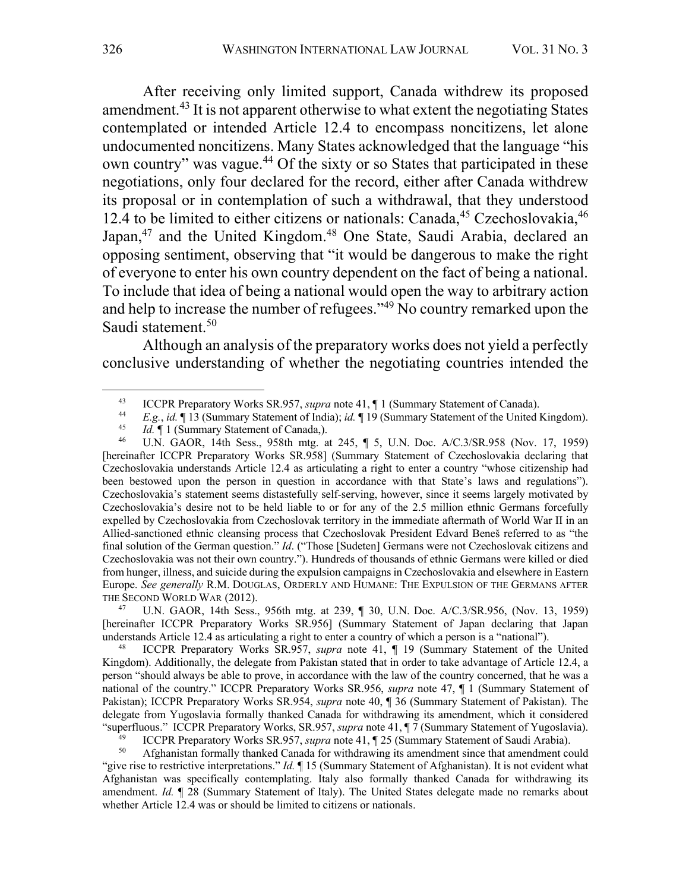After receiving only limited support, Canada withdrew its proposed amendment.[43] It is not apparent otherwise to what extent the negotiating States contemplated or intended Article 12.4 to encompass noncitizens, let alone undocumented noncitizens. Many States acknowledged that the language "his own country" was vague.[44] Of the sixty or so States that participated in these negotiations, only four declared for the record, either after Canada withdrew its proposal or in contemplation of such a withdrawal, that they understood 12.4 to be limited to either citizens or nationals: Canada,[45] Czechoslovakia,[46] Japan,[47] and the United Kingdom.[48] One State, Saudi Arabia, declared an opposing sentiment, observing that "it would be dangerous to make the right of everyone to enter his own country dependent on the fact of being a national. To include that idea of being a national would open the way to arbitrary action and help to increase the number of refugees."[49] No country remarked upon the Saudi statement.[50]

Although an analysis of the preparatory works does not yield a perfectly conclusive understanding of whether the negotiating countries intended the

---

[43] ICCPR Preparatory Works SR.957, *supra* note 41, ¶ 1 (Summary Statement of Canada).

[44] *E.g.*, *id.* ¶ 13 (Summary Statement of India); *id.* ¶ 19 (Summary Statement of the United Kingdom).

[45] *Id.* ¶ 1 (Summary Statement of Canada,).

[46] U.N. GAOR, 14th Sess., 958th mtg. at 245, ¶ 5, U.N. Doc. A/C.3/SR.958 (Nov. 17, 1959) [hereinafter ICCPR Preparatory Works SR.958] (Summary Statement of Czechoslovakia declaring that Czechoslovakia understands Article 12.4 as articulating a right to enter a country "whose citizenship had been bestowed upon the person in question in accordance with that State's laws and regulations"). Czechoslovakia's statement seems distastefully self-serving, however, since it seems largely motivated by Czechoslovakia's desire not to be held liable to or for any of the 2.5 million ethnic Germans forcefully expelled by Czechoslovakia from Czechoslovak territory in the immediate aftermath of World War II in an Allied-sanctioned ethnic cleansing process that Czechoslovak President Edvard Beneš referred to as "the final solution of the German question." *Id*. ("Those [Sudeten] Germans were not Czechoslovak citizens and Czechoslovakia was not their own country."). Hundreds of thousands of ethnic Germans were killed or died from hunger, illness, and suicide during the expulsion campaigns in Czechoslovakia and elsewhere in Eastern Europe. *See generally* R.M. DOUGLAS, ORDERLY AND HUMANE: THE EXPULSION OF THE GERMANS AFTER THE SECOND WORLD WAR (2012).

[47] U.N. GAOR, 14th Sess., 956th mtg. at 239, ¶ 30, U.N. Doc. A/C.3/SR.956, (Nov. 13, 1959) [hereinafter ICCPR Preparatory Works SR.956] (Summary Statement of Japan declaring that Japan understands Article 12.4 as articulating a right to enter a country of which a person is a "national").

[48] ICCPR Preparatory Works SR.957, *supra* note 41, ¶ 19 (Summary Statement of the United Kingdom). Additionally, the delegate from Pakistan stated that in order to take advantage of Article 12.4, a person "should always be able to prove, in accordance with the law of the country concerned, that he was a national of the country." ICCPR Preparatory Works SR.956, *supra* note 47, ¶ 1 (Summary Statement of Pakistan); ICCPR Preparatory Works SR.954, *supra* note 40, ¶ 36 (Summary Statement of Pakistan). The delegate from Yugoslavia formally thanked Canada for withdrawing its amendment, which it considered "superfluous." ICCPR Preparatory Works, SR.957, *supra* note 41, ¶ 7 (Summary Statement of Yugoslavia).

[49] ICCPR Preparatory Works SR.957, *supra* note 41, ¶ 25 (Summary Statement of Saudi Arabia).

[50] Afghanistan formally thanked Canada for withdrawing its amendment since that amendment could "give rise to restrictive interpretations." *Id.* ¶ 15 (Summary Statement of Afghanistan). It is not evident what Afghanistan was specifically contemplating. Italy also formally thanked Canada for withdrawing its amendment. *Id.* ¶ 28 (Summary Statement of Italy). The United States delegate made no remarks about whether Article 12.4 was or should be limited to citizens or nationals.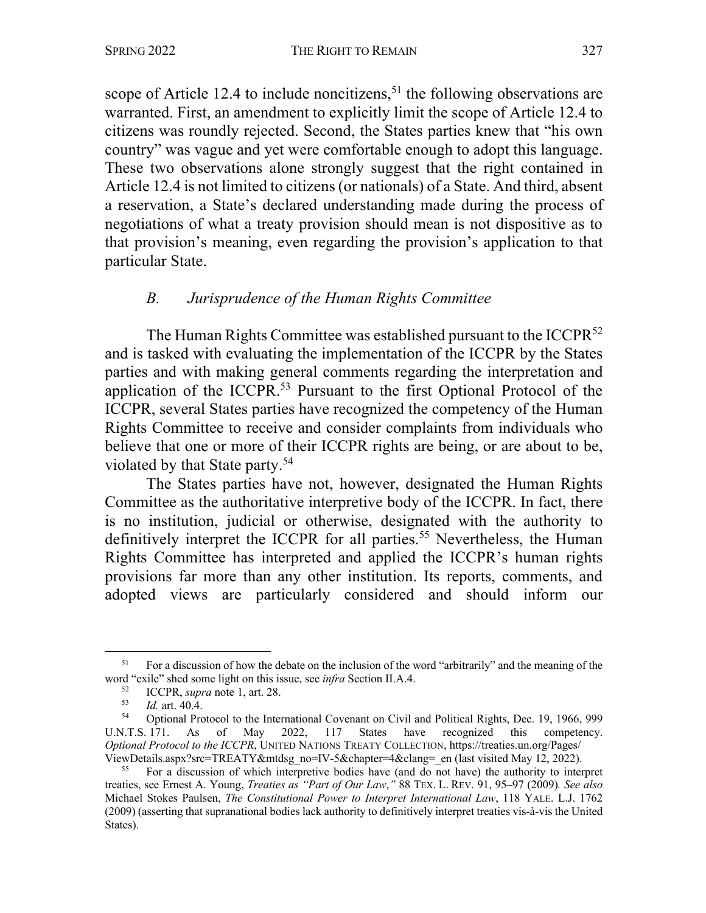scope of Article 12.4 to include noncitizens,[51] the following observations are warranted. First, an amendment to explicitly limit the scope of Article 12.4 to citizens was roundly rejected. Second, the States parties knew that "his own country" was vague and yet were comfortable enough to adopt this language. These two observations alone strongly suggest that the right contained in Article 12.4 is not limited to citizens (or nationals) of a State. And third, absent a reservation, a State's declared understanding made during the process of negotiations of what a treaty provision should mean is not dispositive as to that provision's meaning, even regarding the provision's application to that particular State.

### *B. Jurisprudence of the Human Rights Committee*

The Human Rights Committee was established pursuant to the ICCPR[52] and is tasked with evaluating the implementation of the ICCPR by the States parties and with making general comments regarding the interpretation and application of the ICCPR.[53] Pursuant to the first Optional Protocol of the ICCPR, several States parties have recognized the competency of the Human Rights Committee to receive and consider complaints from individuals who believe that one or more of their ICCPR rights are being, or are about to be, violated by that State party.[54]

The States parties have not, however, designated the Human Rights Committee as the authoritative interpretive body of the ICCPR. In fact, there is no institution, judicial or otherwise, designated with the authority to definitively interpret the ICCPR for all parties.[55] Nevertheless, the Human Rights Committee has interpreted and applied the ICCPR's human rights provisions far more than any other institution. Its reports, comments, and adopted views are particularly considered and should inform our

---

[51] For a discussion of how the debate on the inclusion of the word "arbitrarily" and the meaning of the word "exile" shed some light on this issue, see *infra* Section II.A.4.

[52] ICCPR, *supra* note 1, art. 28.

[53] *Id.* art. 40.4.

[54] Optional Protocol to the International Covenant on Civil and Political Rights, Dec. 19, 1966, 999 U.N.T.S. 171. As of May 2022, 117 States have recognized this competency. *Optional Protocol to the ICCPR*, UNITED NATIONS TREATY COLLECTION, https://treaties.un.org/Pages/ViewDetails.aspx?src=TREATY&mtdsg_no=IV-5&chapter=4&clang=_en (last visited May 12, 2022).

[55] For a discussion of which interpretive bodies have (and do not have) the authority to interpret treaties, see Ernest A. Young, *Treaties as "Part of Our Law*,*"* 88 TEX. L. REV. 91, 95–97 (2009)*. See also* Michael Stokes Paulsen, *The Constitutional Power to Interpret International Law*, 118 YALE. L.J. 1762 (2009) (asserting that supranational bodies lack authority to definitively interpret treaties vis-à-vis the United States).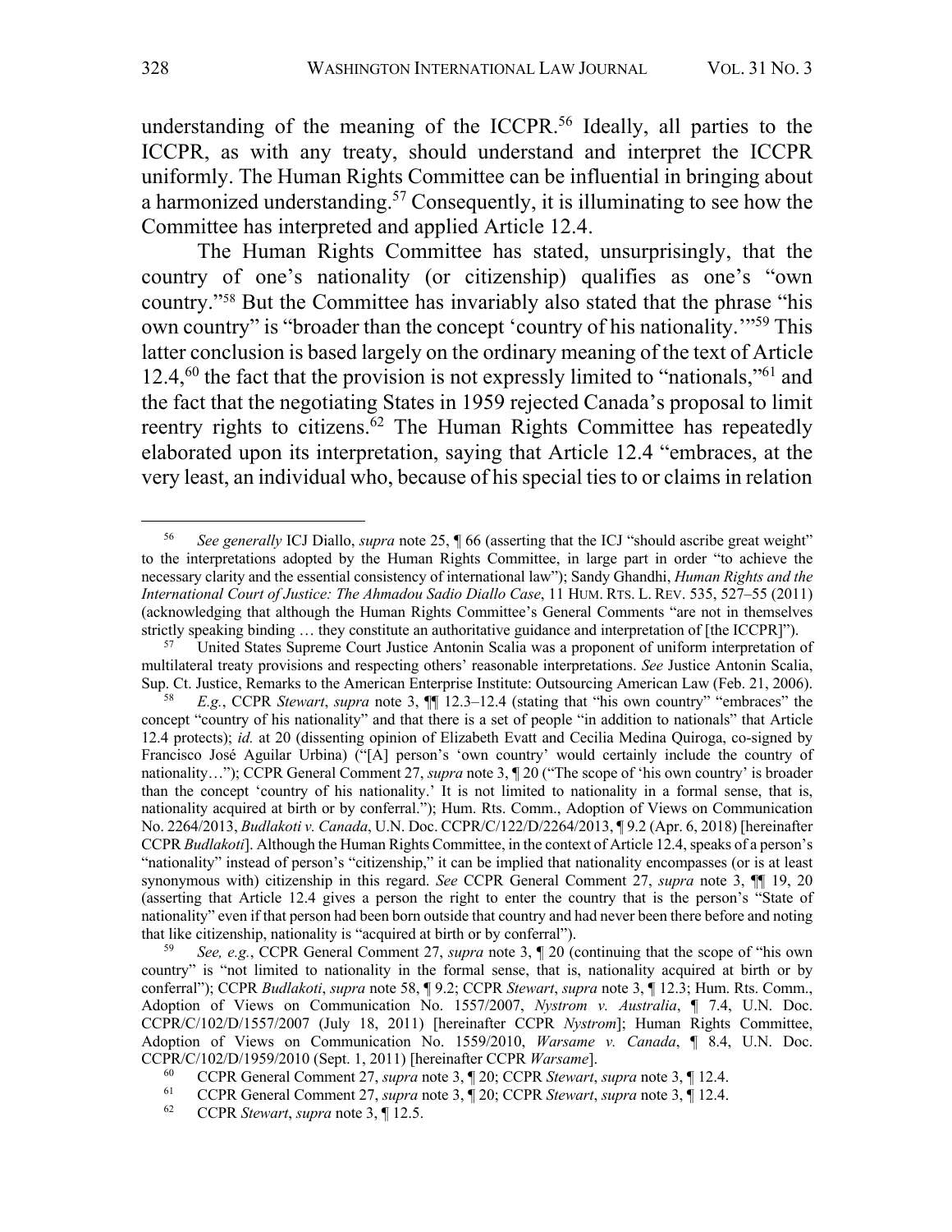understanding of the meaning of the ICCPR.[56] Ideally, all parties to the ICCPR, as with any treaty, should understand and interpret the ICCPR uniformly. The Human Rights Committee can be influential in bringing about a harmonized understanding.[57] Consequently, it is illuminating to see how the Committee has interpreted and applied Article 12.4.

The Human Rights Committee has stated, unsurprisingly, that the country of one's nationality (or citizenship) qualifies as one's "own country."[58] But the Committee has invariably also stated that the phrase "his own country" is "broader than the concept 'country of his nationality.'"[59] This latter conclusion is based largely on the ordinary meaning of the text of Article 12.4,[60] the fact that the provision is not expressly limited to "nationals,"[61] and the fact that the negotiating States in 1959 rejected Canada's proposal to limit reentry rights to citizens.[62] The Human Rights Committee has repeatedly elaborated upon its interpretation, saying that Article 12.4 "embraces, at the very least, an individual who, because of his special ties to or claims in relation

---

[56] *See generally* ICJ Diallo, *supra* note 25, ¶ 66 (asserting that the ICJ "should ascribe great weight" to the interpretations adopted by the Human Rights Committee, in large part in order "to achieve the necessary clarity and the essential consistency of international law"); Sandy Ghandhi, *Human Rights and the International Court of Justice: The Ahmadou Sadio Diallo Case*, 11 HUM. RTS. L. REV. 535, 527–55 (2011) (acknowledging that although the Human Rights Committee's General Comments "are not in themselves strictly speaking binding … they constitute an authoritative guidance and interpretation of [the ICCPR]").

[57] United States Supreme Court Justice Antonin Scalia was a proponent of uniform interpretation of multilateral treaty provisions and respecting others' reasonable interpretations. *See* Justice Antonin Scalia, Sup. Ct. Justice, Remarks to the American Enterprise Institute: Outsourcing American Law (Feb. 21, 2006).

[58] *E.g.*, CCPR *Stewart*, *supra* note 3, ¶¶ 12.3–12.4 (stating that "his own country" "embraces" the concept "country of his nationality" and that there is a set of people "in addition to nationals" that Article 12.4 protects); *id.* at 20 (dissenting opinion of Elizabeth Evatt and Cecilia Medina Quiroga, co-signed by Francisco José Aguilar Urbina) ("[A] person's 'own country' would certainly include the country of nationality…"); CCPR General Comment 27, *supra* note 3, ¶ 20 ("The scope of 'his own country' is broader than the concept 'country of his nationality.' It is not limited to nationality in a formal sense, that is, nationality acquired at birth or by conferral."); Hum. Rts. Comm., Adoption of Views on Communication No. 2264/2013, *Budlakoti v. Canada*, U.N. Doc. CCPR/C/122/D/2264/2013, ¶ 9.2 (Apr. 6, 2018) [hereinafter CCPR *Budlakoti*]. Although the Human Rights Committee, in the context of Article 12.4, speaks of a person's "nationality" instead of person's "citizenship," it can be implied that nationality encompasses (or is at least synonymous with) citizenship in this regard. *See* CCPR General Comment 27, *supra* note 3, ¶¶ 19, 20 (asserting that Article 12.4 gives a person the right to enter the country that is the person's "State of nationality" even if that person had been born outside that country and had never been there before and noting that like citizenship, nationality is "acquired at birth or by conferral").

[59] *See, e.g.*, CCPR General Comment 27, *supra* note 3, ¶ 20 (continuing that the scope of "his own country" is "not limited to nationality in the formal sense, that is, nationality acquired at birth or by conferral"); CCPR *Budlakoti*, *supra* note 58, ¶ 9.2; CCPR *Stewart*, *supra* note 3, ¶ 12.3; Hum. Rts. Comm., Adoption of Views on Communication No. 1557/2007, *Nystrom v. Australia*, ¶ 7.4, U.N. Doc. CCPR/C/102/D/1557/2007 (July 18, 2011) [hereinafter CCPR *Nystrom*]; Human Rights Committee, Adoption of Views on Communication No. 1559/2010, *Warsame v. Canada*, ¶ 8.4, U.N. Doc. CCPR/C/102/D/1959/2010 (Sept. 1, 2011) [hereinafter CCPR *Warsame*].

[60] CCPR General Comment 27, *supra* note 3, ¶ 20; CCPR *Stewart*, *supra* note 3, ¶ 12.4.

[61] CCPR General Comment 27, *supra* note 3, ¶ 20; CCPR *Stewart*, *supra* note 3, ¶ 12.4.

[62] CCPR *Stewart*, *supra* note 3, ¶ 12.5.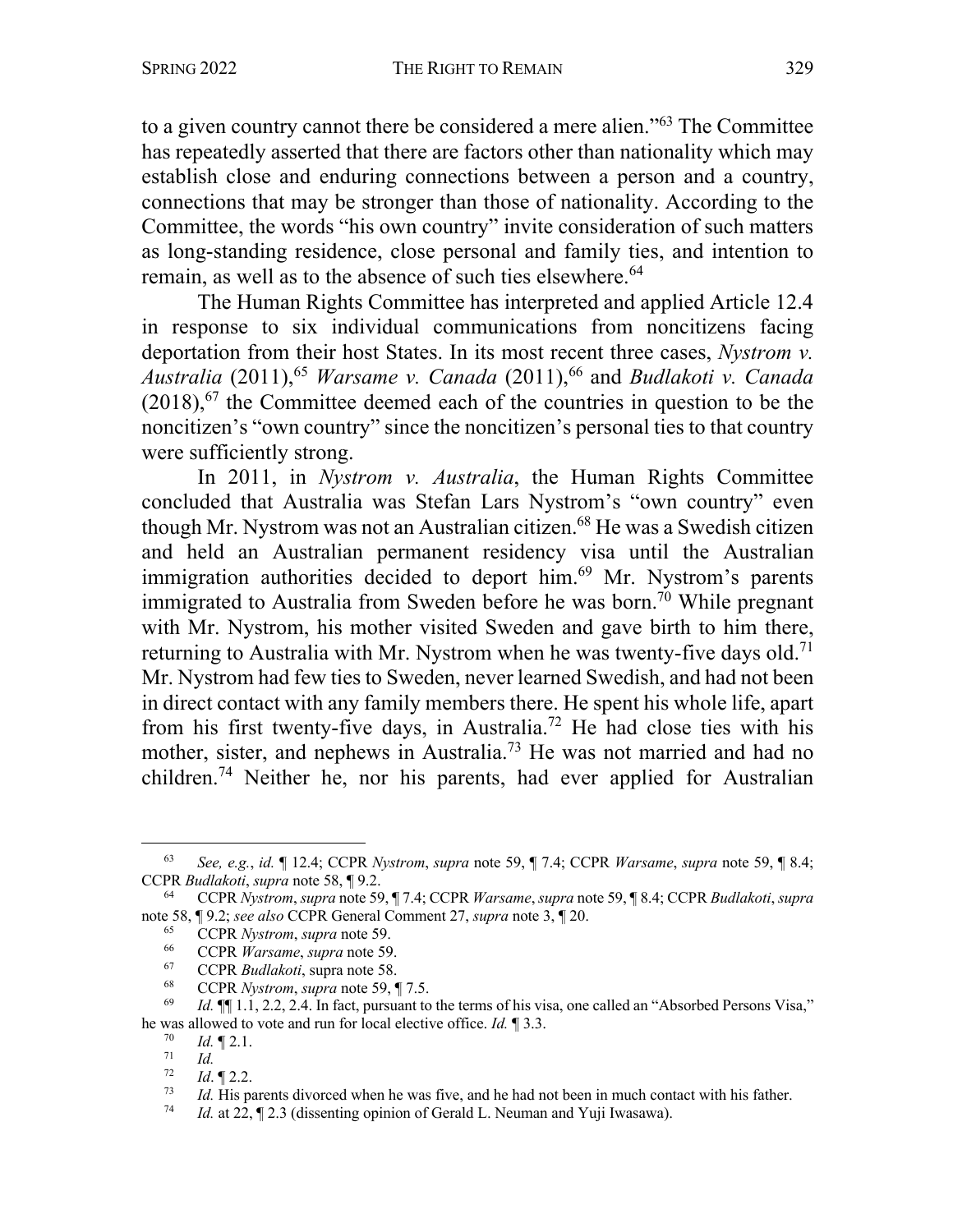to a given country cannot there be considered a mere alien."[63] The Committee has repeatedly asserted that there are factors other than nationality which may establish close and enduring connections between a person and a country, connections that may be stronger than those of nationality. According to the Committee, the words "his own country" invite consideration of such matters as long-standing residence, close personal and family ties, and intention to remain, as well as to the absence of such ties elsewhere.[64]

The Human Rights Committee has interpreted and applied Article 12.4 in response to six individual communications from noncitizens facing deportation from their host States. In its most recent three cases, *Nystrom v. Australia* (2011),[65] *Warsame v. Canada* (2011),[66] and *Budlakoti v. Canada* (2018),[67] the Committee deemed each of the countries in question to be the noncitizen's "own country" since the noncitizen's personal ties to that country were sufficiently strong.

In 2011, in *Nystrom v. Australia*, the Human Rights Committee concluded that Australia was Stefan Lars Nystrom's "own country" even though Mr. Nystrom was not an Australian citizen.[68] He was a Swedish citizen and held an Australian permanent residency visa until the Australian immigration authorities decided to deport him.[69] Mr. Nystrom's parents immigrated to Australia from Sweden before he was born.[70] While pregnant with Mr. Nystrom, his mother visited Sweden and gave birth to him there, returning to Australia with Mr. Nystrom when he was twenty-five days old.[71] Mr. Nystrom had few ties to Sweden, never learned Swedish, and had not been in direct contact with any family members there. He spent his whole life, apart from his first twenty-five days, in Australia.[72] He had close ties with his mother, sister, and nephews in Australia.[73] He was not married and had no children.[74] Neither he, nor his parents, had ever applied for Australian

---

[63] *See, e.g.*, *id.* ¶ 12.4; CCPR *Nystrom*, *supra* note 59, ¶ 7.4; CCPR *Warsame*, *supra* note 59, ¶ 8.4; CCPR *Budlakoti*, *supra* note 58, ¶ 9.2.

[64] CCPR *Nystrom*, *supra* note 59, ¶ 7.4; CCPR *Warsame*, *supra* note 59, ¶ 8.4; CCPR *Budlakoti*, *supra* note 58, ¶ 9.2; *see also* CCPR General Comment 27, *supra* note 3, ¶ 20.

[65] CCPR *Nystrom*, *supra* note 59.

[66] CCPR *Warsame*, *supra* note 59.

[67] CCPR *Budlakoti*, supra note 58.

[68] CCPR *Nystrom*, *supra* note 59, ¶ 7.5.

[69] *Id.* ¶¶ 1.1, 2.2, 2.4. In fact, pursuant to the terms of his visa, one called an "Absorbed Persons Visa," he was allowed to vote and run for local elective office. *Id.* ¶ 3.3.

[70] *Id.* ¶ 2.1.

[71] *Id.*

[72] *Id*. ¶ 2.2.

[73] *Id.* His parents divorced when he was five, and he had not been in much contact with his father.

[74] *Id.* at 22, ¶ 2.3 (dissenting opinion of Gerald L. Neuman and Yuji Iwasawa).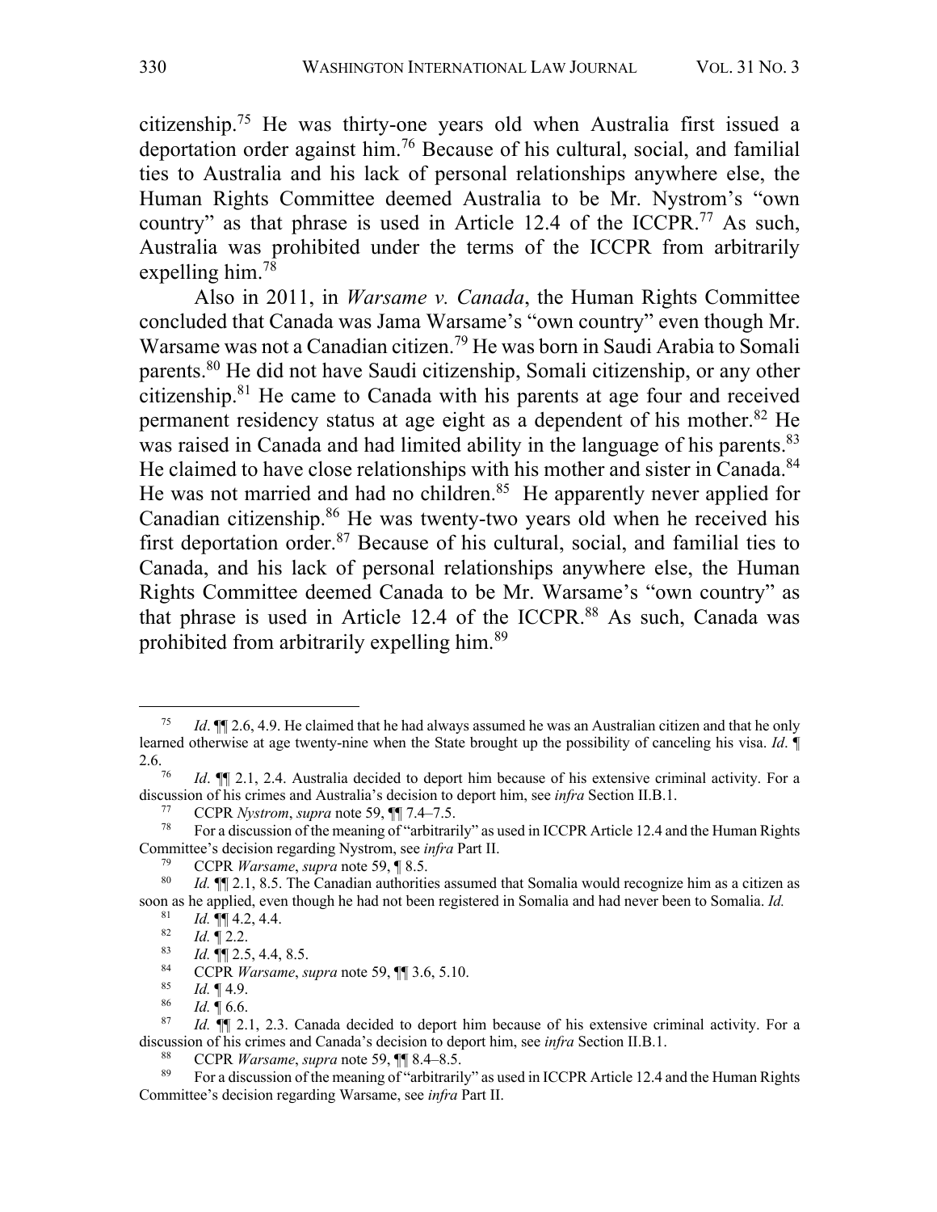citizenship.[75] He was thirty-one years old when Australia first issued a deportation order against him.[76] Because of his cultural, social, and familial ties to Australia and his lack of personal relationships anywhere else, the Human Rights Committee deemed Australia to be Mr. Nystrom's "own country" as that phrase is used in Article 12.4 of the ICCPR.[77] As such, Australia was prohibited under the terms of the ICCPR from arbitrarily expelling him.[78]

Also in 2011, in *Warsame v. Canada*, the Human Rights Committee concluded that Canada was Jama Warsame's "own country" even though Mr. Warsame was not a Canadian citizen.[79] He was born in Saudi Arabia to Somali parents.[80] He did not have Saudi citizenship, Somali citizenship, or any other citizenship.[81] He came to Canada with his parents at age four and received permanent residency status at age eight as a dependent of his mother.[82] He was raised in Canada and had limited ability in the language of his parents.[83] He claimed to have close relationships with his mother and sister in Canada.[84] He was not married and had no children.[85] He apparently never applied for Canadian citizenship.[86] He was twenty-two years old when he received his first deportation order.[87] Because of his cultural, social, and familial ties to Canada, and his lack of personal relationships anywhere else, the Human Rights Committee deemed Canada to be Mr. Warsame's "own country" as that phrase is used in Article 12.4 of the ICCPR.[88] As such, Canada was prohibited from arbitrarily expelling him.[89]

---

[75] *Id*. ¶¶ 2.6, 4.9. He claimed that he had always assumed he was an Australian citizen and that he only learned otherwise at age twenty-nine when the State brought up the possibility of canceling his visa. *Id*. ¶ 2.6.

[76] *Id*. ¶¶ 2.1, 2.4. Australia decided to deport him because of his extensive criminal activity. For a discussion of his crimes and Australia's decision to deport him, see *infra* Section II.B.1.

[77] CCPR *Nystrom*, *supra* note 59, ¶¶ 7.4–7.5.

[78] For a discussion of the meaning of "arbitrarily" as used in ICCPR Article 12.4 and the Human Rights Committee's decision regarding Nystrom, see *infra* Part II.

[79] CCPR *Warsame*, *supra* note 59, ¶ 8.5.

[80] *Id.* ¶¶ 2.1, 8.5. The Canadian authorities assumed that Somalia would recognize him as a citizen as soon as he applied, even though he had not been registered in Somalia and had never been to Somalia. *Id.*

[81] *Id.* ¶¶ 4.2, 4.4.

[82] *Id.* ¶ 2.2.

[83] *Id.* ¶¶ 2.5, 4.4, 8.5.

[84] CCPR *Warsame*, *supra* note 59, ¶¶ 3.6, 5.10.

[85] *Id.* ¶ 4.9.

[86] *Id.* ¶ 6.6.

[87] *Id.* ¶¶ 2.1, 2.3. Canada decided to deport him because of his extensive criminal activity. For a discussion of his crimes and Canada's decision to deport him, see *infra* Section II.B.1.

[88] CCPR *Warsame*, *supra* note 59, ¶¶ 8.4–8.5.

[89] For a discussion of the meaning of "arbitrarily" as used in ICCPR Article 12.4 and the Human Rights Committee's decision regarding Warsame, see *infra* Part II.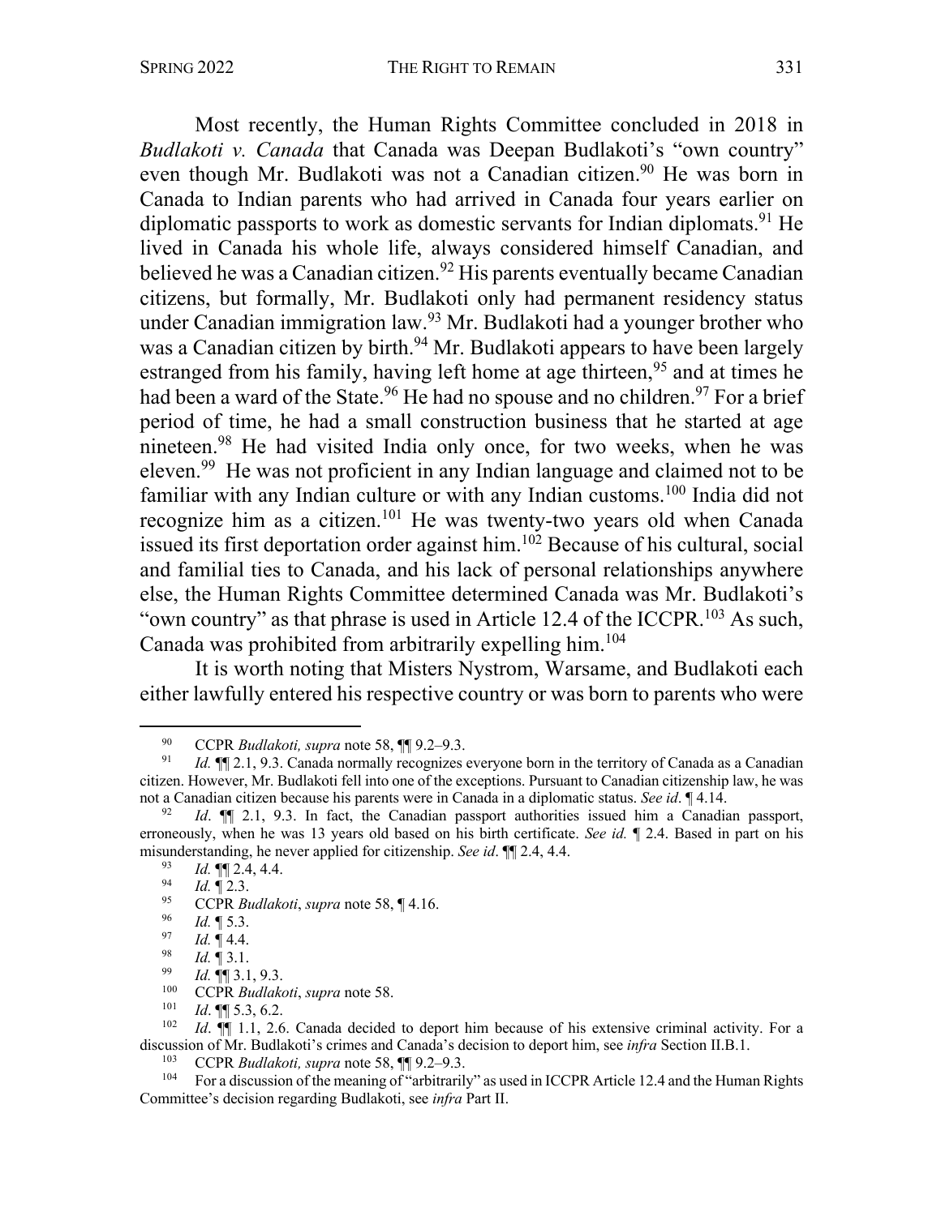Most recently, the Human Rights Committee concluded in 2018 in *Budlakoti v. Canada* that Canada was Deepan Budlakoti's "own country" even though Mr. Budlakoti was not a Canadian citizen.[90] He was born in Canada to Indian parents who had arrived in Canada four years earlier on diplomatic passports to work as domestic servants for Indian diplomats.[91] He lived in Canada his whole life, always considered himself Canadian, and believed he was a Canadian citizen.[92] His parents eventually became Canadian citizens, but formally, Mr. Budlakoti only had permanent residency status under Canadian immigration law.[93] Mr. Budlakoti had a younger brother who was a Canadian citizen by birth.[94] Mr. Budlakoti appears to have been largely estranged from his family, having left home at age thirteen,[95] and at times he had been a ward of the State.[96] He had no spouse and no children.[97] For a brief period of time, he had a small construction business that he started at age nineteen.[98] He had visited India only once, for two weeks, when he was eleven.[99] He was not proficient in any Indian language and claimed not to be familiar with any Indian culture or with any Indian customs.[100] India did not recognize him as a citizen.[101] He was twenty-two years old when Canada issued its first deportation order against him.[102] Because of his cultural, social and familial ties to Canada, and his lack of personal relationships anywhere else, the Human Rights Committee determined Canada was Mr. Budlakoti's "own country" as that phrase is used in Article 12.4 of the ICCPR.[103] As such, Canada was prohibited from arbitrarily expelling him.[104]

It is worth noting that Misters Nystrom, Warsame, and Budlakoti each either lawfully entered his respective country or was born to parents who were

---

[90] CCPR *Budlakoti, supra* note 58, ¶¶ 9.2–9.3.

[91] *Id.* ¶¶ 2.1, 9.3. Canada normally recognizes everyone born in the territory of Canada as a Canadian citizen. However, Mr. Budlakoti fell into one of the exceptions. Pursuant to Canadian citizenship law, he was not a Canadian citizen because his parents were in Canada in a diplomatic status. *See id*. ¶ 4.14.

[92] *Id*. ¶¶ 2.1, 9.3. In fact, the Canadian passport authorities issued him a Canadian passport, erroneously, when he was 13 years old based on his birth certificate. *See id.* ¶ 2.4. Based in part on his misunderstanding, he never applied for citizenship. *See id*. ¶¶ 2.4, 4.4.

[93] *Id.* ¶¶ 2.4, 4.4.

[94] *Id.* ¶ 2.3.

[95] CCPR *Budlakoti*, *supra* note 58, ¶ 4.16.

[96] *Id.* ¶ 5.3.

[97] *Id.* ¶ 4.4.

[98] *Id.* ¶ 3.1.

[99] *Id.* ¶¶ 3.1, 9.3.

[100] CCPR *Budlakoti*, *supra* note 58.

[101] *Id*. ¶¶ 5.3, 6.2.

[102] *Id*. ¶¶ 1.1, 2.6. Canada decided to deport him because of his extensive criminal activity. For a discussion of Mr. Budlakoti's crimes and Canada's decision to deport him, see *infra* Section II.B.1.

[103] CCPR *Budlakoti, supra* note 58, ¶¶ 9.2–9.3.

[104] For a discussion of the meaning of "arbitrarily" as used in ICCPR Article 12.4 and the Human Rights Committee's decision regarding Budlakoti, see *infra* Part II.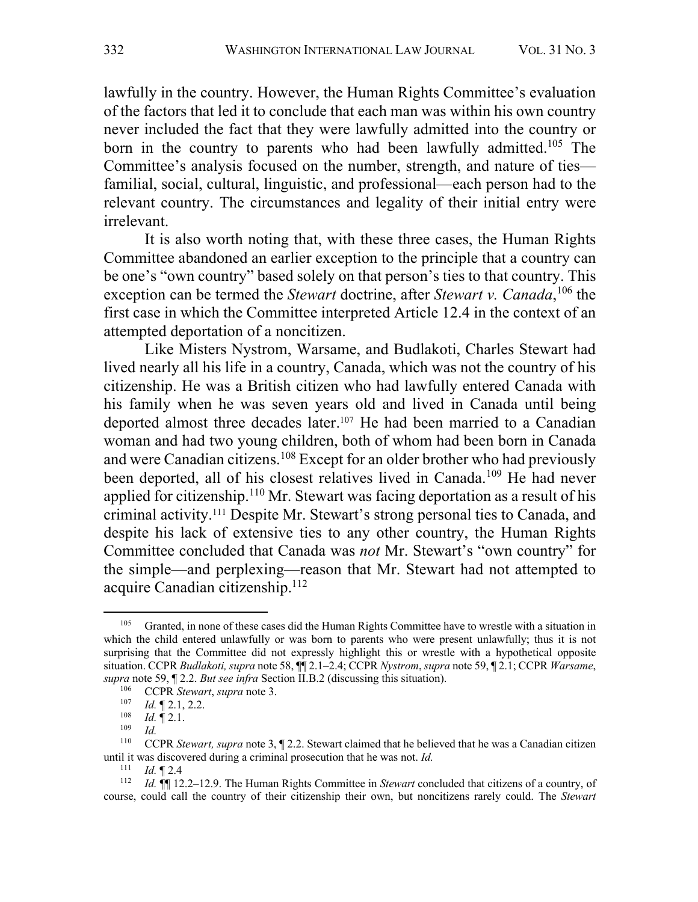lawfully in the country. However, the Human Rights Committee's evaluation of the factors that led it to conclude that each man was within his own country never included the fact that they were lawfully admitted into the country or born in the country to parents who had been lawfully admitted.[105] The Committee's analysis focused on the number, strength, and nature of ties—familial, social, cultural, linguistic, and professional—each person had to the relevant country. The circumstances and legality of their initial entry were irrelevant.

It is also worth noting that, with these three cases, the Human Rights Committee abandoned an earlier exception to the principle that a country can be one's "own country" based solely on that person's ties to that country. This exception can be termed the *Stewart* doctrine, after *Stewart v. Canada*,[106] the first case in which the Committee interpreted Article 12.4 in the context of an attempted deportation of a noncitizen.

Like Misters Nystrom, Warsame, and Budlakoti, Charles Stewart had lived nearly all his life in a country, Canada, which was not the country of his citizenship. He was a British citizen who had lawfully entered Canada with his family when he was seven years old and lived in Canada until being deported almost three decades later.[107] He had been married to a Canadian woman and had two young children, both of whom had been born in Canada and were Canadian citizens.[108] Except for an older brother who had previously been deported, all of his closest relatives lived in Canada.[109] He had never applied for citizenship.[110] Mr. Stewart was facing deportation as a result of his criminal activity.[111] Despite Mr. Stewart's strong personal ties to Canada, and despite his lack of extensive ties to any other country, the Human Rights Committee concluded that Canada was *not* Mr. Stewart's "own country" for the simple—and perplexing—reason that Mr. Stewart had not attempted to acquire Canadian citizenship.[112]

---

[105] Granted, in none of these cases did the Human Rights Committee have to wrestle with a situation in which the child entered unlawfully or was born to parents who were present unlawfully; thus it is not surprising that the Committee did not expressly highlight this or wrestle with a hypothetical opposite situation. CCPR *Budlakoti, supra* note 58, ¶¶ 2.1–2.4; CCPR *Nystrom*, *supra* note 59, ¶ 2.1; CCPR *Warsame*, *supra* note 59, ¶ 2.2. *But see infra* Section II.B.2 (discussing this situation).

[106] CCPR *Stewart*, *supra* note 3.

[107] *Id.* ¶ 2.1, 2.2.

[108] *Id.* ¶ 2.1.

[109] *Id.*

[110] CCPR *Stewart, supra* note 3, ¶ 2.2. Stewart claimed that he believed that he was a Canadian citizen until it was discovered during a criminal prosecution that he was not. *Id.*

[111] *Id.* ¶ 2.4

[112] *Id.* ¶¶ 12.2–12.9. The Human Rights Committee in *Stewart* concluded that citizens of a country, of course, could call the country of their citizenship their own, but noncitizens rarely could. The *Stewart*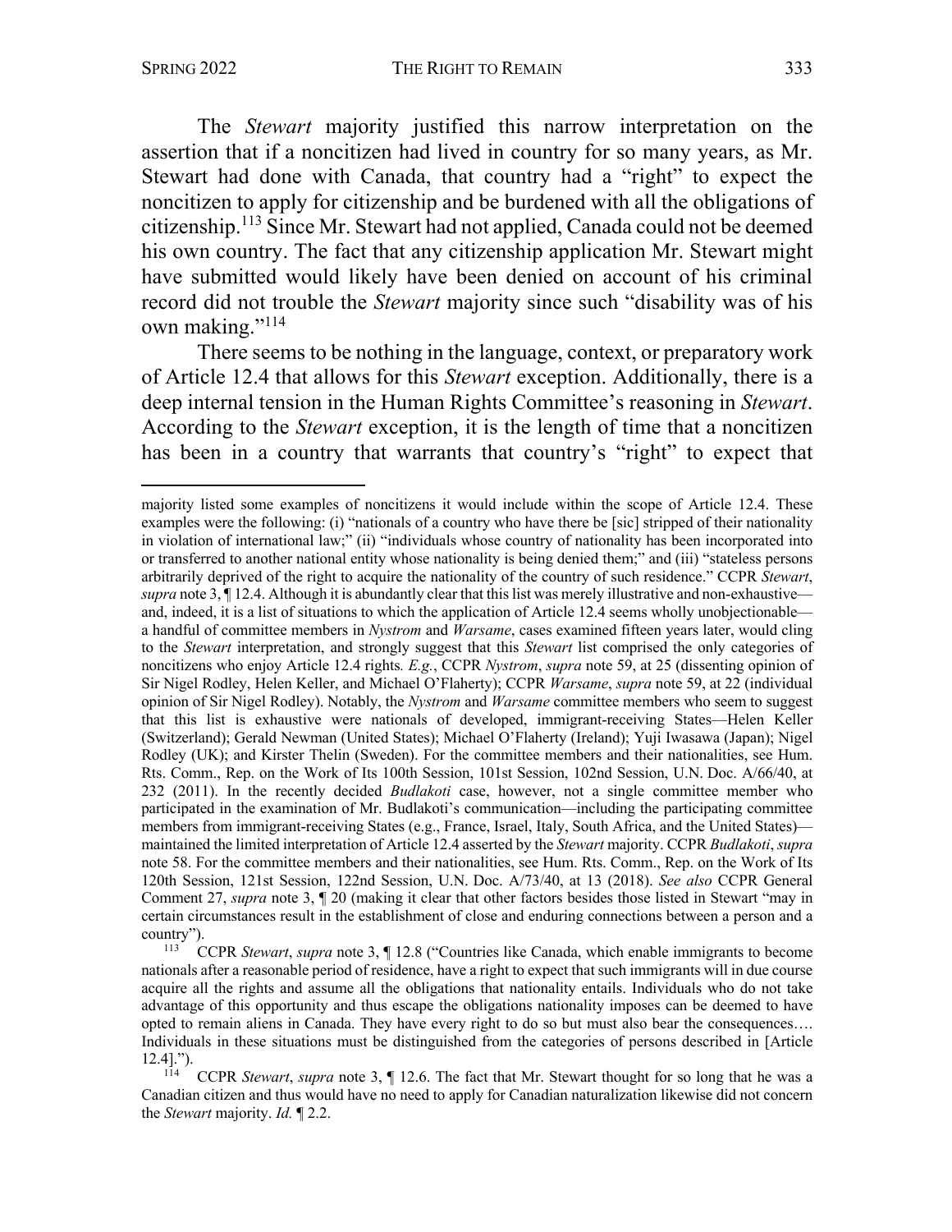The *Stewart* majority justified this narrow interpretation on the assertion that if a noncitizen had lived in country for so many years, as Mr. Stewart had done with Canada, that country had a "right" to expect the noncitizen to apply for citizenship and be burdened with all the obligations of citizenship.[113] Since Mr. Stewart had not applied, Canada could not be deemed his own country. The fact that any citizenship application Mr. Stewart might have submitted would likely have been denied on account of his criminal record did not trouble the *Stewart* majority since such "disability was of his own making."[114]

There seems to be nothing in the language, context, or preparatory work of Article 12.4 that allows for this *Stewart* exception. Additionally, there is a deep internal tension in the Human Rights Committee's reasoning in *Stewart*. According to the *Stewart* exception, it is the length of time that a noncitizen has been in a country that warrants that country's "right" to expect that

---

majority listed some examples of noncitizens it would include within the scope of Article 12.4. These examples were the following: (i) "nationals of a country who have there be [sic] stripped of their nationality in violation of international law;" (ii) "individuals whose country of nationality has been incorporated into or transferred to another national entity whose nationality is being denied them;" and (iii) "stateless persons arbitrarily deprived of the right to acquire the nationality of the country of such residence." CCPR *Stewart*, *supra* note 3, ¶ 12.4. Although it is abundantly clear that this list was merely illustrative and non-exhaustive—and, indeed, it is a list of situations to which the application of Article 12.4 seems wholly unobjectionable—a handful of committee members in *Nystrom* and *Warsame*, cases examined fifteen years later, would cling to the *Stewart* interpretation, and strongly suggest that this *Stewart* list comprised the only categories of noncitizens who enjoy Article 12.4 rights*. E.g.*, CCPR *Nystrom*, *supra* note 59, at 25 (dissenting opinion of Sir Nigel Rodley, Helen Keller, and Michael O'Flaherty); CCPR *Warsame*, *supra* note 59, at 22 (individual opinion of Sir Nigel Rodley). Notably, the *Nystrom* and *Warsame* committee members who seem to suggest that this list is exhaustive were nationals of developed, immigrant-receiving States—Helen Keller (Switzerland); Gerald Newman (United States); Michael O'Flaherty (Ireland); Yuji Iwasawa (Japan); Nigel Rodley (UK); and Kirster Thelin (Sweden). For the committee members and their nationalities, see Hum. Rts. Comm., Rep. on the Work of Its 100th Session, 101st Session, 102nd Session, U.N. Doc. A/66/40, at 232 (2011). In the recently decided *Budlakoti* case, however, not a single committee member who participated in the examination of Mr. Budlakoti's communication—including the participating committee members from immigrant-receiving States (e.g., France, Israel, Italy, South Africa, and the United States)—maintained the limited interpretation of Article 12.4 asserted by the *Stewart* majority. CCPR *Budlakoti*, *supra* note 58. For the committee members and their nationalities, see Hum. Rts. Comm., Rep. on the Work of Its 120th Session, 121st Session, 122nd Session, U.N. Doc. A/73/40, at 13 (2018). *See also* CCPR General Comment 27, *supra* note 3, ¶ 20 (making it clear that other factors besides those listed in Stewart "may in certain circumstances result in the establishment of close and enduring connections between a person and a country").

[113] CCPR *Stewart*, *supra* note 3, ¶ 12.8 ("Countries like Canada, which enable immigrants to become nationals after a reasonable period of residence, have a right to expect that such immigrants will in due course acquire all the rights and assume all the obligations that nationality entails. Individuals who do not take advantage of this opportunity and thus escape the obligations nationality imposes can be deemed to have opted to remain aliens in Canada. They have every right to do so but must also bear the consequences…. Individuals in these situations must be distinguished from the categories of persons described in [Article 12.4].").

[114] CCPR *Stewart*, *supra* note 3, ¶ 12.6. The fact that Mr. Stewart thought for so long that he was a Canadian citizen and thus would have no need to apply for Canadian naturalization likewise did not concern the *Stewart* majority. *Id.* ¶ 2.2.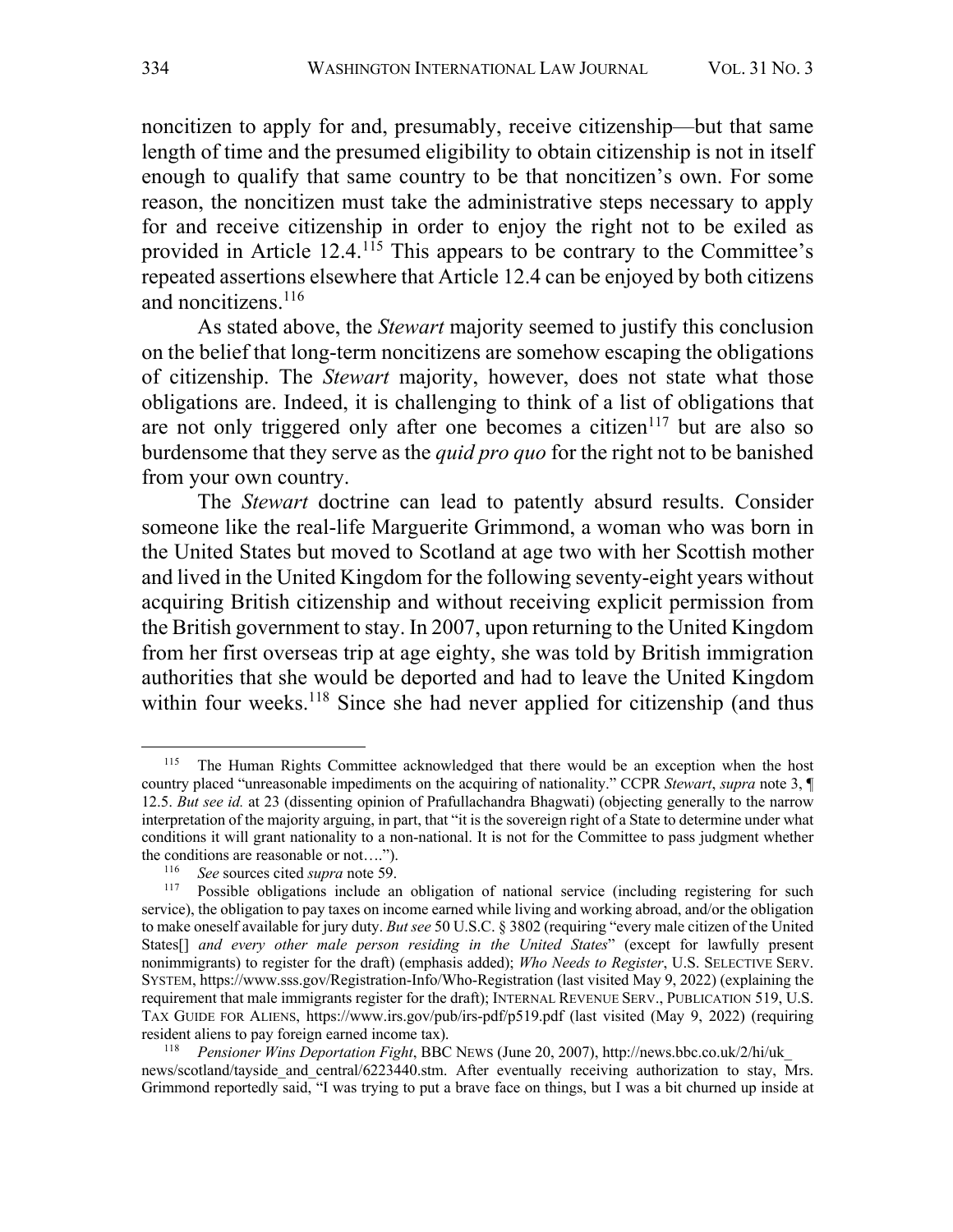noncitizen to apply for and, presumably, receive citizenship—but that same length of time and the presumed eligibility to obtain citizenship is not in itself enough to qualify that same country to be that noncitizen's own. For some reason, the noncitizen must take the administrative steps necessary to apply for and receive citizenship in order to enjoy the right not to be exiled as provided in Article 12.4.[115] This appears to be contrary to the Committee's repeated assertions elsewhere that Article 12.4 can be enjoyed by both citizens and noncitizens.[116]

As stated above, the *Stewart* majority seemed to justify this conclusion on the belief that long-term noncitizens are somehow escaping the obligations of citizenship. The *Stewart* majority, however, does not state what those obligations are. Indeed, it is challenging to think of a list of obligations that are not only triggered only after one becomes a citizen[117] but are also so burdensome that they serve as the *quid pro quo* for the right not to be banished from your own country.

The *Stewart* doctrine can lead to patently absurd results. Consider someone like the real-life Marguerite Grimmond, a woman who was born in the United States but moved to Scotland at age two with her Scottish mother and lived in the United Kingdom for the following seventy-eight years without acquiring British citizenship and without receiving explicit permission from the British government to stay. In 2007, upon returning to the United Kingdom from her first overseas trip at age eighty, she was told by British immigration authorities that she would be deported and had to leave the United Kingdom within four weeks.[118] Since she had never applied for citizenship (and thus

---

[115] The Human Rights Committee acknowledged that there would be an exception when the host country placed "unreasonable impediments on the acquiring of nationality." CCPR *Stewart*, *supra* note 3, ¶ 12.5. *But see id.* at 23 (dissenting opinion of Prafullachandra Bhagwati) (objecting generally to the narrow interpretation of the majority arguing, in part, that "it is the sovereign right of a State to determine under what conditions it will grant nationality to a non-national. It is not for the Committee to pass judgment whether the conditions are reasonable or not….").

[116] *See* sources cited *supra* note 59.

[117] Possible obligations include an obligation of national service (including registering for such service), the obligation to pay taxes on income earned while living and working abroad, and/or the obligation to make oneself available for jury duty. *But see* 50 U.S.C. § 3802 (requiring "every male citizen of the United States[] *and every other male person residing in the United States*" (except for lawfully present nonimmigrants) to register for the draft) (emphasis added); *Who Needs to Register*, U.S. SELECTIVE SERV. SYSTEM, https://www.sss.gov/Registration-Info/Who-Registration (last visited May 9, 2022) (explaining the requirement that male immigrants register for the draft); INTERNAL REVENUE SERV., PUBLICATION 519, U.S. TAX GUIDE FOR ALIENS, https://www.irs.gov/pub/irs-pdf/p519.pdf (last visited (May 9, 2022) (requiring resident aliens to pay foreign earned income tax).

[118] *Pensioner Wins Deportation Fight*, BBC NEWS (June 20, 2007), http://news.bbc.co.uk/2/hi/uk_news/scotland/tayside_and_central/6223440.stm. After eventually receiving authorization to stay, Mrs. Grimmond reportedly said, "I was trying to put a brave face on things, but I was a bit churned up inside at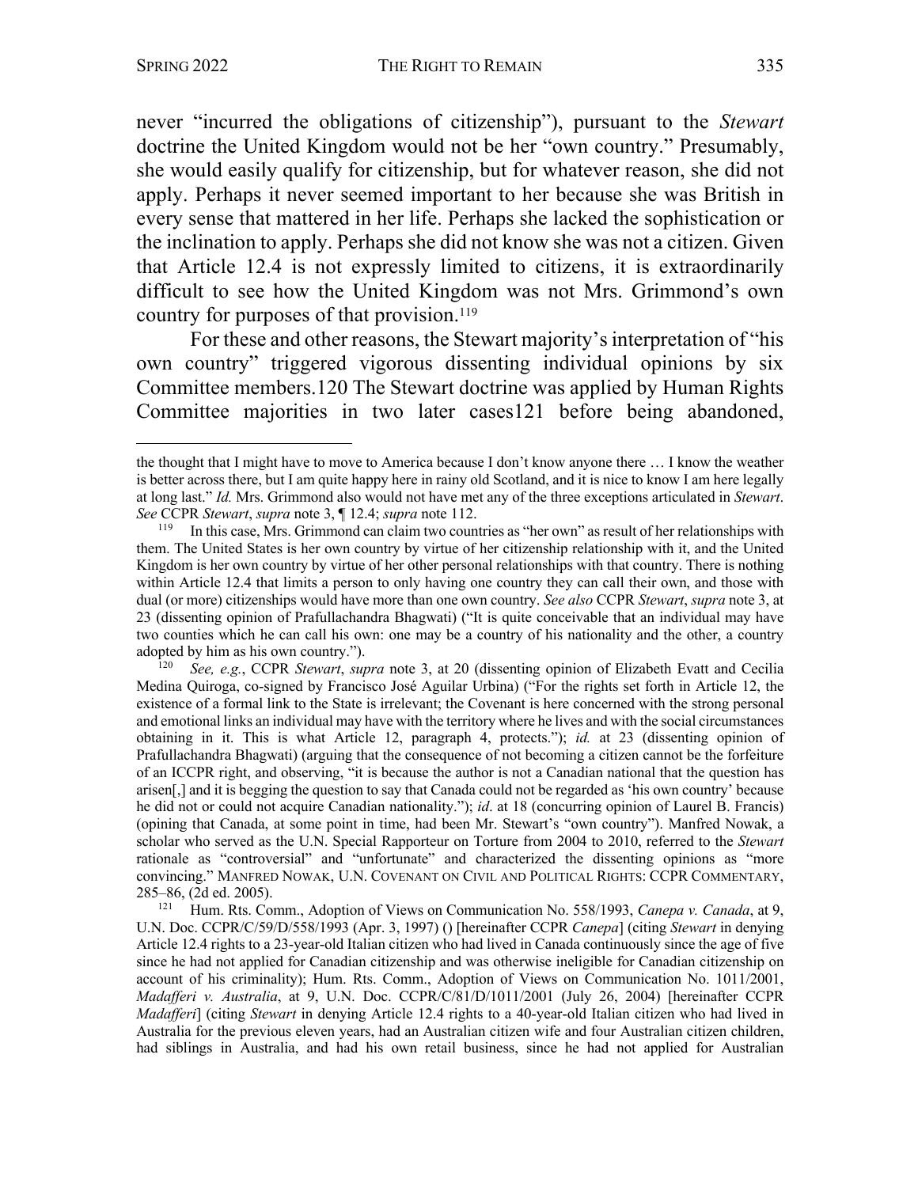never "incurred the obligations of citizenship"), pursuant to the *Stewart* doctrine the United Kingdom would not be her "own country." Presumably, she would easily qualify for citizenship, but for whatever reason, she did not apply. Perhaps it never seemed important to her because she was British in every sense that mattered in her life. Perhaps she lacked the sophistication or the inclination to apply. Perhaps she did not know she was not a citizen. Given that Article 12.4 is not expressly limited to citizens, it is extraordinarily difficult to see how the United Kingdom was not Mrs. Grimmond's own country for purposes of that provision.[119]

For these and other reasons, the Stewart majority's interpretation of "his own country" triggered vigorous dissenting individual opinions by six Committee members.120 The Stewart doctrine was applied by Human Rights Committee majorities in two later cases121 before being abandoned,

---

the thought that I might have to move to America because I don't know anyone there … I know the weather is better across there, but I am quite happy here in rainy old Scotland, and it is nice to know I am here legally at long last." *Id.* Mrs. Grimmond also would not have met any of the three exceptions articulated in *Stewart*. *See* CCPR *Stewart*, *supra* note 3, ¶ 12.4; *supra* note 112.

[119] In this case, Mrs. Grimmond can claim two countries as "her own" as result of her relationships with them. The United States is her own country by virtue of her citizenship relationship with it, and the United Kingdom is her own country by virtue of her other personal relationships with that country. There is nothing within Article 12.4 that limits a person to only having one country they can call their own, and those with dual (or more) citizenships would have more than one own country. *See also* CCPR *Stewart*, *supra* note 3, at 23 (dissenting opinion of Prafullachandra Bhagwati) ("It is quite conceivable that an individual may have two counties which he can call his own: one may be a country of his nationality and the other, a country adopted by him as his own country.").

[120] *See, e.g.*, CCPR *Stewart*, *supra* note 3, at 20 (dissenting opinion of Elizabeth Evatt and Cecilia Medina Quiroga, co-signed by Francisco José Aguilar Urbina) ("For the rights set forth in Article 12, the existence of a formal link to the State is irrelevant; the Covenant is here concerned with the strong personal and emotional links an individual may have with the territory where he lives and with the social circumstances obtaining in it. This is what Article 12, paragraph 4, protects."); *id.* at 23 (dissenting opinion of Prafullachandra Bhagwati) (arguing that the consequence of not becoming a citizen cannot be the forfeiture of an ICCPR right, and observing, "it is because the author is not a Canadian national that the question has arisen[,] and it is begging the question to say that Canada could not be regarded as 'his own country' because he did not or could not acquire Canadian nationality."); *id*. at 18 (concurring opinion of Laurel B. Francis) (opining that Canada, at some point in time, had been Mr. Stewart's "own country"). Manfred Nowak, a scholar who served as the U.N. Special Rapporteur on Torture from 2004 to 2010, referred to the *Stewart* rationale as "controversial" and "unfortunate" and characterized the dissenting opinions as "more convincing." MANFRED NOWAK, U.N. COVENANT ON CIVIL AND POLITICAL RIGHTS: CCPR COMMENTARY, 285–86, (2d ed. 2005).

[121] Hum. Rts. Comm., Adoption of Views on Communication No. 558/1993, *Canepa v. Canada*, at 9, U.N. Doc. CCPR/C/59/D/558/1993 (Apr. 3, 1997) () [hereinafter CCPR *Canepa*] (citing *Stewart* in denying Article 12.4 rights to a 23-year-old Italian citizen who had lived in Canada continuously since the age of five since he had not applied for Canadian citizenship and was otherwise ineligible for Canadian citizenship on account of his criminality); Hum. Rts. Comm., Adoption of Views on Communication No. 1011/2001, *Madafferi v. Australia*, at 9, U.N. Doc. CCPR/C/81/D/1011/2001 (July 26, 2004) [hereinafter CCPR *Madafferi*] (citing *Stewart* in denying Article 12.4 rights to a 40-year-old Italian citizen who had lived in Australia for the previous eleven years, had an Australian citizen wife and four Australian citizen children, had siblings in Australia, and had his own retail business, since he had not applied for Australian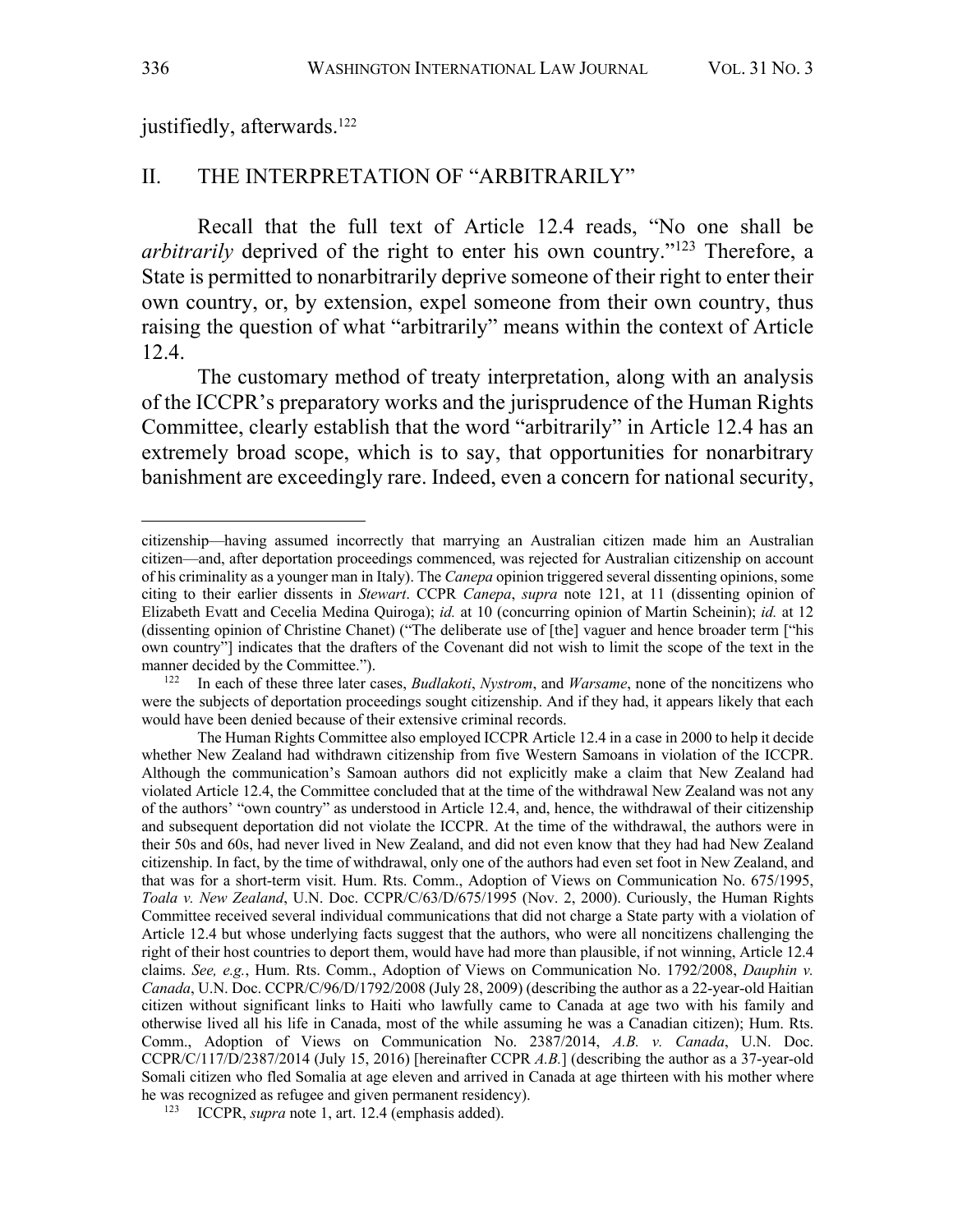justifiedly, afterwards.[122]

## II. THE INTERPRETATION OF "ARBITRARILY"

Recall that the full text of Article 12.4 reads, "No one shall be *arbitrarily* deprived of the right to enter his own country."[123] Therefore, a State is permitted to nonarbitrarily deprive someone of their right to enter their own country, or, by extension, expel someone from their own country, thus raising the question of what "arbitrarily" means within the context of Article 12.4.

The customary method of treaty interpretation, along with an analysis of the ICCPR's preparatory works and the jurisprudence of the Human Rights Committee, clearly establish that the word "arbitrarily" in Article 12.4 has an extremely broad scope, which is to say, that opportunities for nonarbitrary banishment are exceedingly rare. Indeed, even a concern for national security,

---

citizenship—having assumed incorrectly that marrying an Australian citizen made him an Australian citizen—and, after deportation proceedings commenced, was rejected for Australian citizenship on account of his criminality as a younger man in Italy). The *Canepa* opinion triggered several dissenting opinions, some citing to their earlier dissents in *Stewart*. CCPR *Canepa*, *supra* note 121, at 11 (dissenting opinion of Elizabeth Evatt and Cecelia Medina Quiroga); *id.* at 10 (concurring opinion of Martin Scheinin); *id.* at 12 (dissenting opinion of Christine Chanet) ("The deliberate use of [the] vaguer and hence broader term ["his own country"] indicates that the drafters of the Covenant did not wish to limit the scope of the text in the manner decided by the Committee.").

[122] In each of these three later cases, *Budlakoti*, *Nystrom*, and *Warsame*, none of the noncitizens who were the subjects of deportation proceedings sought citizenship. And if they had, it appears likely that each would have been denied because of their extensive criminal records.

The Human Rights Committee also employed ICCPR Article 12.4 in a case in 2000 to help it decide whether New Zealand had withdrawn citizenship from five Western Samoans in violation of the ICCPR. Although the communication's Samoan authors did not explicitly make a claim that New Zealand had violated Article 12.4, the Committee concluded that at the time of the withdrawal New Zealand was not any of the authors' "own country" as understood in Article 12.4, and, hence, the withdrawal of their citizenship and subsequent deportation did not violate the ICCPR. At the time of the withdrawal, the authors were in their 50s and 60s, had never lived in New Zealand, and did not even know that they had had New Zealand citizenship. In fact, by the time of withdrawal, only one of the authors had even set foot in New Zealand, and that was for a short-term visit. Hum. Rts. Comm., Adoption of Views on Communication No. 675/1995, *Toala v. New Zealand*, U.N. Doc. CCPR/C/63/D/675/1995 (Nov. 2, 2000). Curiously, the Human Rights Committee received several individual communications that did not charge a State party with a violation of Article 12.4 but whose underlying facts suggest that the authors, who were all noncitizens challenging the right of their host countries to deport them, would have had more than plausible, if not winning, Article 12.4 claims. *See, e.g.*, Hum. Rts. Comm., Adoption of Views on Communication No. 1792/2008, *Dauphin v. Canada*, U.N. Doc. CCPR/C/96/D/1792/2008 (July 28, 2009) (describing the author as a 22-year-old Haitian citizen without significant links to Haiti who lawfully came to Canada at age two with his family and otherwise lived all his life in Canada, most of the while assuming he was a Canadian citizen); Hum. Rts. Comm., Adoption of Views on Communication No. 2387/2014, *A.B. v. Canada*, U.N. Doc. CCPR/C/117/D/2387/2014 (July 15, 2016) [hereinafter CCPR *A.B.*] (describing the author as a 37-year-old Somali citizen who fled Somalia at age eleven and arrived in Canada at age thirteen with his mother where he was recognized as refugee and given permanent residency).

[123] ICCPR, *supra* note 1, art. 12.4 (emphasis added).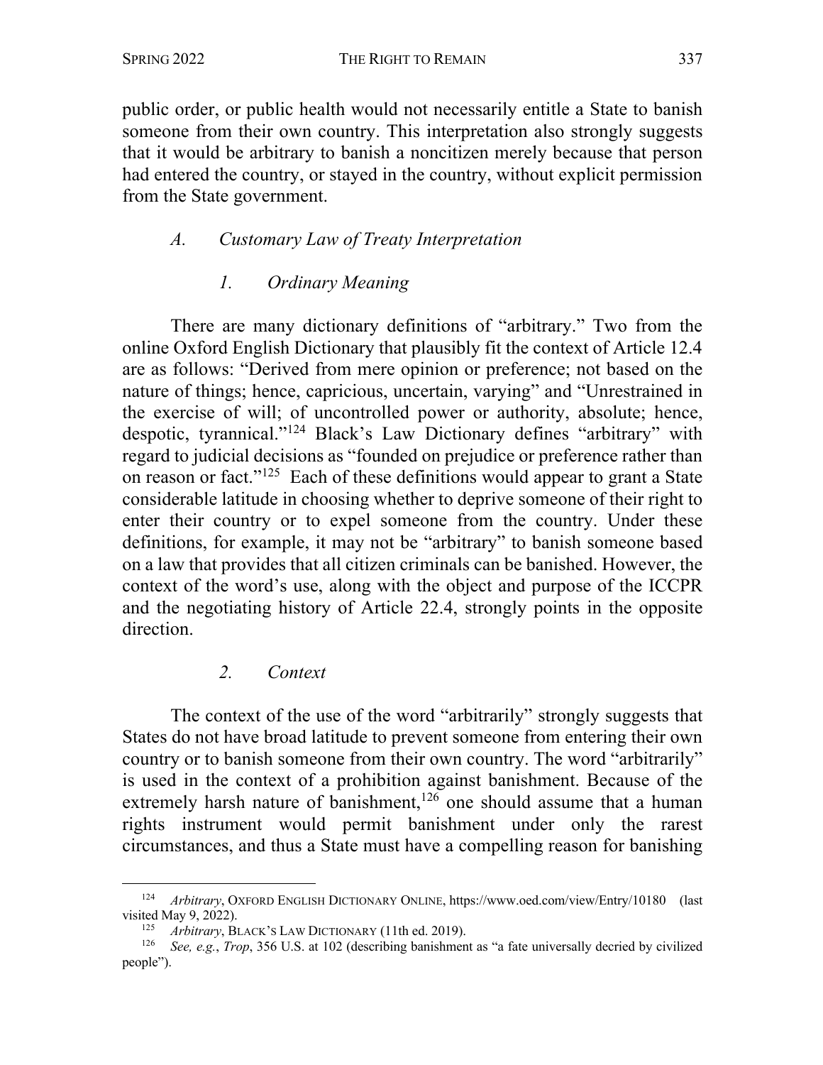public order, or public health would not necessarily entitle a State to banish someone from their own country. This interpretation also strongly suggests that it would be arbitrary to banish a noncitizen merely because that person had entered the country, or stayed in the country, without explicit permission from the State government.

### *A. Customary Law of Treaty Interpretation*

#### *1. Ordinary Meaning*

There are many dictionary definitions of "arbitrary." Two from the online Oxford English Dictionary that plausibly fit the context of Article 12.4 are as follows: "Derived from mere opinion or preference; not based on the nature of things; hence, capricious, uncertain, varying" and "Unrestrained in the exercise of will; of uncontrolled power or authority, absolute; hence, despotic, tyrannical."[124] Black's Law Dictionary defines "arbitrary" with regard to judicial decisions as "founded on prejudice or preference rather than on reason or fact."[125] Each of these definitions would appear to grant a State considerable latitude in choosing whether to deprive someone of their right to enter their country or to expel someone from the country. Under these definitions, for example, it may not be "arbitrary" to banish someone based on a law that provides that all citizen criminals can be banished. However, the context of the word's use, along with the object and purpose of the ICCPR and the negotiating history of Article 22.4, strongly points in the opposite direction.

#### *2. Context*

The context of the use of the word "arbitrarily" strongly suggests that States do not have broad latitude to prevent someone from entering their own country or to banish someone from their own country. The word "arbitrarily" is used in the context of a prohibition against banishment. Because of the extremely harsh nature of banishment,[126] one should assume that a human rights instrument would permit banishment under only the rarest circumstances, and thus a State must have a compelling reason for banishing

---

[124] *Arbitrary*, OXFORD ENGLISH DICTIONARY ONLINE, https://www.oed.com/view/Entry/10180 (last visited May 9, 2022).

[125] *Arbitrary*, BLACK'S LAW DICTIONARY (11th ed. 2019).

[126] *See, e.g.*, *Trop*, 356 U.S. at 102 (describing banishment as "a fate universally decried by civilized people").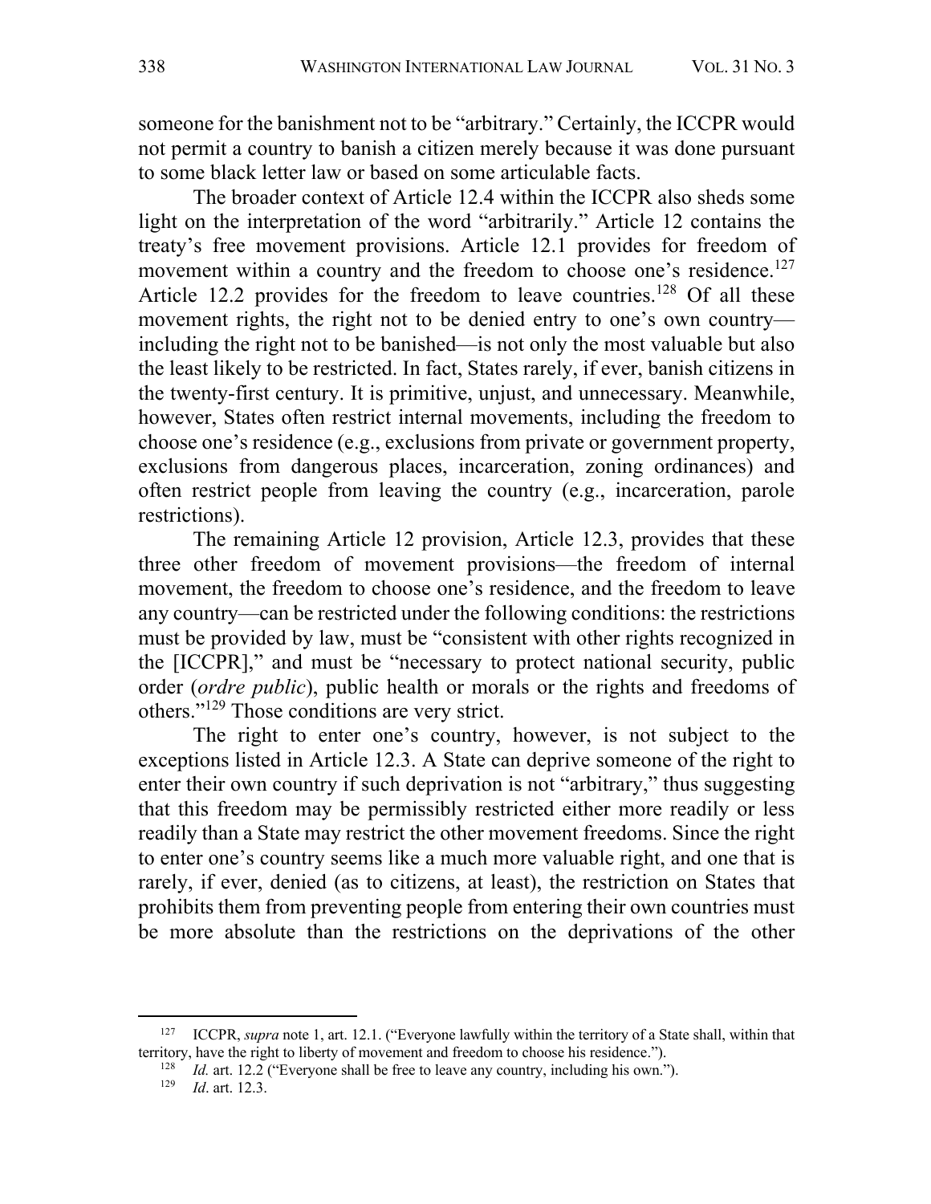someone for the banishment not to be "arbitrary." Certainly, the ICCPR would not permit a country to banish a citizen merely because it was done pursuant to some black letter law or based on some articulable facts.

The broader context of Article 12.4 within the ICCPR also sheds some light on the interpretation of the word "arbitrarily." Article 12 contains the treaty's free movement provisions. Article 12.1 provides for freedom of movement within a country and the freedom to choose one's residence.[127] Article 12.2 provides for the freedom to leave countries.[128] Of all these movement rights, the right not to be denied entry to one's own country—including the right not to be banished—is not only the most valuable but also the least likely to be restricted. In fact, States rarely, if ever, banish citizens in the twenty-first century. It is primitive, unjust, and unnecessary. Meanwhile, however, States often restrict internal movements, including the freedom to choose one's residence (e.g., exclusions from private or government property, exclusions from dangerous places, incarceration, zoning ordinances) and often restrict people from leaving the country (e.g., incarceration, parole restrictions).

The remaining Article 12 provision, Article 12.3, provides that these three other freedom of movement provisions—the freedom of internal movement, the freedom to choose one's residence, and the freedom to leave any country—can be restricted under the following conditions: the restrictions must be provided by law, must be "consistent with other rights recognized in the [ICCPR]," and must be "necessary to protect national security, public order (*ordre public*), public health or morals or the rights and freedoms of others."[129] Those conditions are very strict.

The right to enter one's country, however, is not subject to the exceptions listed in Article 12.3. A State can deprive someone of the right to enter their own country if such deprivation is not "arbitrary," thus suggesting that this freedom may be permissibly restricted either more readily or less readily than a State may restrict the other movement freedoms. Since the right to enter one's country seems like a much more valuable right, and one that is rarely, if ever, denied (as to citizens, at least), the restriction on States that prohibits them from preventing people from entering their own countries must be more absolute than the restrictions on the deprivations of the other

---

[127] ICCPR, *supra* note 1, art. 12.1. ("Everyone lawfully within the territory of a State shall, within that territory, have the right to liberty of movement and freedom to choose his residence.").

[128] *Id.* art. 12.2 ("Everyone shall be free to leave any country, including his own.").

[129] *Id*. art. 12.3.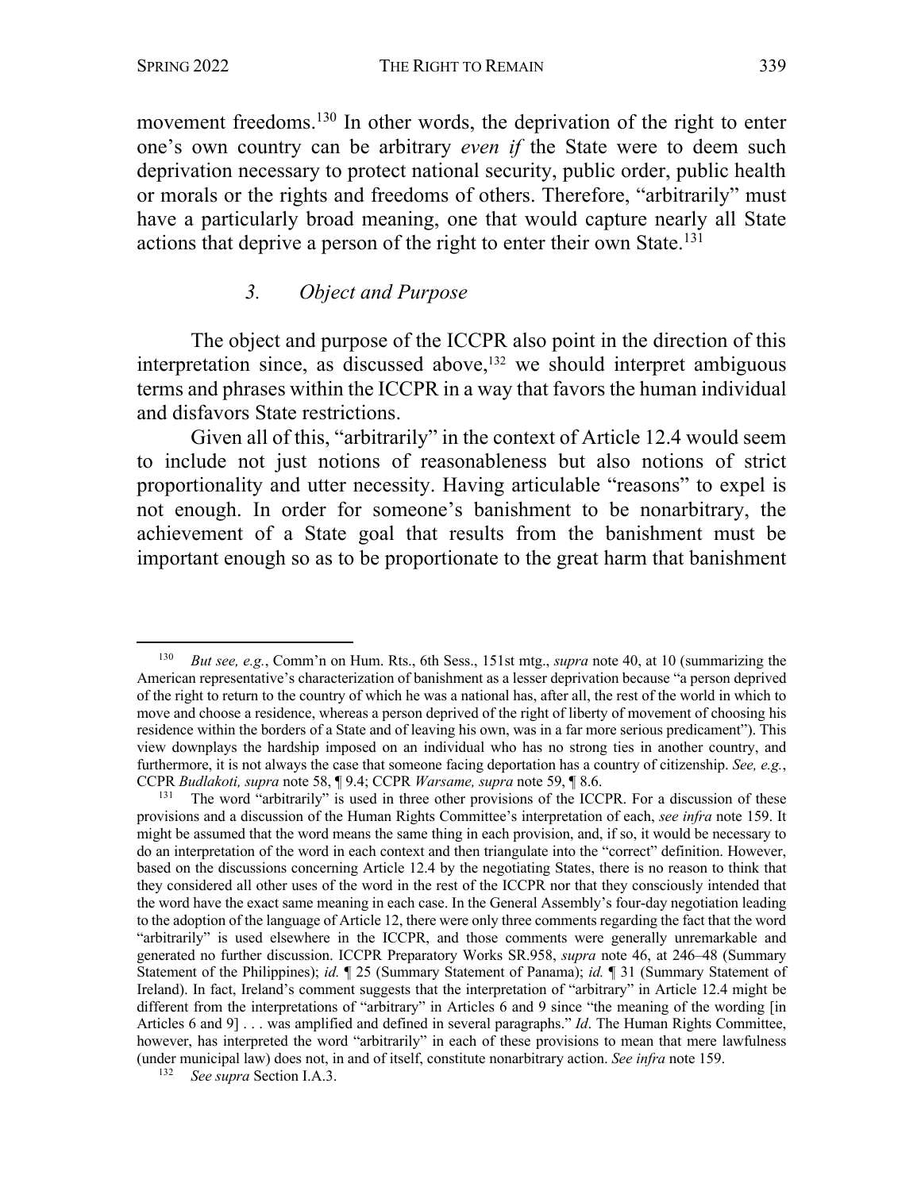movement freedoms.[130] In other words, the deprivation of the right to enter one's own country can be arbitrary *even if* the State were to deem such deprivation necessary to protect national security, public order, public health or morals or the rights and freedoms of others. Therefore, "arbitrarily" must have a particularly broad meaning, one that would capture nearly all State actions that deprive a person of the right to enter their own State.[131]

### 3. Object and Purpose

The object and purpose of the ICCPR also point in the direction of this interpretation since, as discussed above,[132] we should interpret ambiguous terms and phrases within the ICCPR in a way that favors the human individual and disfavors State restrictions.

Given all of this, "arbitrarily" in the context of Article 12.4 would seem to include not just notions of reasonableness but also notions of strict proportionality and utter necessity. Having articulable "reasons" to expel is not enough. In order for someone's banishment to be nonarbitrary, the achievement of a State goal that results from the banishment must be important enough so as to be proportionate to the great harm that banishment

---

[130] *But see, e.g.*, Comm'n on Hum. Rts., 6th Sess., 151st mtg., *supra* note 40, at 10 (summarizing the American representative's characterization of banishment as a lesser deprivation because "a person deprived of the right to return to the country of which he was a national has, after all, the rest of the world in which to move and choose a residence, whereas a person deprived of the right of liberty of movement of choosing his residence within the borders of a State and of leaving his own, was in a far more serious predicament"). This view downplays the hardship imposed on an individual who has no strong ties in another country, and furthermore, it is not always the case that someone facing deportation has a country of citizenship. *See, e.g.*, CCPR *Budlakoti, supra* note 58, ¶ 9.4; CCPR *Warsame, supra* note 59, ¶ 8.6.

[131] The word "arbitrarily" is used in three other provisions of the ICCPR. For a discussion of these provisions and a discussion of the Human Rights Committee's interpretation of each, *see infra* note 159. It might be assumed that the word means the same thing in each provision, and, if so, it would be necessary to do an interpretation of the word in each context and then triangulate into the "correct" definition. However, based on the discussions concerning Article 12.4 by the negotiating States, there is no reason to think that they considered all other uses of the word in the rest of the ICCPR nor that they consciously intended that the word have the exact same meaning in each case. In the General Assembly's four-day negotiation leading to the adoption of the language of Article 12, there were only three comments regarding the fact that the word "arbitrarily" is used elsewhere in the ICCPR, and those comments were generally unremarkable and generated no further discussion. ICCPR Preparatory Works SR.958, *supra* note 46, at 246–48 (Summary Statement of the Philippines); *id.* ¶ 25 (Summary Statement of Panama); *id.* ¶ 31 (Summary Statement of Ireland). In fact, Ireland's comment suggests that the interpretation of "arbitrary" in Article 12.4 might be different from the interpretations of "arbitrary" in Articles 6 and 9 since "the meaning of the wording [in Articles 6 and 9] . . . was amplified and defined in several paragraphs." *Id*. The Human Rights Committee, however, has interpreted the word "arbitrarily" in each of these provisions to mean that mere lawfulness (under municipal law) does not, in and of itself, constitute nonarbitrary action. *See infra* note 159.

[132] *See supra* Section I.A.3.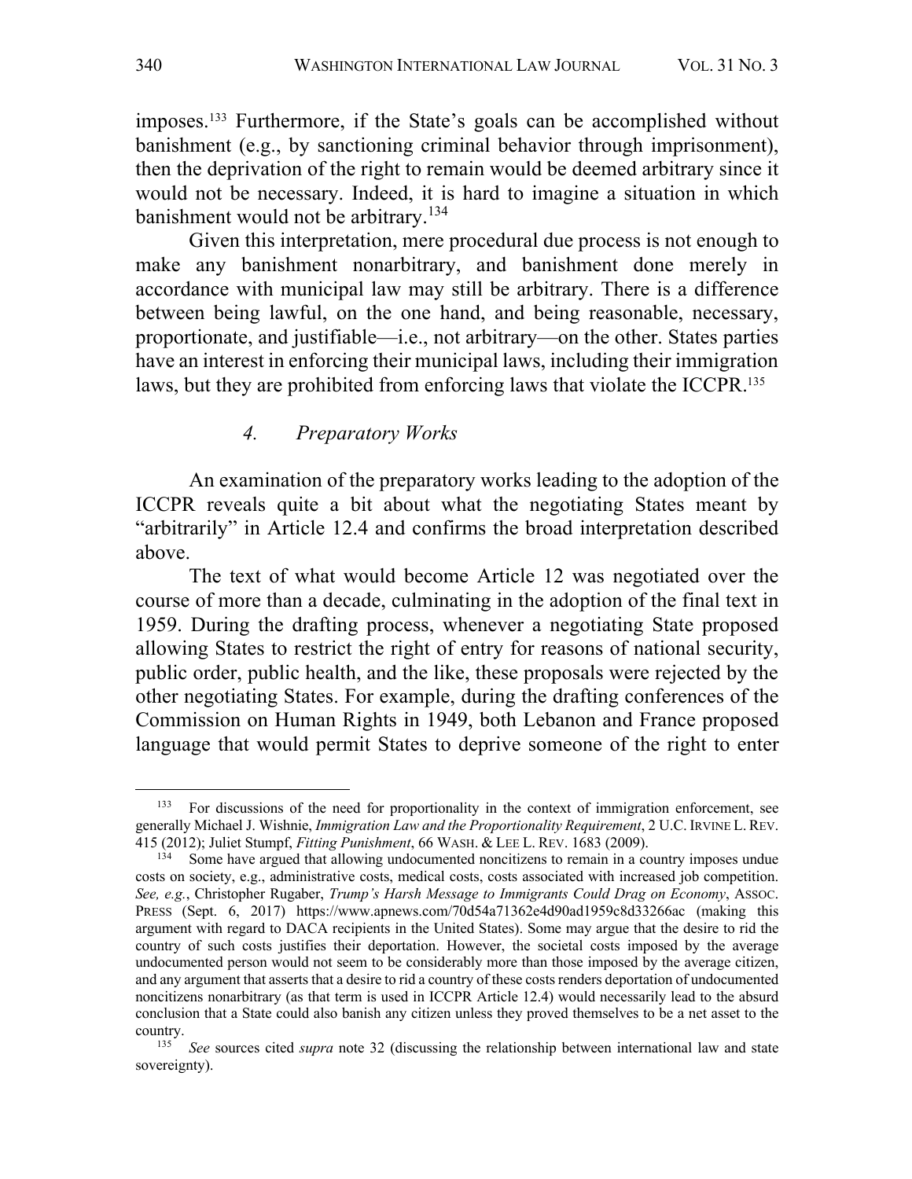imposes.[133] Furthermore, if the State's goals can be accomplished without banishment (e.g., by sanctioning criminal behavior through imprisonment), then the deprivation of the right to remain would be deemed arbitrary since it would not be necessary. Indeed, it is hard to imagine a situation in which banishment would not be arbitrary.[134]

Given this interpretation, mere procedural due process is not enough to make any banishment nonarbitrary, and banishment done merely in accordance with municipal law may still be arbitrary. There is a difference between being lawful, on the one hand, and being reasonable, necessary, proportionate, and justifiable—i.e., not arbitrary—on the other. States parties have an interest in enforcing their municipal laws, including their immigration laws, but they are prohibited from enforcing laws that violate the ICCPR.[135]

#### *4. Preparatory Works*

An examination of the preparatory works leading to the adoption of the ICCPR reveals quite a bit about what the negotiating States meant by "arbitrarily" in Article 12.4 and confirms the broad interpretation described above.

The text of what would become Article 12 was negotiated over the course of more than a decade, culminating in the adoption of the final text in 1959. During the drafting process, whenever a negotiating State proposed allowing States to restrict the right of entry for reasons of national security, public order, public health, and the like, these proposals were rejected by the other negotiating States. For example, during the drafting conferences of the Commission on Human Rights in 1949, both Lebanon and France proposed language that would permit States to deprive someone of the right to enter

---

[133] For discussions of the need for proportionality in the context of immigration enforcement, see generally Michael J. Wishnie, *Immigration Law and the Proportionality Requirement*, 2 U.C. IRVINE L. REV. 415 (2012); Juliet Stumpf, *Fitting Punishment*, 66 WASH. & LEE L. REV. 1683 (2009).

[134] Some have argued that allowing undocumented noncitizens to remain in a country imposes undue costs on society, e.g., administrative costs, medical costs, costs associated with increased job competition. *See, e.g.*, Christopher Rugaber, *Trump's Harsh Message to Immigrants Could Drag on Economy*, ASSOC. PRESS (Sept. 6, 2017) https://www.apnews.com/70d54a71362e4d90ad1959c8d33266ac (making this argument with regard to DACA recipients in the United States). Some may argue that the desire to rid the country of such costs justifies their deportation. However, the societal costs imposed by the average undocumented person would not seem to be considerably more than those imposed by the average citizen, and any argument that asserts that a desire to rid a country of these costs renders deportation of undocumented noncitizens nonarbitrary (as that term is used in ICCPR Article 12.4) would necessarily lead to the absurd conclusion that a State could also banish any citizen unless they proved themselves to be a net asset to the country.

[135] *See* sources cited *supra* note 32 (discussing the relationship between international law and state sovereignty).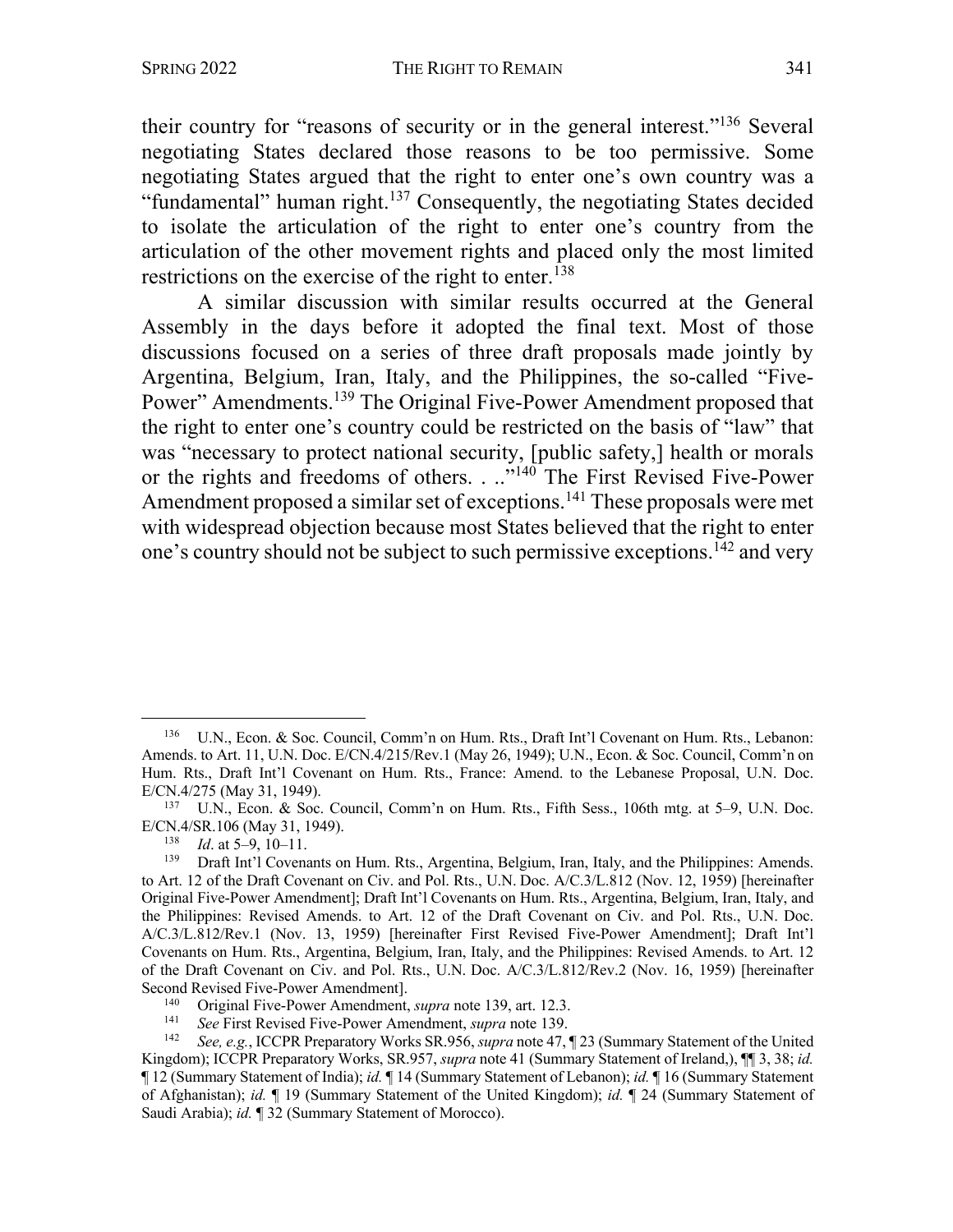their country for "reasons of security or in the general interest."[136] Several negotiating States declared those reasons to be too permissive. Some negotiating States argued that the right to enter one's own country was a "fundamental" human right.[137] Consequently, the negotiating States decided to isolate the articulation of the right to enter one's country from the articulation of the other movement rights and placed only the most limited restrictions on the exercise of the right to enter.[138]

A similar discussion with similar results occurred at the General Assembly in the days before it adopted the final text. Most of those discussions focused on a series of three draft proposals made jointly by Argentina, Belgium, Iran, Italy, and the Philippines, the so-called "Five-Power" Amendments.[139] The Original Five-Power Amendment proposed that the right to enter one's country could be restricted on the basis of "law" that was "necessary to protect national security, [public safety,] health or morals or the rights and freedoms of others. . .."[140] The First Revised Five-Power Amendment proposed a similar set of exceptions.[141] These proposals were met with widespread objection because most States believed that the right to enter one's country should not be subject to such permissive exceptions.[142] and very

---

[136] U.N., Econ. & Soc. Council, Comm'n on Hum. Rts., Draft Int'l Covenant on Hum. Rts., Lebanon: Amends. to Art. 11, U.N. Doc. E/CN.4/215/Rev.1 (May 26, 1949); U.N., Econ. & Soc. Council, Comm'n on Hum. Rts., Draft Int'l Covenant on Hum. Rts., France: Amend. to the Lebanese Proposal, U.N. Doc. E/CN.4/275 (May 31, 1949).

[137] U.N., Econ. & Soc. Council, Comm'n on Hum. Rts., Fifth Sess., 106th mtg. at 5–9, U.N. Doc. E/CN.4/SR.106 (May 31, 1949).

[138] *Id*. at 5–9, 10–11.

[139] Draft Int'l Covenants on Hum. Rts., Argentina, Belgium, Iran, Italy, and the Philippines: Amends. to Art. 12 of the Draft Covenant on Civ. and Pol. Rts., U.N. Doc. A/C.3/L.812 (Nov. 12, 1959) [hereinafter Original Five-Power Amendment]; Draft Int'l Covenants on Hum. Rts., Argentina, Belgium, Iran, Italy, and the Philippines: Revised Amends. to Art. 12 of the Draft Covenant on Civ. and Pol. Rts., U.N. Doc. A/C.3/L.812/Rev.1 (Nov. 13, 1959) [hereinafter First Revised Five-Power Amendment]; Draft Int'l Covenants on Hum. Rts., Argentina, Belgium, Iran, Italy, and the Philippines: Revised Amends. to Art. 12 of the Draft Covenant on Civ. and Pol. Rts., U.N. Doc. A/C.3/L.812/Rev.2 (Nov. 16, 1959) [hereinafter Second Revised Five-Power Amendment].

[140] Original Five-Power Amendment, *supra* note 139, art. 12.3.

[141] *See* First Revised Five-Power Amendment, *supra* note 139.

[142] *See, e.g.*, ICCPR Preparatory Works SR.956, *supra* note 47, ¶ 23 (Summary Statement of the United Kingdom); ICCPR Preparatory Works, SR.957, *supra* note 41 (Summary Statement of Ireland,), ¶¶ 3, 38; *id.* ¶ 12 (Summary Statement of India); *id.* ¶ 14 (Summary Statement of Lebanon); *id.* ¶ 16 (Summary Statement of Afghanistan); *id.* ¶ 19 (Summary Statement of the United Kingdom); *id.* ¶ 24 (Summary Statement of Saudi Arabia); *id.* ¶ 32 (Summary Statement of Morocco).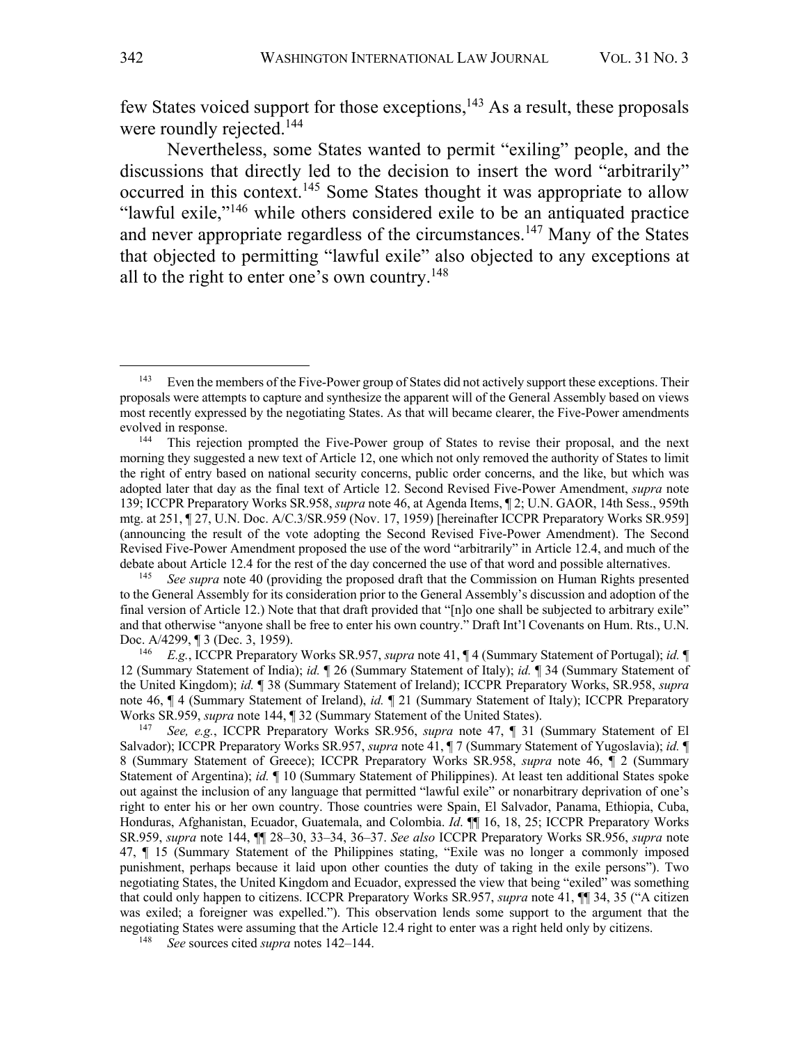few States voiced support for those exceptions,[143] As a result, these proposals were roundly rejected.[144]

Nevertheless, some States wanted to permit "exiling" people, and the discussions that directly led to the decision to insert the word "arbitrarily" occurred in this context.[145] Some States thought it was appropriate to allow "lawful exile,"[146] while others considered exile to be an antiquated practice and never appropriate regardless of the circumstances.[147] Many of the States that objected to permitting "lawful exile" also objected to any exceptions at all to the right to enter one's own country.[148]

---

[143] Even the members of the Five-Power group of States did not actively support these exceptions. Their proposals were attempts to capture and synthesize the apparent will of the General Assembly based on views most recently expressed by the negotiating States. As that will became clearer, the Five-Power amendments evolved in response.

[144] This rejection prompted the Five-Power group of States to revise their proposal, and the next morning they suggested a new text of Article 12, one which not only removed the authority of States to limit the right of entry based on national security concerns, public order concerns, and the like, but which was adopted later that day as the final text of Article 12. Second Revised Five-Power Amendment, *supra* note 139; ICCPR Preparatory Works SR.958, *supra* note 46, at Agenda Items, ¶ 2; U.N. GAOR, 14th Sess., 959th mtg. at 251, ¶ 27, U.N. Doc. A/C.3/SR.959 (Nov. 17, 1959) [hereinafter ICCPR Preparatory Works SR.959] (announcing the result of the vote adopting the Second Revised Five-Power Amendment). The Second Revised Five-Power Amendment proposed the use of the word "arbitrarily" in Article 12.4, and much of the debate about Article 12.4 for the rest of the day concerned the use of that word and possible alternatives.

[145] *See supra* note 40 (providing the proposed draft that the Commission on Human Rights presented to the General Assembly for its consideration prior to the General Assembly's discussion and adoption of the final version of Article 12.) Note that that draft provided that "[n]o one shall be subjected to arbitrary exile" and that otherwise "anyone shall be free to enter his own country." Draft Int'l Covenants on Hum. Rts., U.N. Doc. A/4299, ¶ 3 (Dec. 3, 1959).

[146] *E.g.*, ICCPR Preparatory Works SR.957, *supra* note 41, ¶ 4 (Summary Statement of Portugal); *id.* ¶ 12 (Summary Statement of India); *id.* ¶ 26 (Summary Statement of Italy); *id.* ¶ 34 (Summary Statement of the United Kingdom); *id.* ¶ 38 (Summary Statement of Ireland); ICCPR Preparatory Works, SR.958, *supra* note 46, ¶ 4 (Summary Statement of Ireland), *id.* ¶ 21 (Summary Statement of Italy); ICCPR Preparatory Works SR.959, *supra* note 144, ¶ 32 (Summary Statement of the United States).

[147] *See, e.g.*, ICCPR Preparatory Works SR.956, *supra* note 47, ¶ 31 (Summary Statement of El Salvador); ICCPR Preparatory Works SR.957, *supra* note 41, ¶ 7 (Summary Statement of Yugoslavia); *id.* ¶ 8 (Summary Statement of Greece); ICCPR Preparatory Works SR.958, *supra* note 46, ¶ 2 (Summary Statement of Argentina); *id.* ¶ 10 (Summary Statement of Philippines). At least ten additional States spoke out against the inclusion of any language that permitted "lawful exile" or nonarbitrary deprivation of one's right to enter his or her own country. Those countries were Spain, El Salvador, Panama, Ethiopia, Cuba, Honduras, Afghanistan, Ecuador, Guatemala, and Colombia. *Id.* ¶¶ 16, 18, 25; ICCPR Preparatory Works SR.959, *supra* note 144, ¶¶ 28–30, 33–34, 36–37. *See also* ICCPR Preparatory Works SR.956, *supra* note 47, ¶ 15 (Summary Statement of the Philippines stating, "Exile was no longer a commonly imposed punishment, perhaps because it laid upon other counties the duty of taking in the exile persons"). Two negotiating States, the United Kingdom and Ecuador, expressed the view that being "exiled" was something that could only happen to citizens. ICCPR Preparatory Works SR.957, *supra* note 41, ¶¶ 34, 35 ("A citizen was exiled; a foreigner was expelled."). This observation lends some support to the argument that the negotiating States were assuming that the Article 12.4 right to enter was a right held only by citizens.

[148] *See* sources cited *supra* notes 142–144.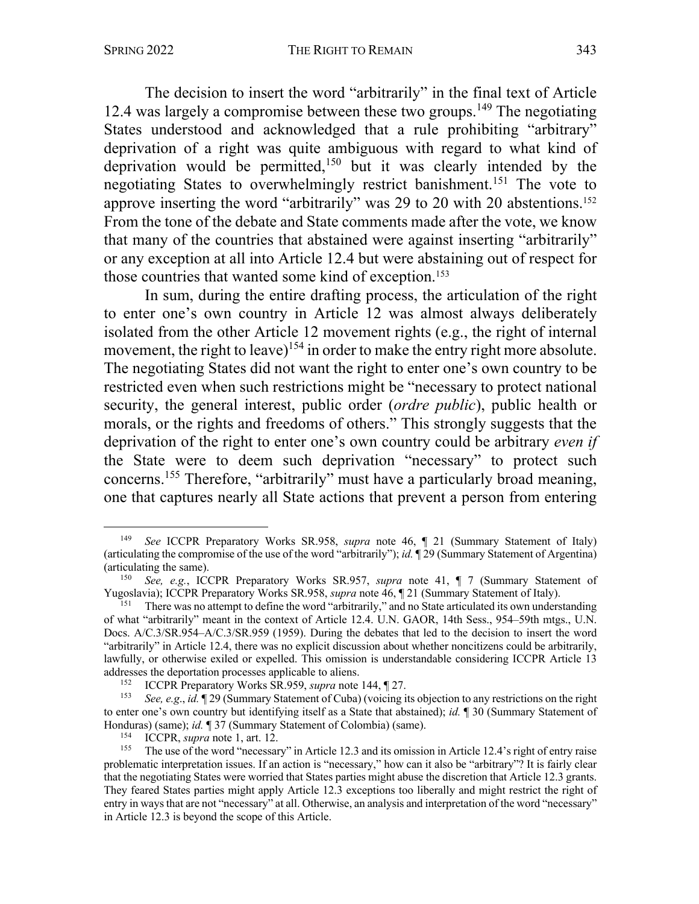The decision to insert the word "arbitrarily" in the final text of Article 12.4 was largely a compromise between these two groups.[149] The negotiating States understood and acknowledged that a rule prohibiting "arbitrary" deprivation of a right was quite ambiguous with regard to what kind of deprivation would be permitted,[150] but it was clearly intended by the negotiating States to overwhelmingly restrict banishment.[151] The vote to approve inserting the word "arbitrarily" was 29 to 20 with 20 abstentions.[152] From the tone of the debate and State comments made after the vote, we know that many of the countries that abstained were against inserting "arbitrarily" or any exception at all into Article 12.4 but were abstaining out of respect for those countries that wanted some kind of exception.[153]

In sum, during the entire drafting process, the articulation of the right to enter one's own country in Article 12 was almost always deliberately isolated from the other Article 12 movement rights (e.g., the right of internal movement, the right to leave)[154] in order to make the entry right more absolute. The negotiating States did not want the right to enter one's own country to be restricted even when such restrictions might be "necessary to protect national security, the general interest, public order (*ordre public*), public health or morals, or the rights and freedoms of others." This strongly suggests that the deprivation of the right to enter one's own country could be arbitrary *even if* the State were to deem such deprivation "necessary" to protect such concerns.[155] Therefore, "arbitrarily" must have a particularly broad meaning, one that captures nearly all State actions that prevent a person from entering

---

[149] *See* ICCPR Preparatory Works SR.958, *supra* note 46, ¶ 21 (Summary Statement of Italy) (articulating the compromise of the use of the word "arbitrarily"); *id.* ¶ 29 (Summary Statement of Argentina) (articulating the same).

[150] *See, e.g.*, ICCPR Preparatory Works SR.957, *supra* note 41, ¶ 7 (Summary Statement of Yugoslavia); ICCPR Preparatory Works SR.958, *supra* note 46, ¶ 21 (Summary Statement of Italy).

[151] There was no attempt to define the word "arbitrarily," and no State articulated its own understanding of what "arbitrarily" meant in the context of Article 12.4. U.N. GAOR, 14th Sess., 954–59th mtgs., U.N. Docs. A/C.3/SR.954–A/C.3/SR.959 (1959). During the debates that led to the decision to insert the word "arbitrarily" in Article 12.4, there was no explicit discussion about whether noncitizens could be arbitrarily, lawfully, or otherwise exiled or expelled. This omission is understandable considering ICCPR Article 13 addresses the deportation processes applicable to aliens.

[152] ICCPR Preparatory Works SR.959, *supra* note 144, ¶ 27.

[153] *See, e.g.*, *id.* ¶ 29 (Summary Statement of Cuba) (voicing its objection to any restrictions on the right to enter one's own country but identifying itself as a State that abstained); *id.* ¶ 30 (Summary Statement of Honduras) (same); *id.* ¶ 37 (Summary Statement of Colombia) (same).

[154] ICCPR, *supra* note 1, art. 12.

[155] The use of the word "necessary" in Article 12.3 and its omission in Article 12.4's right of entry raise problematic interpretation issues. If an action is "necessary," how can it also be "arbitrary"? It is fairly clear that the negotiating States were worried that States parties might abuse the discretion that Article 12.3 grants. They feared States parties might apply Article 12.3 exceptions too liberally and might restrict the right of entry in ways that are not "necessary" at all. Otherwise, an analysis and interpretation of the word "necessary" in Article 12.3 is beyond the scope of this Article.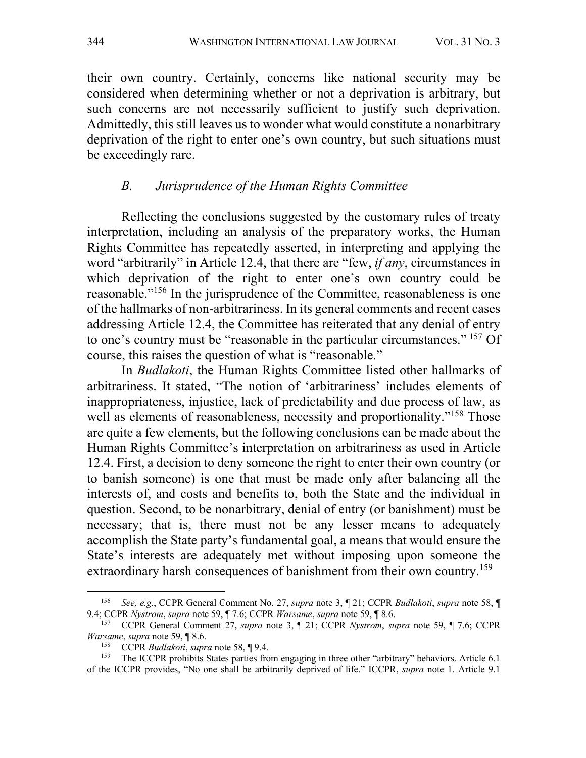their own country. Certainly, concerns like national security may be considered when determining whether or not a deprivation is arbitrary, but such concerns are not necessarily sufficient to justify such deprivation. Admittedly, this still leaves us to wonder what would constitute a nonarbitrary deprivation of the right to enter one's own country, but such situations must be exceedingly rare.

### *B. Jurisprudence of the Human Rights Committee*

Reflecting the conclusions suggested by the customary rules of treaty interpretation, including an analysis of the preparatory works, the Human Rights Committee has repeatedly asserted, in interpreting and applying the word "arbitrarily" in Article 12.4, that there are "few, *if any*, circumstances in which deprivation of the right to enter one's own country could be reasonable."[156] In the jurisprudence of the Committee, reasonableness is one of the hallmarks of non-arbitrariness. In its general comments and recent cases addressing Article 12.4, the Committee has reiterated that any denial of entry to one's country must be "reasonable in the particular circumstances." [157] Of course, this raises the question of what is "reasonable."

In *Budlakoti*, the Human Rights Committee listed other hallmarks of arbitrariness. It stated, "The notion of 'arbitrariness' includes elements of inappropriateness, injustice, lack of predictability and due process of law, as well as elements of reasonableness, necessity and proportionality."[158] Those are quite a few elements, but the following conclusions can be made about the Human Rights Committee's interpretation on arbitrariness as used in Article 12.4. First, a decision to deny someone the right to enter their own country (or to banish someone) is one that must be made only after balancing all the interests of, and costs and benefits to, both the State and the individual in question. Second, to be nonarbitrary, denial of entry (or banishment) must be necessary; that is, there must not be any lesser means to adequately accomplish the State party's fundamental goal, a means that would ensure the State's interests are adequately met without imposing upon someone the extraordinary harsh consequences of banishment from their own country.[159]

---

[156] *See, e.g.*, CCPR General Comment No. 27, *supra* note 3, ¶ 21; CCPR *Budlakoti*, *supra* note 58, ¶ 9.4; CCPR *Nystrom*, *supra* note 59, ¶ 7.6; CCPR *Warsame*, *supra* note 59, ¶ 8.6.

[157] CCPR General Comment 27, *supra* note 3, ¶ 21; CCPR *Nystrom*, *supra* note 59, ¶ 7.6; CCPR *Warsame*, *supra* note 59, ¶ 8.6.

[158] CCPR *Budlakoti*, *supra* note 58, ¶ 9.4.

[159] The ICCPR prohibits States parties from engaging in three other "arbitrary" behaviors. Article 6.1 of the ICCPR provides, "No one shall be arbitrarily deprived of life." ICCPR, *supra* note 1. Article 9.1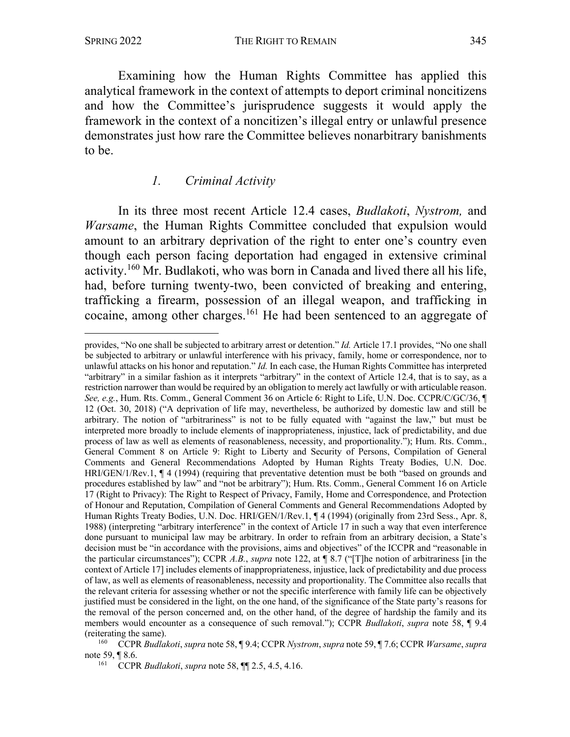Examining how the Human Rights Committee has applied this analytical framework in the context of attempts to deport criminal noncitizens and how the Committee's jurisprudence suggests it would apply the framework in the context of a noncitizen's illegal entry or unlawful presence demonstrates just how rare the Committee believes nonarbitrary banishments to be.

### *1. Criminal Activity*

In its three most recent Article 12.4 cases, *Budlakoti*, *Nystrom,* and *Warsame*, the Human Rights Committee concluded that expulsion would amount to an arbitrary deprivation of the right to enter one's country even though each person facing deportation had engaged in extensive criminal activity.[160] Mr. Budlakoti, who was born in Canada and lived there all his life, had, before turning twenty-two, been convicted of breaking and entering, trafficking a firearm, possession of an illegal weapon, and trafficking in cocaine, among other charges.[161] He had been sentenced to an aggregate of

---

provides, "No one shall be subjected to arbitrary arrest or detention." *Id.* Article 17.1 provides, "No one shall be subjected to arbitrary or unlawful interference with his privacy, family, home or correspondence, nor to unlawful attacks on his honor and reputation." *Id.* In each case, the Human Rights Committee has interpreted "arbitrary" in a similar fashion as it interprets "arbitrary" in the context of Article 12.4, that is to say, as a restriction narrower than would be required by an obligation to merely act lawfully or with articulable reason. *See, e.g.*, Hum. Rts. Comm., General Comment 36 on Article 6: Right to Life, U.N. Doc. CCPR/C/GC/36, ¶ 12 (Oct. 30, 2018) ("A deprivation of life may, nevertheless, be authorized by domestic law and still be arbitrary. The notion of "arbitrariness" is not to be fully equated with "against the law," but must be interpreted more broadly to include elements of inappropriateness, injustice, lack of predictability, and due process of law as well as elements of reasonableness, necessity, and proportionality."); Hum. Rts. Comm., General Comment 8 on Article 9: Right to Liberty and Security of Persons, Compilation of General Comments and General Recommendations Adopted by Human Rights Treaty Bodies, U.N. Doc. HRI/GEN/1/Rev.1, ¶ 4 (1994) (requiring that preventative detention must be both "based on grounds and procedures established by law" and "not be arbitrary"); Hum. Rts. Comm., General Comment 16 on Article 17 (Right to Privacy): The Right to Respect of Privacy, Family, Home and Correspondence, and Protection of Honour and Reputation, Compilation of General Comments and General Recommendations Adopted by Human Rights Treaty Bodies, U.N. Doc. HRI/GEN/1/Rev.1, ¶ 4 (1994) (originally from 23rd Sess., Apr. 8, 1988) (interpreting "arbitrary interference" in the context of Article 17 in such a way that even interference done pursuant to municipal law may be arbitrary. In order to refrain from an arbitrary decision, a State's decision must be "in accordance with the provisions, aims and objectives" of the ICCPR and "reasonable in the particular circumstances"); CCPR *A.B.*, *supra* note 122, at ¶ 8.7 ("[T]he notion of arbitrariness [in the context of Article 17] includes elements of inappropriateness, injustice, lack of predictability and due process of law, as well as elements of reasonableness, necessity and proportionality. The Committee also recalls that the relevant criteria for assessing whether or not the specific interference with family life can be objectively justified must be considered in the light, on the one hand, of the significance of the State party's reasons for the removal of the person concerned and, on the other hand, of the degree of hardship the family and its members would encounter as a consequence of such removal."); CCPR *Budlakoti*, *supra* note 58, ¶ 9.4 (reiterating the same).

[160] CCPR *Budlakoti*, *supra* note 58, ¶ 9.4; CCPR *Nystrom*, *supra* note 59, ¶ 7.6; CCPR *Warsame*, *supra* note 59, ¶ 8.6.

[161] CCPR *Budlakoti*, *supra* note 58, ¶¶ 2.5, 4.5, 4.16.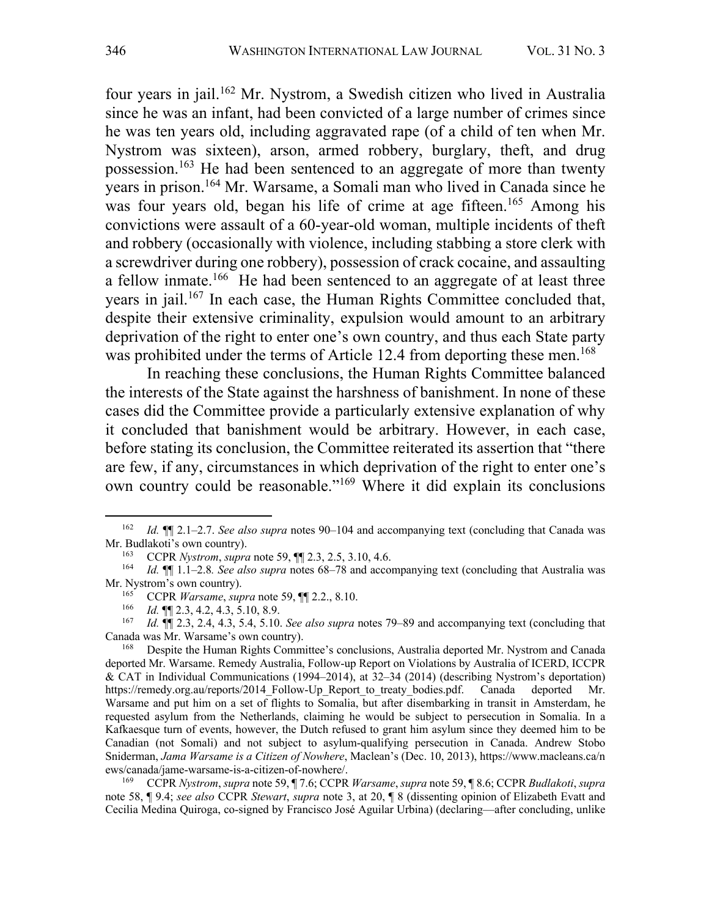four years in jail.[162] Mr. Nystrom, a Swedish citizen who lived in Australia since he was an infant, had been convicted of a large number of crimes since he was ten years old, including aggravated rape (of a child of ten when Mr. Nystrom was sixteen), arson, armed robbery, burglary, theft, and drug possession.[163] He had been sentenced to an aggregate of more than twenty years in prison.[164] Mr. Warsame, a Somali man who lived in Canada since he was four years old, began his life of crime at age fifteen.[165] Among his convictions were assault of a 60-year-old woman, multiple incidents of theft and robbery (occasionally with violence, including stabbing a store clerk with a screwdriver during one robbery), possession of crack cocaine, and assaulting a fellow inmate.[166] He had been sentenced to an aggregate of at least three years in jail.[167] In each case, the Human Rights Committee concluded that, despite their extensive criminality, expulsion would amount to an arbitrary deprivation of the right to enter one's own country, and thus each State party was prohibited under the terms of Article 12.4 from deporting these men.[168]

In reaching these conclusions, the Human Rights Committee balanced the interests of the State against the harshness of banishment. In none of these cases did the Committee provide a particularly extensive explanation of why it concluded that banishment would be arbitrary. However, in each case, before stating its conclusion, the Committee reiterated its assertion that "there are few, if any, circumstances in which deprivation of the right to enter one's own country could be reasonable."[169] Where it did explain its conclusions

---

[162] *Id.* ¶¶ 2.1–2.7. *See also supra* notes 90–104 and accompanying text (concluding that Canada was Mr. Budlakoti's own country).

[163] CCPR *Nystrom*, *supra* note 59, ¶¶ 2.3, 2.5, 3.10, 4.6.

[164] *Id.* ¶¶ 1.1–2.8. *See also supra* notes 68–78 and accompanying text (concluding that Australia was Mr. Nystrom's own country).

[165] CCPR *Warsame*, *supra* note 59, ¶¶ 2.2., 8.10.

[166] *Id.* ¶¶ 2.3, 4.2, 4.3, 5.10, 8.9.

[167] *Id.* ¶¶ 2.3, 2.4, 4.3, 5.4, 5.10. *See also supra* notes 79–89 and accompanying text (concluding that Canada was Mr. Warsame's own country).

[168] Despite the Human Rights Committee's conclusions, Australia deported Mr. Nystrom and Canada deported Mr. Warsame. Remedy Australia, Follow-up Report on Violations by Australia of ICERD, ICCPR & CAT in Individual Communications (1994–2014), at 32–34 (2014) (describing Nystrom's deportation) https://remedy.org.au/reports/2014_Follow-Up_Report_to_treaty_bodies.pdf. Canada deported Mr. Warsame and put him on a set of flights to Somalia, but after disembarking in transit in Amsterdam, he requested asylum from the Netherlands, claiming he would be subject to persecution in Somalia. In a Kafkaesque turn of events, however, the Dutch refused to grant him asylum since they deemed him to be Canadian (not Somali) and not subject to asylum-qualifying persecution in Canada. Andrew Stobo Sniderman, *Jama Warsame is a Citizen of Nowhere*, Maclean's (Dec. 10, 2013), https://www.macleans.ca/news/canada/jame-warsame-is-a-citizen-of-nowhere/.

[169] CCPR *Nystrom*, *supra* note 59, ¶ 7.6; CCPR *Warsame*, *supra* note 59, ¶ 8.6; CCPR *Budlakoti*, *supra* note 58, ¶ 9.4; *see also* CCPR *Stewart*, *supra* note 3, at 20, ¶ 8 (dissenting opinion of Elizabeth Evatt and Cecilia Medina Quiroga, co-signed by Francisco José Aguilar Urbina) (declaring—after concluding, unlike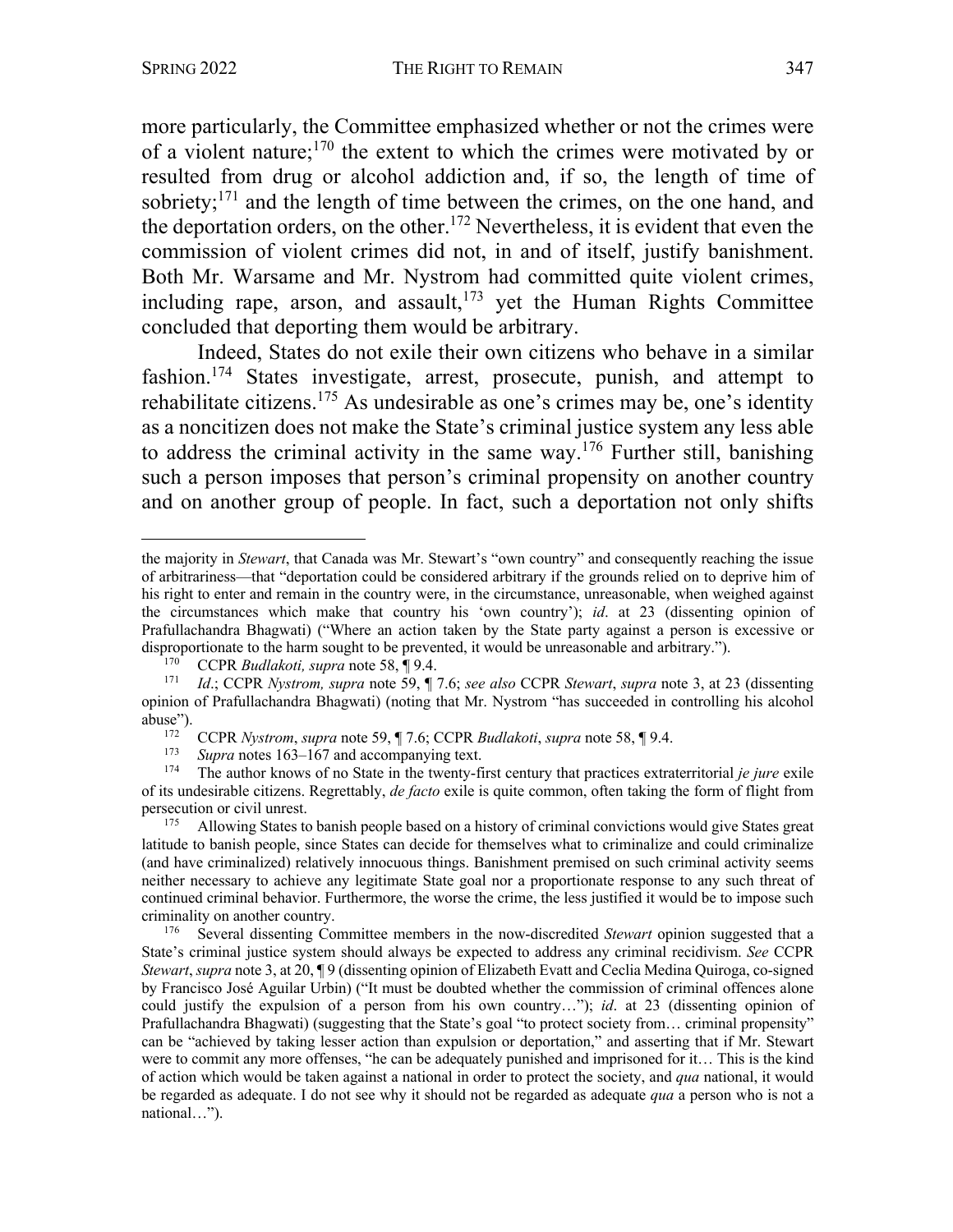more particularly, the Committee emphasized whether or not the crimes were of a violent nature;[170] the extent to which the crimes were motivated by or resulted from drug or alcohol addiction and, if so, the length of time of sobriety;[171] and the length of time between the crimes, on the one hand, and the deportation orders, on the other.[172] Nevertheless, it is evident that even the commission of violent crimes did not, in and of itself, justify banishment. Both Mr. Warsame and Mr. Nystrom had committed quite violent crimes, including rape, arson, and assault,[173] yet the Human Rights Committee concluded that deporting them would be arbitrary.

Indeed, States do not exile their own citizens who behave in a similar fashion.[174] States investigate, arrest, prosecute, punish, and attempt to rehabilitate citizens.[175] As undesirable as one's crimes may be, one's identity as a noncitizen does not make the State's criminal justice system any less able to address the criminal activity in the same way.[176] Further still, banishing such a person imposes that person's criminal propensity on another country and on another group of people. In fact, such a deportation not only shifts

---

the majority in *Stewart*, that Canada was Mr. Stewart's "own country" and consequently reaching the issue of arbitrariness—that "deportation could be considered arbitrary if the grounds relied on to deprive him of his right to enter and remain in the country were, in the circumstance, unreasonable, when weighed against the circumstances which make that country his 'own country'); *id*. at 23 (dissenting opinion of Prafullachandra Bhagwati) ("Where an action taken by the State party against a person is excessive or disproportionate to the harm sought to be prevented, it would be unreasonable and arbitrary.").

[170] CCPR *Budlakoti, supra* note 58, ¶ 9.4.

[171] *Id*.; CCPR *Nystrom, supra* note 59, ¶ 7.6; *see also* CCPR *Stewart*, *supra* note 3, at 23 (dissenting opinion of Prafullachandra Bhagwati) (noting that Mr. Nystrom "has succeeded in controlling his alcohol abuse").

[172] CCPR *Nystrom*, *supra* note 59, ¶ 7.6; CCPR *Budlakoti*, *supra* note 58, ¶ 9.4.

[173] *Supra* notes 163–167 and accompanying text.

[174] The author knows of no State in the twenty-first century that practices extraterritorial *je jure* exile of its undesirable citizens. Regrettably, *de facto* exile is quite common, often taking the form of flight from persecution or civil unrest.

[175] Allowing States to banish people based on a history of criminal convictions would give States great latitude to banish people, since States can decide for themselves what to criminalize and could criminalize (and have criminalized) relatively innocuous things. Banishment premised on such criminal activity seems neither necessary to achieve any legitimate State goal nor a proportionate response to any such threat of continued criminal behavior. Furthermore, the worse the crime, the less justified it would be to impose such criminality on another country.

[176] Several dissenting Committee members in the now-discredited *Stewart* opinion suggested that a State's criminal justice system should always be expected to address any criminal recidivism. *See* CCPR *Stewart*, *supra* note 3, at 20, ¶ 9 (dissenting opinion of Elizabeth Evatt and Ceclia Medina Quiroga, co-signed by Francisco José Aguilar Urbin) ("It must be doubted whether the commission of criminal offences alone could justify the expulsion of a person from his own country…"); *id*. at 23 (dissenting opinion of Prafullachandra Bhagwati) (suggesting that the State's goal "to protect society from… criminal propensity" can be "achieved by taking lesser action than expulsion or deportation," and asserting that if Mr. Stewart were to commit any more offenses, "he can be adequately punished and imprisoned for it… This is the kind of action which would be taken against a national in order to protect the society, and *qua* national, it would be regarded as adequate. I do not see why it should not be regarded as adequate *qua* a person who is not a national…").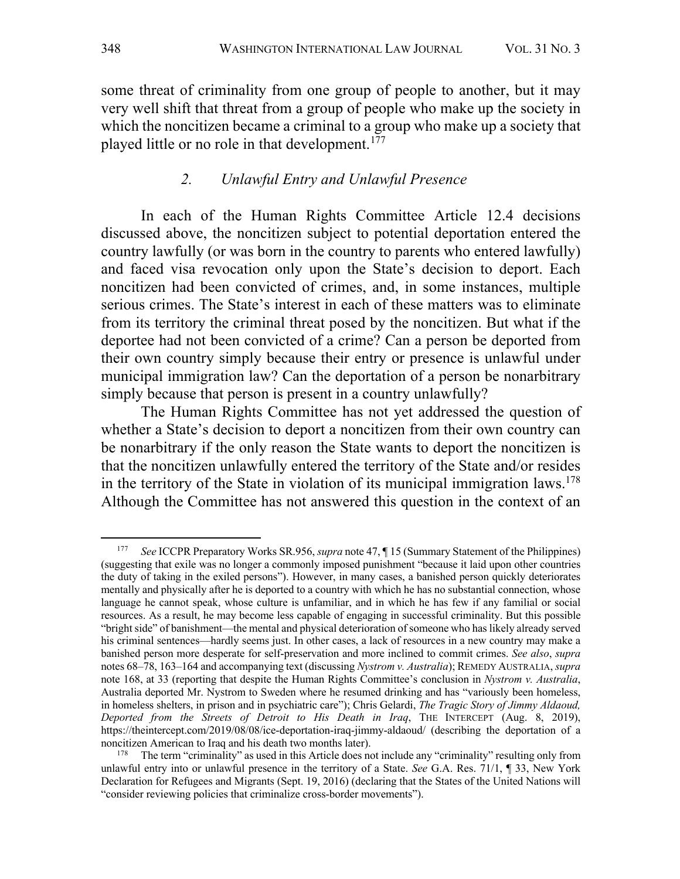some threat of criminality from one group of people to another, but it may very well shift that threat from a group of people who make up the society in which the noncitizen became a criminal to a group who make up a society that played little or no role in that development.[177]

### *2. Unlawful Entry and Unlawful Presence*

In each of the Human Rights Committee Article 12.4 decisions discussed above, the noncitizen subject to potential deportation entered the country lawfully (or was born in the country to parents who entered lawfully) and faced visa revocation only upon the State's decision to deport. Each noncitizen had been convicted of crimes, and, in some instances, multiple serious crimes. The State's interest in each of these matters was to eliminate from its territory the criminal threat posed by the noncitizen. But what if the deportee had not been convicted of a crime? Can a person be deported from their own country simply because their entry or presence is unlawful under municipal immigration law? Can the deportation of a person be nonarbitrary simply because that person is present in a country unlawfully?

The Human Rights Committee has not yet addressed the question of whether a State's decision to deport a noncitizen from their own country can be nonarbitrary if the only reason the State wants to deport the noncitizen is that the noncitizen unlawfully entered the territory of the State and/or resides in the territory of the State in violation of its municipal immigration laws.[178] Although the Committee has not answered this question in the context of an

---

[177] *See* ICCPR Preparatory Works SR.956, *supra* note 47, ¶ 15 (Summary Statement of the Philippines) (suggesting that exile was no longer a commonly imposed punishment "because it laid upon other countries the duty of taking in the exiled persons"). However, in many cases, a banished person quickly deteriorates mentally and physically after he is deported to a country with which he has no substantial connection, whose language he cannot speak, whose culture is unfamiliar, and in which he has few if any familial or social resources. As a result, he may become less capable of engaging in successful criminality. But this possible "bright side" of banishment—the mental and physical deterioration of someone who has likely already served his criminal sentences—hardly seems just. In other cases, a lack of resources in a new country may make a banished person more desperate for self-preservation and more inclined to commit crimes. *See also*, *supra* notes 68–78, 163–164 and accompanying text (discussing *Nystrom v. Australia*); REMEDY AUSTRALIA, *supra* note 168, at 33 (reporting that despite the Human Rights Committee's conclusion in *Nystrom v. Australia*, Australia deported Mr. Nystrom to Sweden where he resumed drinking and has "variously been homeless, in homeless shelters, in prison and in psychiatric care"); Chris Gelardi, *The Tragic Story of Jimmy Aldaoud, Deported from the Streets of Detroit to His Death in Iraq*, THE INTERCEPT (Aug. 8, 2019), https://theintercept.com/2019/08/08/ice-deportation-iraq-jimmy-aldaoud/ (describing the deportation of a noncitizen American to Iraq and his death two months later).

[178] The term "criminality" as used in this Article does not include any "criminality" resulting only from unlawful entry into or unlawful presence in the territory of a State. *See* G.A. Res. 71/1, ¶ 33, New York Declaration for Refugees and Migrants (Sept. 19, 2016) (declaring that the States of the United Nations will "consider reviewing policies that criminalize cross-border movements").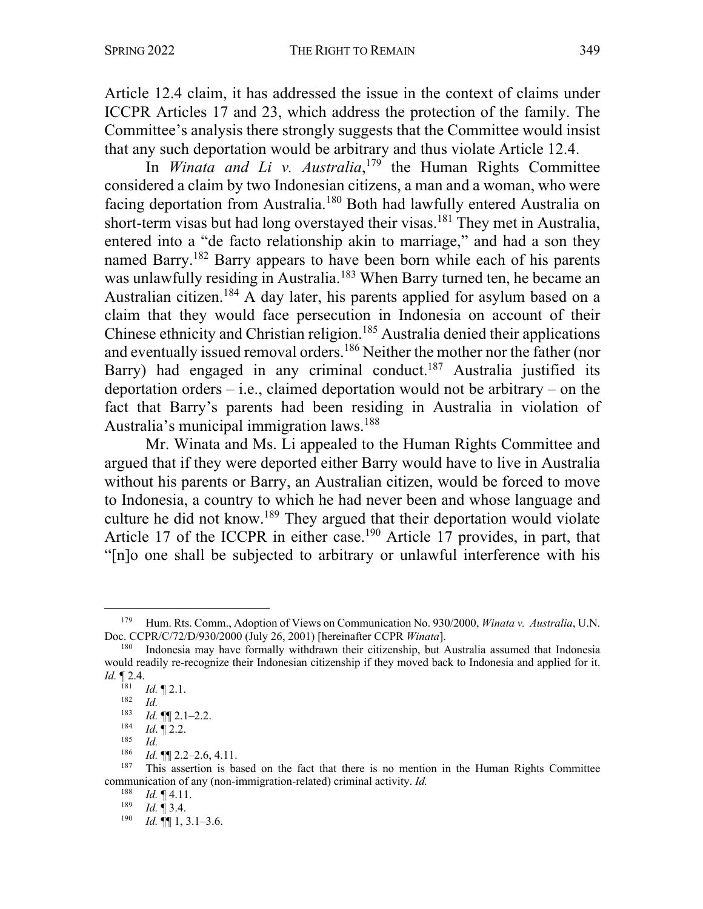Article 12.4 claim, it has addressed the issue in the context of claims under ICCPR Articles 17 and 23, which address the protection of the family. The Committee's analysis there strongly suggests that the Committee would insist that any such deportation would be arbitrary and thus violate Article 12.4.

In *Winata and Li v. Australia*,[179] the Human Rights Committee considered a claim by two Indonesian citizens, a man and a woman, who were facing deportation from Australia.[180] Both had lawfully entered Australia on short-term visas but had long overstayed their visas.[181] They met in Australia, entered into a "de facto relationship akin to marriage," and had a son they named Barry.[182] Barry appears to have been born while each of his parents was unlawfully residing in Australia.[183] When Barry turned ten, he became an Australian citizen.[184] A day later, his parents applied for asylum based on a claim that they would face persecution in Indonesia on account of their Chinese ethnicity and Christian religion.[185] Australia denied their applications and eventually issued removal orders.[186] Neither the mother nor the father (nor Barry) had engaged in any criminal conduct.[187] Australia justified its deportation orders – i.e., claimed deportation would not be arbitrary – on the fact that Barry's parents had been residing in Australia in violation of Australia's municipal immigration laws.[188]

Mr. Winata and Ms. Li appealed to the Human Rights Committee and argued that if they were deported either Barry would have to live in Australia without his parents or Barry, an Australian citizen, would be forced to move to Indonesia, a country to which he had never been and whose language and culture he did not know.[189] They argued that their deportation would violate Article 17 of the ICCPR in either case.[190] Article 17 provides, in part, that "[n]o one shall be subjected to arbitrary or unlawful interference with his

---

[179] Hum. Rts. Comm., Adoption of Views on Communication No. 930/2000, *Winata v. Australia*, U.N. Doc. CCPR/C/72/D/930/2000 (July 26, 2001) [hereinafter CCPR *Winata*].

[180] Indonesia may have formally withdrawn their citizenship, but Australia assumed that Indonesia would readily re-recognize their Indonesian citizenship if they moved back to Indonesia and applied for it. *Id.* ¶ 2.4.

[181] *Id.* ¶ 2.1.

[182] *Id.*

[183] *Id.* ¶¶ 2.1–2.2.

[184] *Id*. ¶ 2.2.

[185] *Id.*

[186] *Id.* ¶¶ 2.2–2.6, 4.11.

[187] This assertion is based on the fact that there is no mention in the Human Rights Committee communication of any (non-immigration-related) criminal activity. *Id.*

[188] *Id.* ¶ 4.11.

[189] *Id.* ¶ 3.4.

[190] *Id.* ¶¶ 1, 3.1–3.6.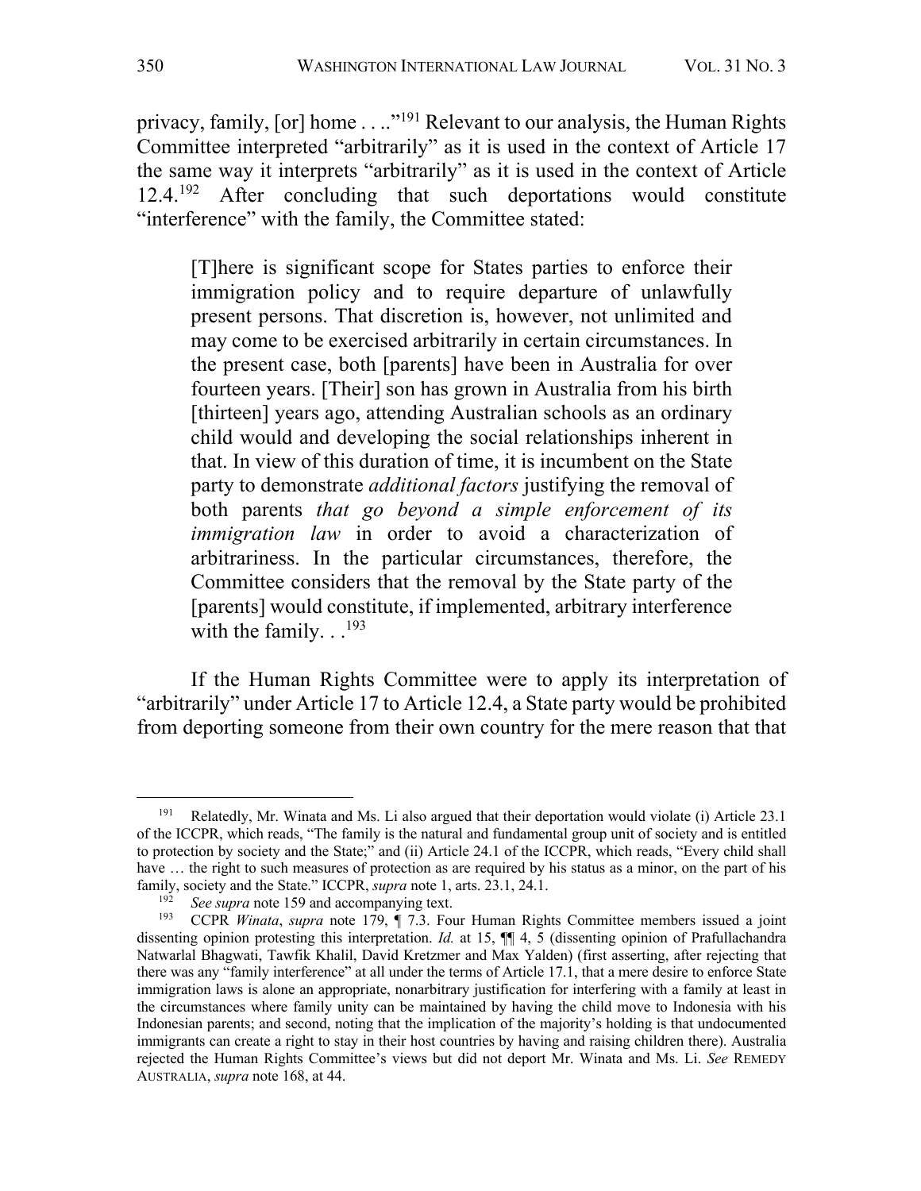privacy, family, [or] home . . .."[191] Relevant to our analysis, the Human Rights Committee interpreted "arbitrarily" as it is used in the context of Article 17 the same way it interprets "arbitrarily" as it is used in the context of Article 12.4.[192] After concluding that such deportations would constitute "interference" with the family, the Committee stated:

> [T]here is significant scope for States parties to enforce their immigration policy and to require departure of unlawfully present persons. That discretion is, however, not unlimited and may come to be exercised arbitrarily in certain circumstances. In the present case, both [parents] have been in Australia for over fourteen years. [Their] son has grown in Australia from his birth [thirteen] years ago, attending Australian schools as an ordinary child would and developing the social relationships inherent in that. In view of this duration of time, it is incumbent on the State party to demonstrate *additional factors* justifying the removal of both parents *that go beyond a simple enforcement of its immigration law* in order to avoid a characterization of arbitrariness. In the particular circumstances, therefore, the Committee considers that the removal by the State party of the [parents] would constitute, if implemented, arbitrary interference with the family. . .[193]

If the Human Rights Committee were to apply its interpretation of "arbitrarily" under Article 17 to Article 12.4, a State party would be prohibited from deporting someone from their own country for the mere reason that that

---

[191] Relatedly, Mr. Winata and Ms. Li also argued that their deportation would violate (i) Article 23.1 of the ICCPR, which reads, "The family is the natural and fundamental group unit of society and is entitled to protection by society and the State;" and (ii) Article 24.1 of the ICCPR, which reads, "Every child shall have … the right to such measures of protection as are required by his status as a minor, on the part of his family, society and the State." ICCPR, *supra* note 1, arts. 23.1, 24.1.

[192] *See supra* note 159 and accompanying text.

[193] CCPR *Winata*, *supra* note 179, ¶ 7.3. Four Human Rights Committee members issued a joint dissenting opinion protesting this interpretation. *Id.* at 15, ¶¶ 4, 5 (dissenting opinion of Prafullachandra Natwarlal Bhagwati, Tawfik Khalil, David Kretzmer and Max Yalden) (first asserting, after rejecting that there was any "family interference" at all under the terms of Article 17.1, that a mere desire to enforce State immigration laws is alone an appropriate, nonarbitrary justification for interfering with a family at least in the circumstances where family unity can be maintained by having the child move to Indonesia with his Indonesian parents; and second, noting that the implication of the majority's holding is that undocumented immigrants can create a right to stay in their host countries by having and raising children there). Australia rejected the Human Rights Committee's views but did not deport Mr. Winata and Ms. Li. *See* REMEDY AUSTRALIA, *supra* note 168, at 44.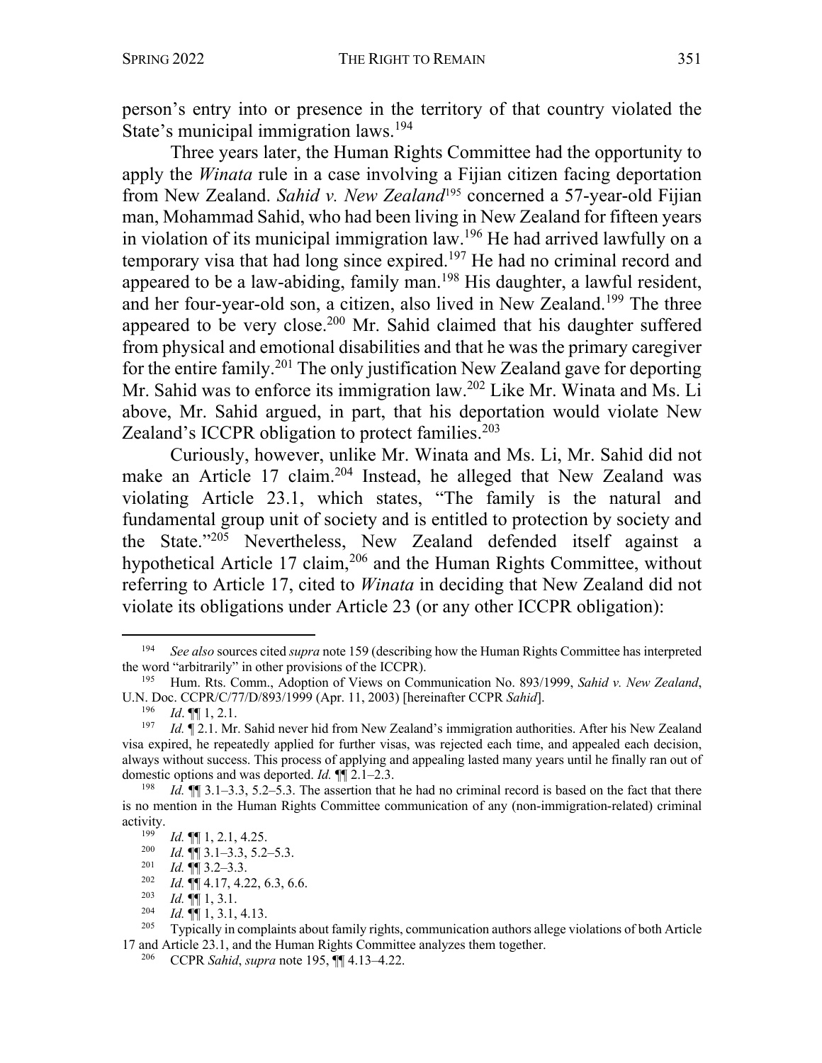person's entry into or presence in the territory of that country violated the State's municipal immigration laws.[194]

Three years later, the Human Rights Committee had the opportunity to apply the *Winata* rule in a case involving a Fijian citizen facing deportation from New Zealand. *Sahid v. New Zealand*[195] concerned a 57-year-old Fijian man, Mohammad Sahid, who had been living in New Zealand for fifteen years in violation of its municipal immigration law.[196] He had arrived lawfully on a temporary visa that had long since expired.[197] He had no criminal record and appeared to be a law-abiding, family man.[198] His daughter, a lawful resident, and her four-year-old son, a citizen, also lived in New Zealand.[199] The three appeared to be very close.[200] Mr. Sahid claimed that his daughter suffered from physical and emotional disabilities and that he was the primary caregiver for the entire family.[201] The only justification New Zealand gave for deporting Mr. Sahid was to enforce its immigration law.[202] Like Mr. Winata and Ms. Li above, Mr. Sahid argued, in part, that his deportation would violate New Zealand's ICCPR obligation to protect families.[203]

Curiously, however, unlike Mr. Winata and Ms. Li, Mr. Sahid did not make an Article 17 claim.[204] Instead, he alleged that New Zealand was violating Article 23.1, which states, "The family is the natural and fundamental group unit of society and is entitled to protection by society and the State."[205] Nevertheless, New Zealand defended itself against a hypothetical Article 17 claim,[206] and the Human Rights Committee, without referring to Article 17, cited to *Winata* in deciding that New Zealand did not violate its obligations under Article 23 (or any other ICCPR obligation):

---

[194] *See also* sources cited *supra* note 159 (describing how the Human Rights Committee has interpreted the word "arbitrarily" in other provisions of the ICCPR).

[195] Hum. Rts. Comm., Adoption of Views on Communication No. 893/1999, *Sahid v. New Zealand*, U.N. Doc. CCPR/C/77/D/893/1999 (Apr. 11, 2003) [hereinafter CCPR *Sahid*].

[196] *Id*. ¶¶ 1, 2.1.

[197] *Id.* ¶ 2.1. Mr. Sahid never hid from New Zealand's immigration authorities. After his New Zealand visa expired, he repeatedly applied for further visas, was rejected each time, and appealed each decision, always without success. This process of applying and appealing lasted many years until he finally ran out of domestic options and was deported. *Id.* ¶¶ 2.1–2.3.

[198] *Id.* ¶¶ 3.1–3.3, 5.2–5.3. The assertion that he had no criminal record is based on the fact that there is no mention in the Human Rights Committee communication of any (non-immigration-related) criminal activity.

[199] *Id.* ¶¶ 1, 2.1, 4.25.

[200] *Id.* ¶¶ 3.1–3.3, 5.2–5.3.

[201] *Id.* ¶¶ 3.2–3.3.

[202] *Id.* ¶¶ 4.17, 4.22, 6.3, 6.6.

[203] *Id.* ¶¶ 1, 3.1.

[204] *Id.* ¶¶ 1, 3.1, 4.13.

[205] Typically in complaints about family rights, communication authors allege violations of both Article 17 and Article 23.1, and the Human Rights Committee analyzes them together.

[206] CCPR *Sahid*, *supra* note 195, ¶¶ 4.13–4.22.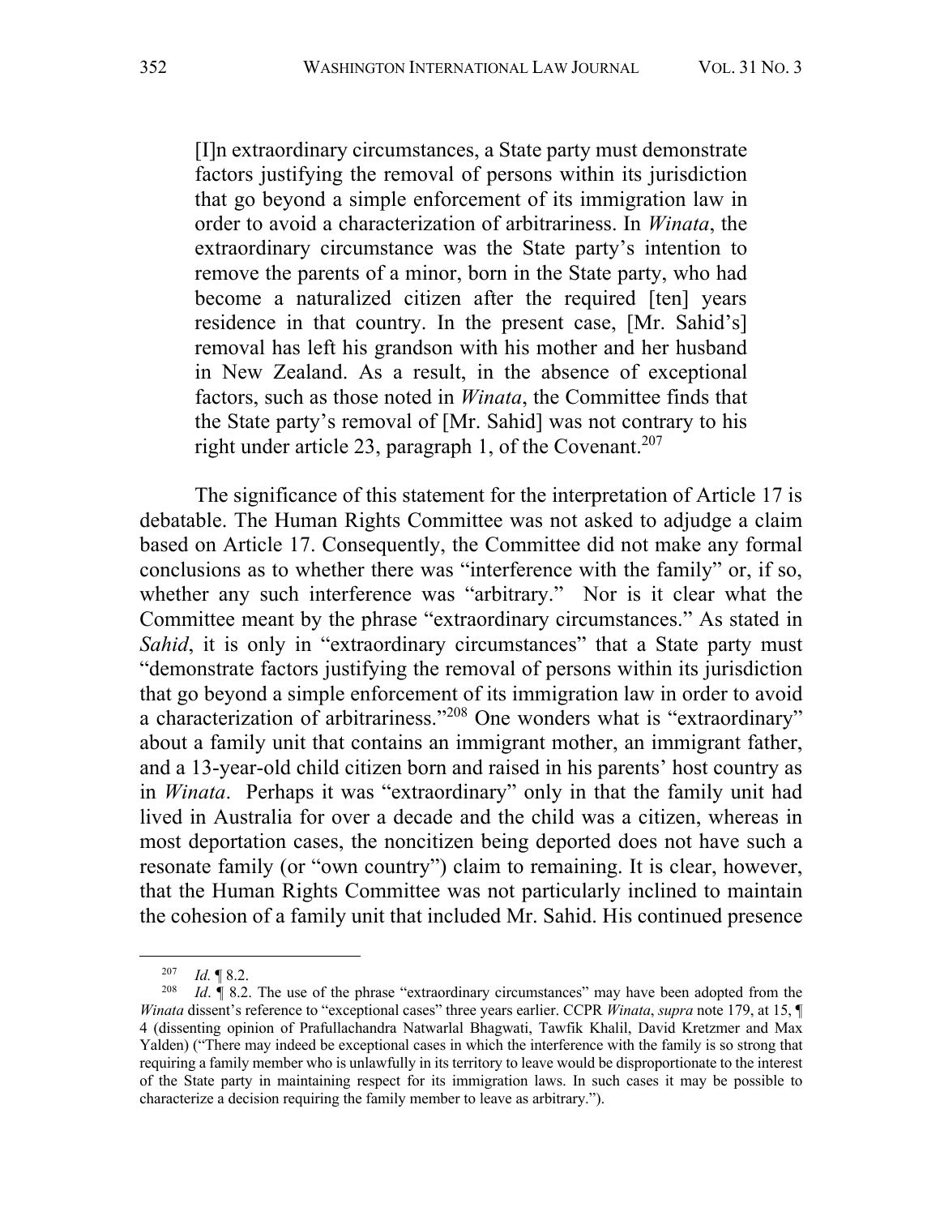> [I]n extraordinary circumstances, a State party must demonstrate factors justifying the removal of persons within its jurisdiction that go beyond a simple enforcement of its immigration law in order to avoid a characterization of arbitrariness. In *Winata*, the extraordinary circumstance was the State party's intention to remove the parents of a minor, born in the State party, who had become a naturalized citizen after the required [ten] years residence in that country. In the present case, [Mr. Sahid's] removal has left his grandson with his mother and her husband in New Zealand. As a result, in the absence of exceptional factors, such as those noted in *Winata*, the Committee finds that the State party's removal of [Mr. Sahid] was not contrary to his right under article 23, paragraph 1, of the Covenant.[207]

The significance of this statement for the interpretation of Article 17 is debatable. The Human Rights Committee was not asked to adjudge a claim based on Article 17. Consequently, the Committee did not make any formal conclusions as to whether there was "interference with the family" or, if so, whether any such interference was "arbitrary." Nor is it clear what the Committee meant by the phrase "extraordinary circumstances." As stated in *Sahid*, it is only in "extraordinary circumstances" that a State party must "demonstrate factors justifying the removal of persons within its jurisdiction that go beyond a simple enforcement of its immigration law in order to avoid a characterization of arbitrariness."[208] One wonders what is "extraordinary" about a family unit that contains an immigrant mother, an immigrant father, and a 13-year-old child citizen born and raised in his parents' host country as in *Winata*. Perhaps it was "extraordinary" only in that the family unit had lived in Australia for over a decade and the child was a citizen, whereas in most deportation cases, the noncitizen being deported does not have such a resonate family (or "own country") claim to remaining. It is clear, however, that the Human Rights Committee was not particularly inclined to maintain the cohesion of a family unit that included Mr. Sahid. His continued presence

---

[207] *Id.* ¶ 8.2.

[208] *Id*. ¶ 8.2. The use of the phrase "extraordinary circumstances" may have been adopted from the *Winata* dissent's reference to "exceptional cases" three years earlier. CCPR *Winata*, *supra* note 179, at 15, ¶ 4 (dissenting opinion of Prafullachandra Natwarlal Bhagwati, Tawfik Khalil, David Kretzmer and Max Yalden) ("There may indeed be exceptional cases in which the interference with the family is so strong that requiring a family member who is unlawfully in its territory to leave would be disproportionate to the interest of the State party in maintaining respect for its immigration laws. In such cases it may be possible to characterize a decision requiring the family member to leave as arbitrary.").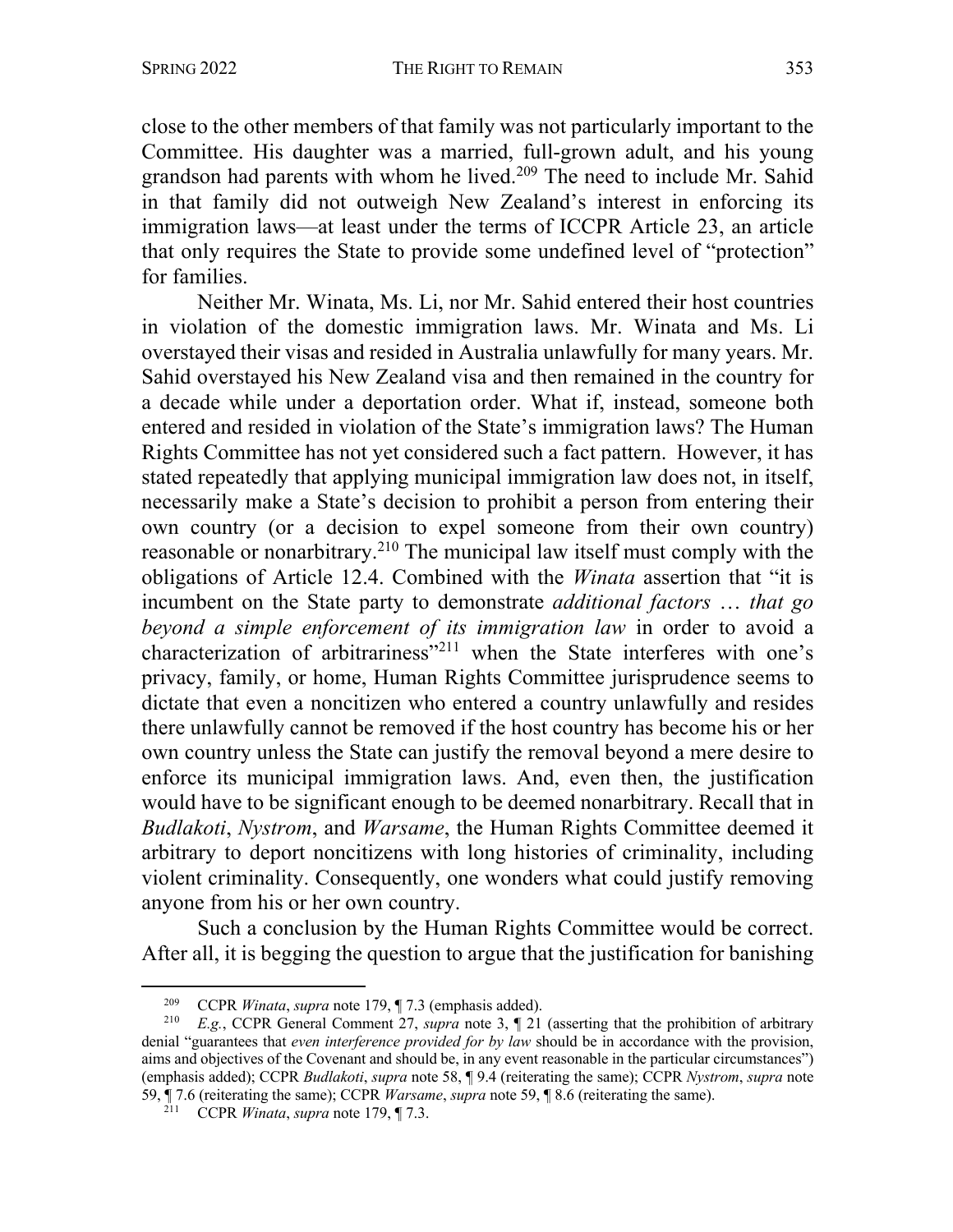close to the other members of that family was not particularly important to the Committee. His daughter was a married, full-grown adult, and his young grandson had parents with whom he lived.[209] The need to include Mr. Sahid in that family did not outweigh New Zealand's interest in enforcing its immigration laws—at least under the terms of ICCPR Article 23, an article that only requires the State to provide some undefined level of "protection" for families.

Neither Mr. Winata, Ms. Li, nor Mr. Sahid entered their host countries in violation of the domestic immigration laws. Mr. Winata and Ms. Li overstayed their visas and resided in Australia unlawfully for many years. Mr. Sahid overstayed his New Zealand visa and then remained in the country for a decade while under a deportation order. What if, instead, someone both entered and resided in violation of the State's immigration laws? The Human Rights Committee has not yet considered such a fact pattern. However, it has stated repeatedly that applying municipal immigration law does not, in itself, necessarily make a State's decision to prohibit a person from entering their own country (or a decision to expel someone from their own country) reasonable or nonarbitrary.[210] The municipal law itself must comply with the obligations of Article 12.4. Combined with the *Winata* assertion that "it is incumbent on the State party to demonstrate *additional factors … that go beyond a simple enforcement of its immigration law* in order to avoid a characterization of arbitrariness"[211] when the State interferes with one's privacy, family, or home, Human Rights Committee jurisprudence seems to dictate that even a noncitizen who entered a country unlawfully and resides there unlawfully cannot be removed if the host country has become his or her own country unless the State can justify the removal beyond a mere desire to enforce its municipal immigration laws. And, even then, the justification would have to be significant enough to be deemed nonarbitrary. Recall that in *Budlakoti*, *Nystrom*, and *Warsame*, the Human Rights Committee deemed it arbitrary to deport noncitizens with long histories of criminality, including violent criminality. Consequently, one wonders what could justify removing anyone from his or her own country.

Such a conclusion by the Human Rights Committee would be correct. After all, it is begging the question to argue that the justification for banishing

---

[209] CCPR *Winata*, *supra* note 179, ¶ 7.3 (emphasis added).

[210] *E.g.*, CCPR General Comment 27, *supra* note 3, ¶ 21 (asserting that the prohibition of arbitrary denial "guarantees that *even interference provided for by law* should be in accordance with the provision, aims and objectives of the Covenant and should be, in any event reasonable in the particular circumstances") (emphasis added); CCPR *Budlakoti*, *supra* note 58, ¶ 9.4 (reiterating the same); CCPR *Nystrom*, *supra* note 59, ¶ 7.6 (reiterating the same); CCPR *Warsame*, *supra* note 59, ¶ 8.6 (reiterating the same).

[211] CCPR *Winata*, *supra* note 179, ¶ 7.3.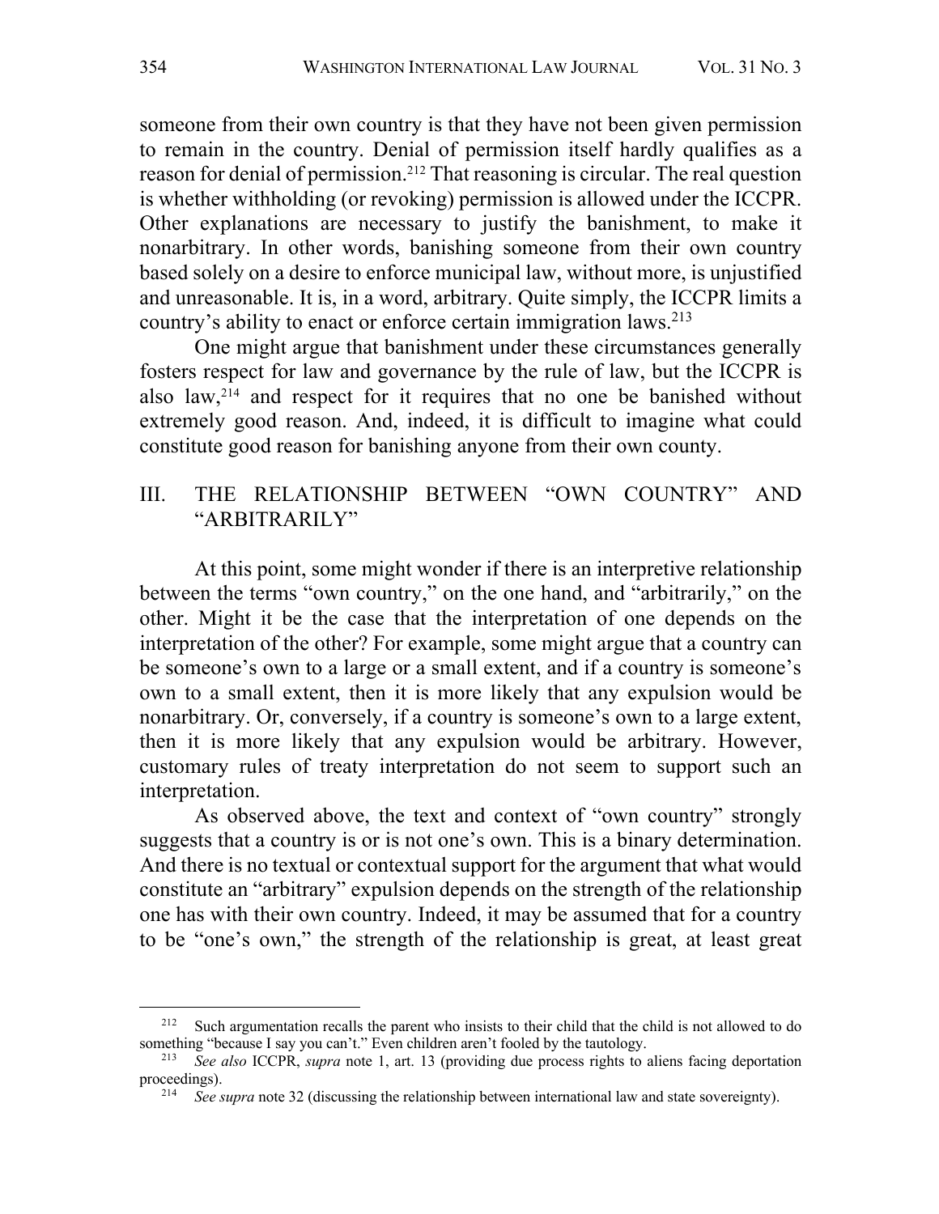someone from their own country is that they have not been given permission to remain in the country. Denial of permission itself hardly qualifies as a reason for denial of permission.[212] That reasoning is circular. The real question is whether withholding (or revoking) permission is allowed under the ICCPR. Other explanations are necessary to justify the banishment, to make it nonarbitrary. In other words, banishing someone from their own country based solely on a desire to enforce municipal law, without more, is unjustified and unreasonable. It is, in a word, arbitrary. Quite simply, the ICCPR limits a country's ability to enact or enforce certain immigration laws.[213]

One might argue that banishment under these circumstances generally fosters respect for law and governance by the rule of law, but the ICCPR is also law,[214] and respect for it requires that no one be banished without extremely good reason. And, indeed, it is difficult to imagine what could constitute good reason for banishing anyone from their own county.

## III. THE RELATIONSHIP BETWEEN "OWN COUNTRY" AND "ARBITRARILY"

At this point, some might wonder if there is an interpretive relationship between the terms "own country," on the one hand, and "arbitrarily," on the other. Might it be the case that the interpretation of one depends on the interpretation of the other? For example, some might argue that a country can be someone's own to a large or a small extent, and if a country is someone's own to a small extent, then it is more likely that any expulsion would be nonarbitrary. Or, conversely, if a country is someone's own to a large extent, then it is more likely that any expulsion would be arbitrary. However, customary rules of treaty interpretation do not seem to support such an interpretation.

As observed above, the text and context of "own country" strongly suggests that a country is or is not one's own. This is a binary determination. And there is no textual or contextual support for the argument that what would constitute an "arbitrary" expulsion depends on the strength of the relationship one has with their own country. Indeed, it may be assumed that for a country to be "one's own," the strength of the relationship is great, at least great

---

[212] Such argumentation recalls the parent who insists to their child that the child is not allowed to do something "because I say you can't." Even children aren't fooled by the tautology.

[213] *See also* ICCPR, *supra* note 1, art. 13 (providing due process rights to aliens facing deportation proceedings).

[214] *See supra* note 32 (discussing the relationship between international law and state sovereignty).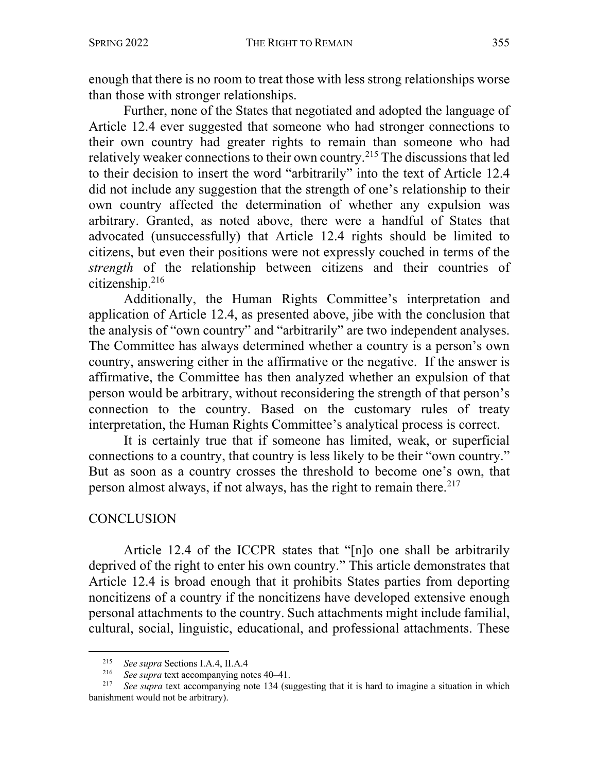enough that there is no room to treat those with less strong relationships worse than those with stronger relationships.

Further, none of the States that negotiated and adopted the language of Article 12.4 ever suggested that someone who had stronger connections to their own country had greater rights to remain than someone who had relatively weaker connections to their own country.[215] The discussions that led to their decision to insert the word "arbitrarily" into the text of Article 12.4 did not include any suggestion that the strength of one's relationship to their own country affected the determination of whether any expulsion was arbitrary. Granted, as noted above, there were a handful of States that advocated (unsuccessfully) that Article 12.4 rights should be limited to citizens, but even their positions were not expressly couched in terms of the *strength* of the relationship between citizens and their countries of citizenship.[216]

Additionally, the Human Rights Committee's interpretation and application of Article 12.4, as presented above, jibe with the conclusion that the analysis of "own country" and "arbitrarily" are two independent analyses. The Committee has always determined whether a country is a person's own country, answering either in the affirmative or the negative. If the answer is affirmative, the Committee has then analyzed whether an expulsion of that person would be arbitrary, without reconsidering the strength of that person's connection to the country. Based on the customary rules of treaty interpretation, the Human Rights Committee's analytical process is correct.

It is certainly true that if someone has limited, weak, or superficial connections to a country, that country is less likely to be their "own country." But as soon as a country crosses the threshold to become one's own, that person almost always, if not always, has the right to remain there.[217]

## CONCLUSION

Article 12.4 of the ICCPR states that "[n]o one shall be arbitrarily deprived of the right to enter his own country." This article demonstrates that Article 12.4 is broad enough that it prohibits States parties from deporting noncitizens of a country if the noncitizens have developed extensive enough personal attachments to the country. Such attachments might include familial, cultural, social, linguistic, educational, and professional attachments. These

---

[215] *See supra* Sections I.A.4, II.A.4

[216] *See supra* text accompanying notes 40–41.

[217] *See supra* text accompanying note 134 (suggesting that it is hard to imagine a situation in which banishment would not be arbitrary).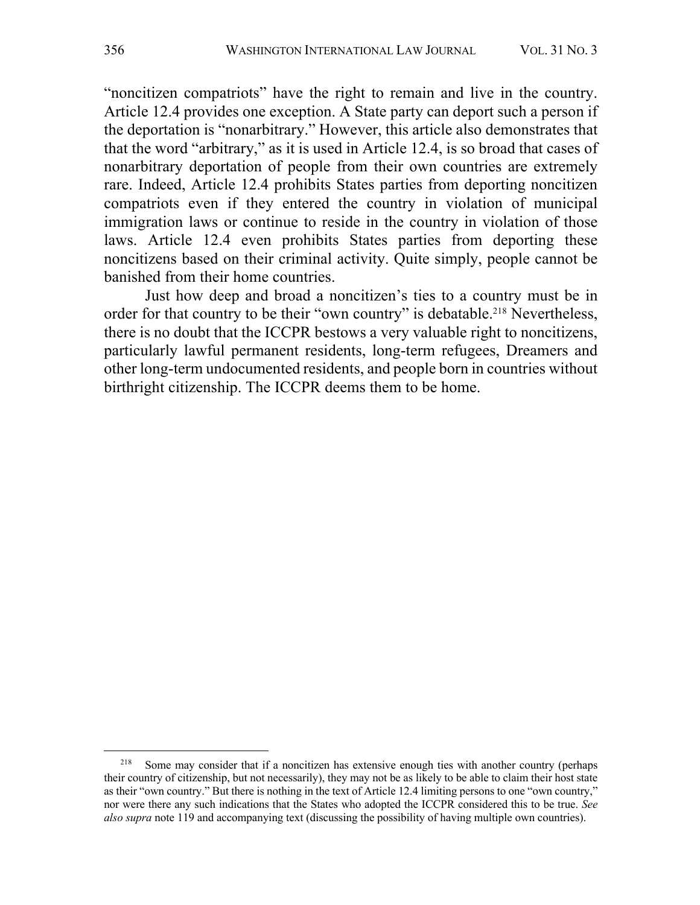"noncitizen compatriots" have the right to remain and live in the country. Article 12.4 provides one exception. A State party can deport such a person if the deportation is "nonarbitrary." However, this article also demonstrates that that the word "arbitrary," as it is used in Article 12.4, is so broad that cases of nonarbitrary deportation of people from their own countries are extremely rare. Indeed, Article 12.4 prohibits States parties from deporting noncitizen compatriots even if they entered the country in violation of municipal immigration laws or continue to reside in the country in violation of those laws. Article 12.4 even prohibits States parties from deporting these noncitizens based on their criminal activity. Quite simply, people cannot be banished from their home countries.

Just how deep and broad a noncitizen's ties to a country must be in order for that country to be their "own country" is debatable.[218] Nevertheless, there is no doubt that the ICCPR bestows a very valuable right to noncitizens, particularly lawful permanent residents, long-term refugees, Dreamers and other long-term undocumented residents, and people born in countries without birthright citizenship. The ICCPR deems them to be home.

---

[218] Some may consider that if a noncitizen has extensive enough ties with another country (perhaps their country of citizenship, but not necessarily), they may not be as likely to be able to claim their host state as their "own country." But there is nothing in the text of Article 12.4 limiting persons to one "own country," nor were there any such indications that the States who adopted the ICCPR considered this to be true. *See also supra* note 119 and accompanying text (discussing the possibility of having multiple own countries).